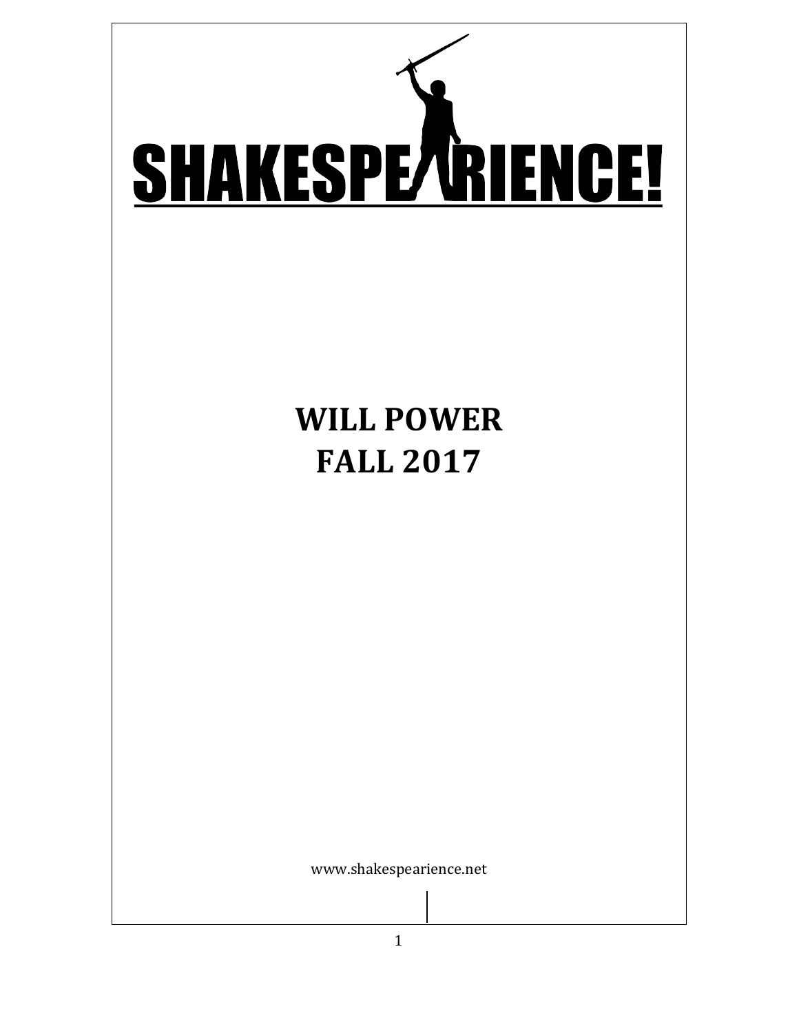# SHAKESPEARIENCE!

## WILL POWER
## FALL 2017

www.shakespearience.net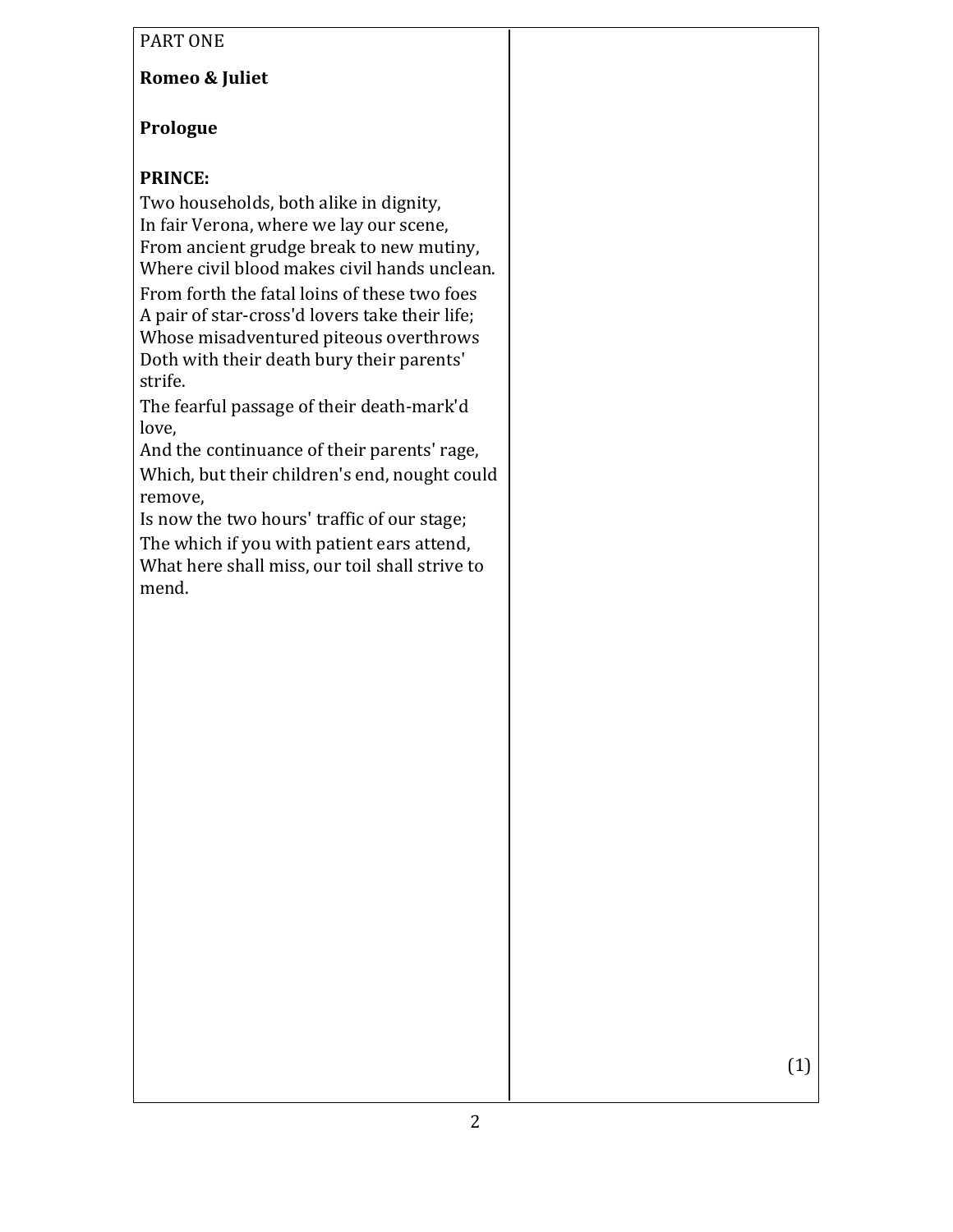PART ONE

**Romeo & Juliet**

**Prologue**

**PRINCE:**

Two households, both alike in dignity,
In fair Verona, where we lay our scene,
From ancient grudge break to new mutiny,
Where civil blood makes civil hands unclean.
From forth the fatal loins of these two foes
A pair of star-cross'd lovers take their life;
Whose misadventured piteous overthrows
Doth with their death bury their parents' strife.
The fearful passage of their death-mark'd love,
And the continuance of their parents' rage,
Which, but their children's end, nought could remove,
Is now the two hours' traffic of our stage;
The which if you with patient ears attend,
What here shall miss, our toil shall strive to mend.

(1)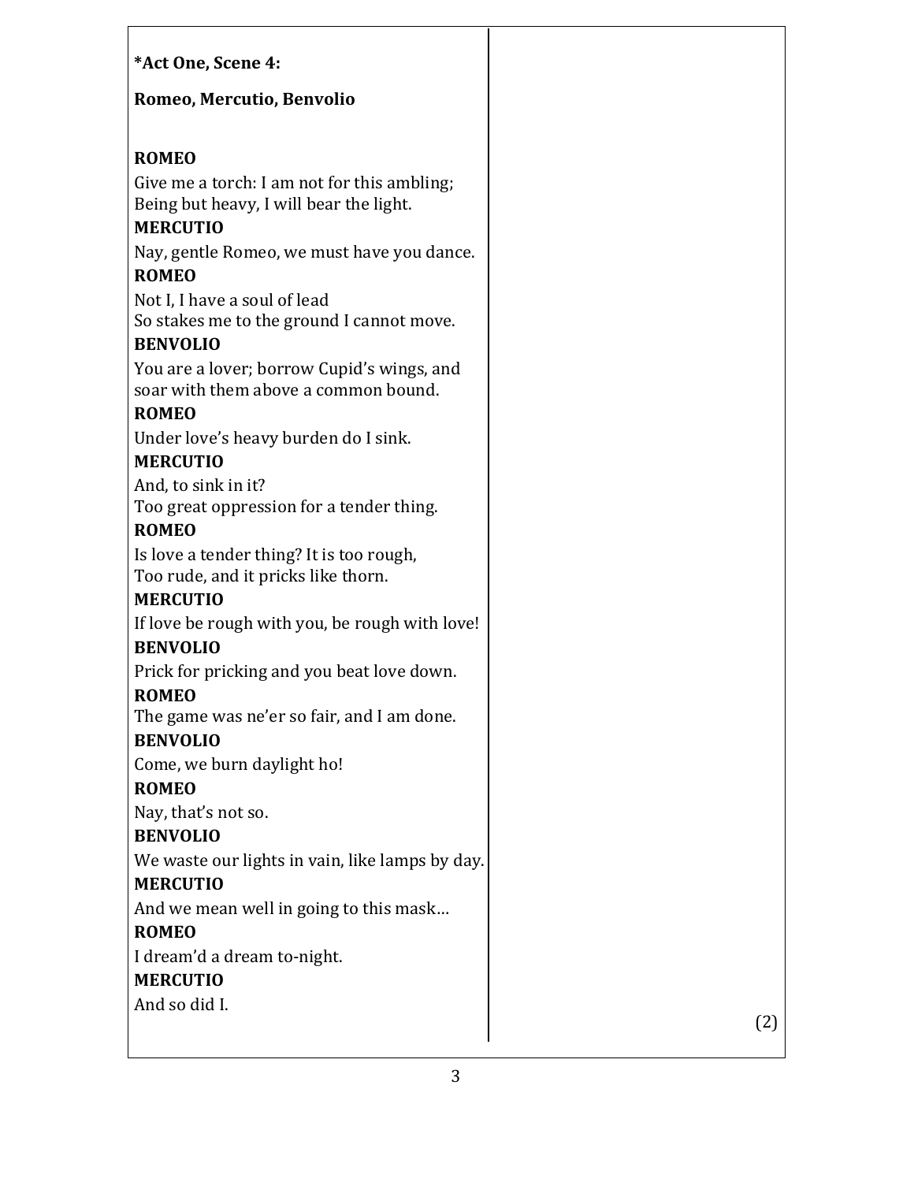**\*Act One, Scene 4:**

**Romeo, Mercutio, Benvolio**

**ROMEO**
Give me a torch: I am not for this ambling;
Being but heavy, I will bear the light.

**MERCUTIO**
Nay, gentle Romeo, we must have you dance.

**ROMEO**
Not I, I have a soul of lead
So stakes me to the ground I cannot move.

**BENVOLIO**
You are a lover; borrow Cupid's wings, and
soar with them above a common bound.

**ROMEO**
Under love's heavy burden do I sink.

**MERCUTIO**
And, to sink in it?
Too great oppression for a tender thing.

**ROMEO**
Is love a tender thing? It is too rough,
Too rude, and it pricks like thorn.

**MERCUTIO**
If love be rough with you, be rough with love!

**BENVOLIO**
Prick for pricking and you beat love down.

**ROMEO**
The game was ne'er so fair, and I am done.

**BENVOLIO**
Come, we burn daylight ho!

**ROMEO**
Nay, that's not so.

**BENVOLIO**
We waste our lights in vain, like lamps by day.

**MERCUTIO**
And we mean well in going to this mask…

**ROMEO**
I dream'd a dream to-night.

**MERCUTIO**
And so did I.

(2)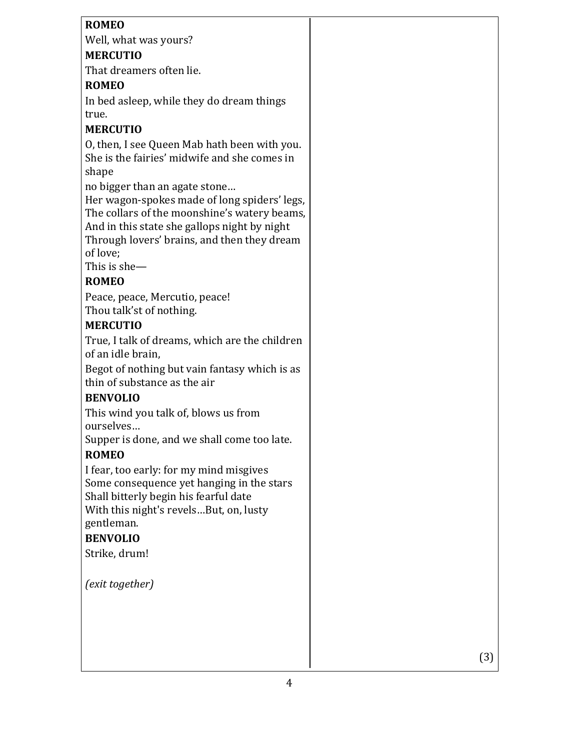**ROMEO**

Well, what was yours?

**MERCUTIO**

That dreamers often lie.

**ROMEO**

In bed asleep, while they do dream things true.

**MERCUTIO**

O, then, I see Queen Mab hath been with you.
She is the fairies' midwife and she comes in shape
no bigger than an agate stone…
Her wagon-spokes made of long spiders' legs,
The collars of the moonshine's watery beams,
And in this state she gallops night by night
Through lovers' brains, and then they dream of love;
This is she—

**ROMEO**

Peace, peace, Mercutio, peace!
Thou talk'st of nothing.

**MERCUTIO**

True, I talk of dreams, which are the children of an idle brain,
Begot of nothing but vain fantasy which is as thin of substance as the air

**BENVOLIO**

This wind you talk of, blows us from ourselves…
Supper is done, and we shall come too late.

**ROMEO**

I fear, too early: for my mind misgives
Some consequence yet hanging in the stars
Shall bitterly begin his fearful date
With this night's revels…But, on, lusty gentleman.

**BENVOLIO**

Strike, drum!

*(exit together)*

(3)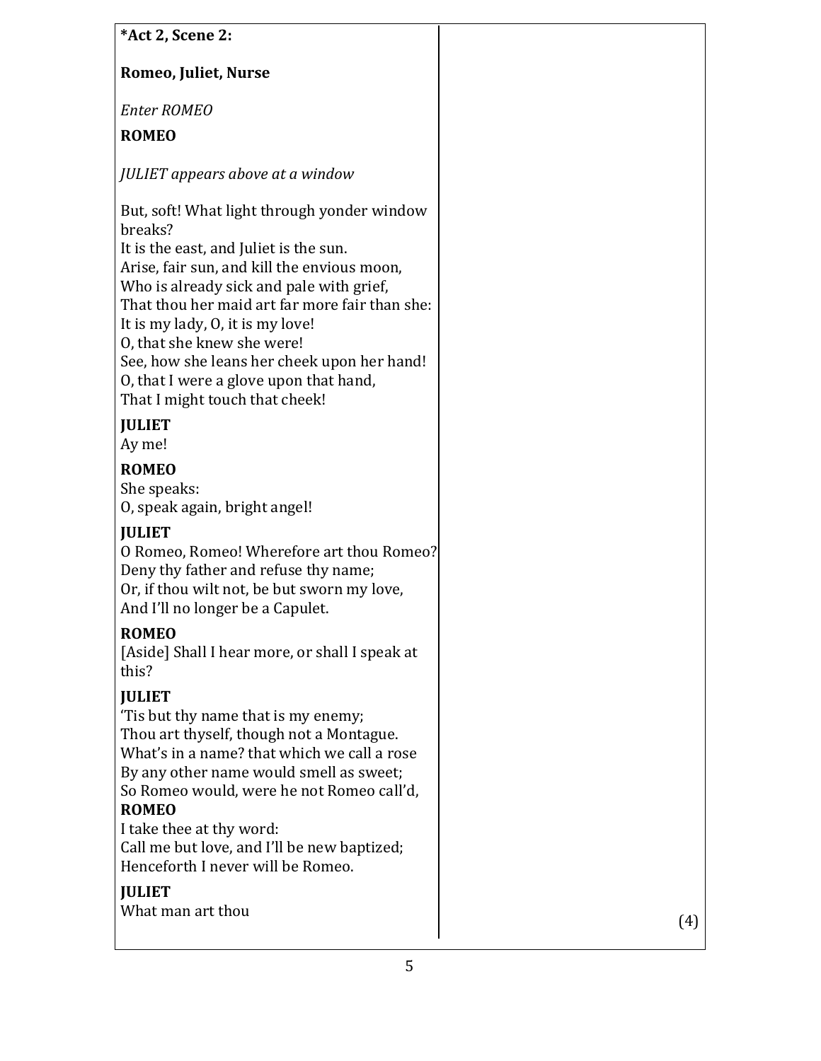**\*Act 2, Scene 2:**

**Romeo, Juliet, Nurse**

*Enter ROMEO*

**ROMEO**

*JULIET appears above at a window*

But, soft! What light through yonder window breaks?
It is the east, and Juliet is the sun.
Arise, fair sun, and kill the envious moon,
Who is already sick and pale with grief,
That thou her maid art far more fair than she:
It is my lady, O, it is my love!
O, that she knew she were!
See, how she leans her cheek upon her hand!
O, that I were a glove upon that hand,
That I might touch that cheek!

**JULIET**
Ay me!

**ROMEO**
She speaks:
O, speak again, bright angel!

**JULIET**
O Romeo, Romeo! Wherefore art thou Romeo?
Deny thy father and refuse thy name;
Or, if thou wilt not, be but sworn my love,
And I'll no longer be a Capulet.

**ROMEO**
[Aside] Shall I hear more, or shall I speak at this?

**JULIET**
'Tis but thy name that is my enemy;
Thou art thyself, though not a Montague.
What's in a name? that which we call a rose
By any other name would smell as sweet;
So Romeo would, were he not Romeo call'd,

**ROMEO**
I take thee at thy word:
Call me but love, and I'll be new baptized;
Henceforth I never will be Romeo.

**JULIET**
What man art thou

(4)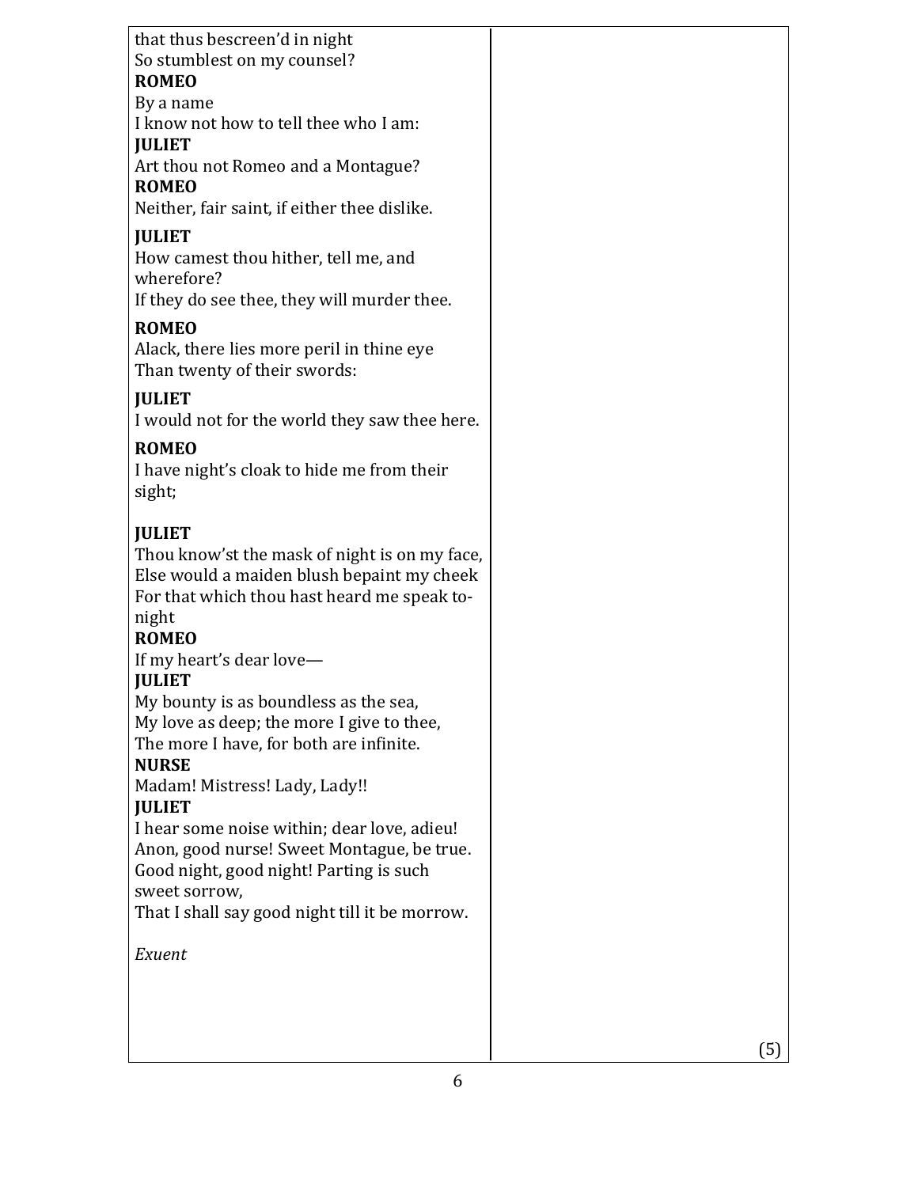that thus bescreen'd in night
So stumblest on my counsel?

**ROMEO**
By a name
I know not how to tell thee who I am:

**JULIET**
Art thou not Romeo and a Montague?

**ROMEO**
Neither, fair saint, if either thee dislike.

**JULIET**
How camest thou hither, tell me, and wherefore?
If they do see thee, they will murder thee.

**ROMEO**
Alack, there lies more peril in thine eye
Than twenty of their swords:

**JULIET**
I would not for the world they saw thee here.

**ROMEO**
I have night's cloak to hide me from their sight;

**JULIET**
Thou know'st the mask of night is on my face,
Else would a maiden blush bepaint my cheek
For that which thou hast heard me speak to-night

**ROMEO**
If my heart's dear love—

**JULIET**
My bounty is as boundless as the sea,
My love as deep; the more I give to thee,
The more I have, for both are infinite.

**NURSE**
Madam! Mistress! Lady, Lady!!

**JULIET**
I hear some noise within; dear love, adieu!
Anon, good nurse! Sweet Montague, be true.
Good night, good night! Parting is such sweet sorrow,
That I shall say good night till it be morrow.

*Exuent*

(5)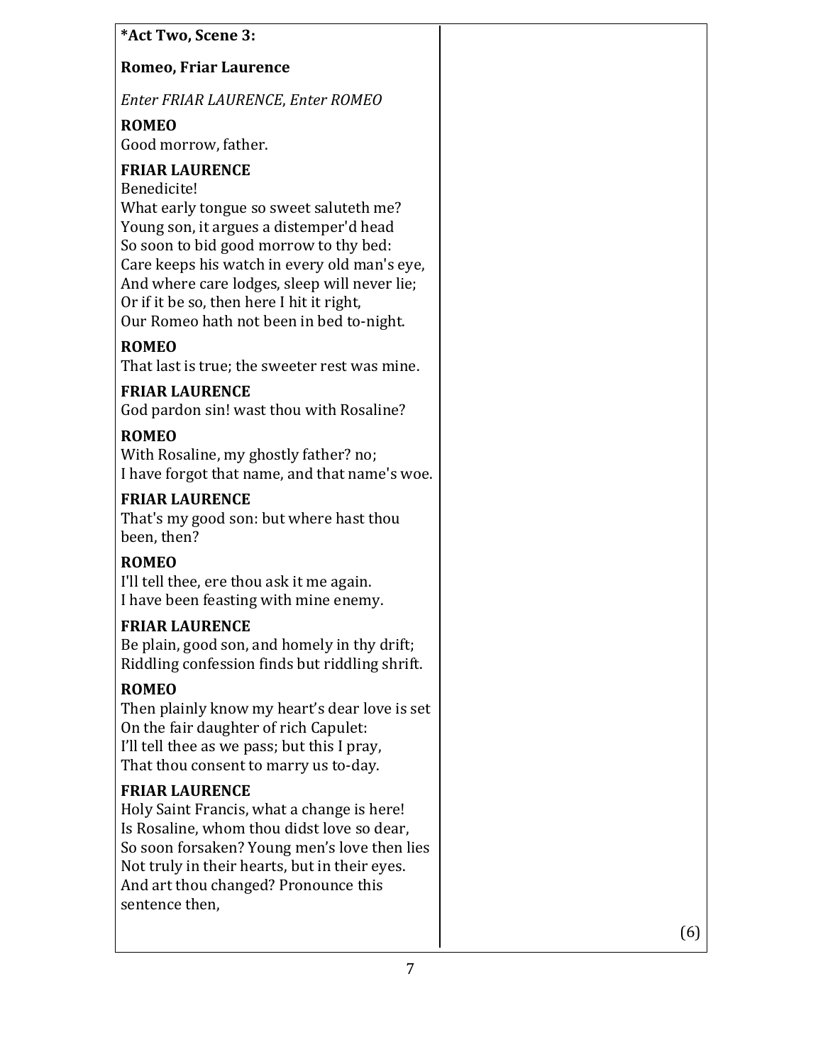**\*Act Two, Scene 3:**

**Romeo, Friar Laurence**

*Enter FRIAR LAURENCE, Enter ROMEO*

**ROMEO**
Good morrow, father.

**FRIAR LAURENCE**
Benedicite!
What early tongue so sweet saluteth me?
Young son, it argues a distemper'd head
So soon to bid good morrow to thy bed:
Care keeps his watch in every old man's eye,
And where care lodges, sleep will never lie;
Or if it be so, then here I hit it right,
Our Romeo hath not been in bed to-night.

**ROMEO**
That last is true; the sweeter rest was mine.

**FRIAR LAURENCE**
God pardon sin! wast thou with Rosaline?

**ROMEO**
With Rosaline, my ghostly father? no;
I have forgot that name, and that name's woe.

**FRIAR LAURENCE**
That's my good son: but where hast thou been, then?

**ROMEO**
I'll tell thee, ere thou ask it me again.
I have been feasting with mine enemy.

**FRIAR LAURENCE**
Be plain, good son, and homely in thy drift;
Riddling confession finds but riddling shrift.

**ROMEO**
Then plainly know my heart's dear love is set
On the fair daughter of rich Capulet:
I'll tell thee as we pass; but this I pray,
That thou consent to marry us to-day.

**FRIAR LAURENCE**
Holy Saint Francis, what a change is here!
Is Rosaline, whom thou didst love so dear,
So soon forsaken? Young men's love then lies
Not truly in their hearts, but in their eyes.
And art thou changed? Pronounce this sentence then,

(6)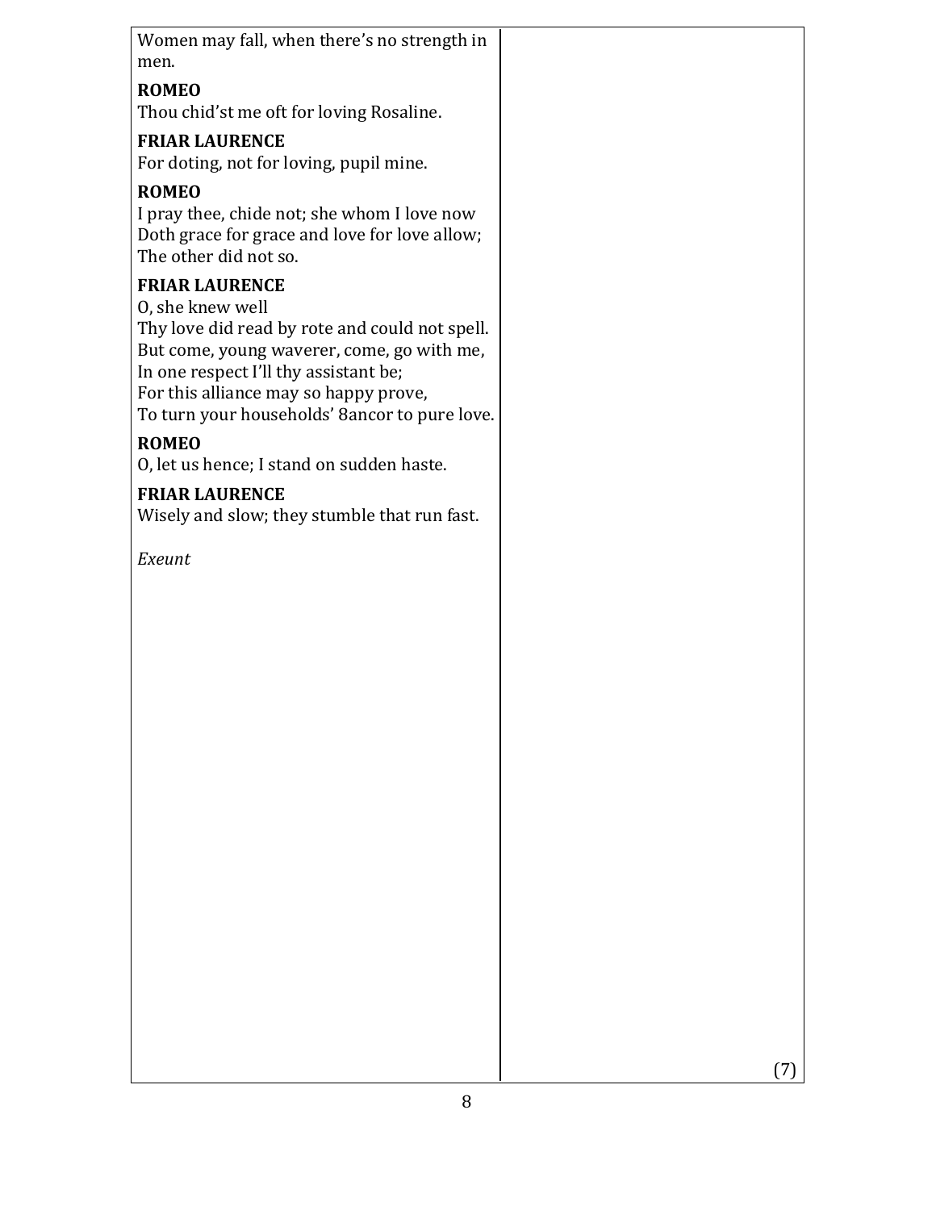Women may fall, when there's no strength in men.

**ROMEO**
Thou chid'st me oft for loving Rosaline.

**FRIAR LAURENCE**
For doting, not for loving, pupil mine.

**ROMEO**
I pray thee, chide not; she whom I love now
Doth grace for grace and love for love allow;
The other did not so.

**FRIAR LAURENCE**
O, she knew well
Thy love did read by rote and could not spell.
But come, young waverer, come, go with me,
In one respect I'll thy assistant be;
For this alliance may so happy prove,
To turn your households' 8ancor to pure love.

**ROMEO**
O, let us hence; I stand on sudden haste.

**FRIAR LAURENCE**
Wisely and slow; they stumble that run fast.

*Exeunt*

(7)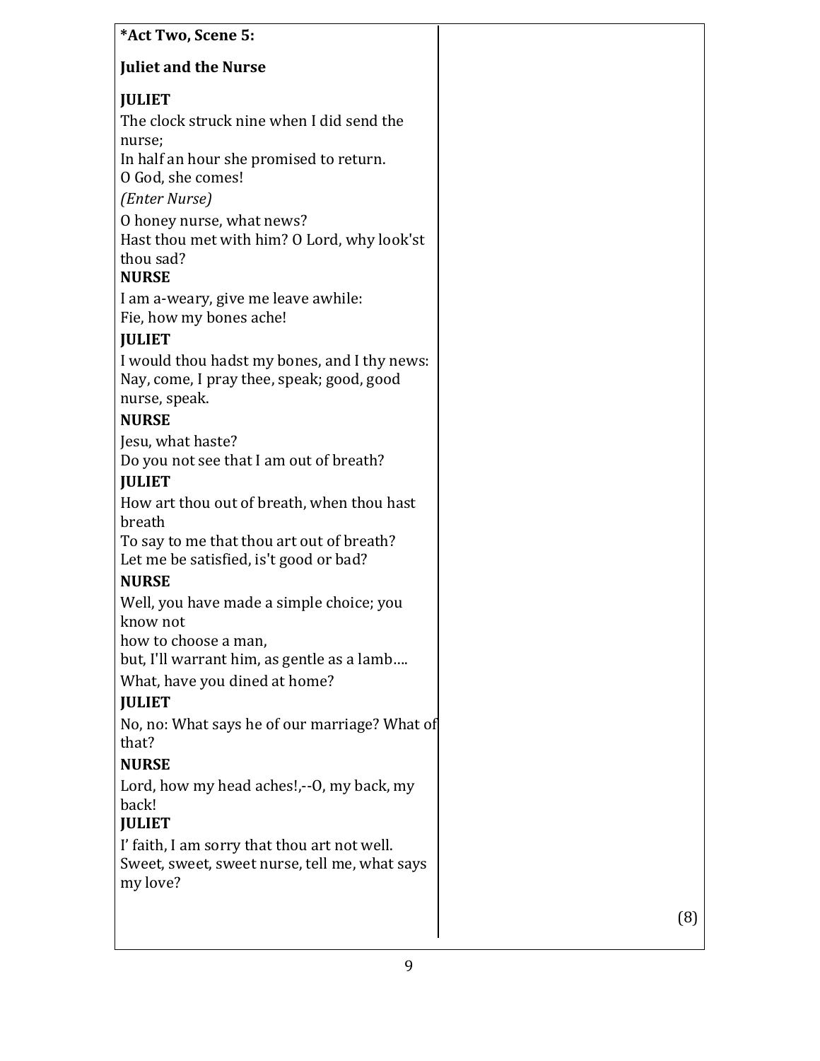**\*Act Two, Scene 5:**

**Juliet and the Nurse**

**JULIET**
The clock struck nine when I did send the nurse;
In half an hour she promised to return.
O God, she comes!
*(Enter Nurse)*
O honey nurse, what news?
Hast thou met with him? O Lord, why look'st thou sad?

**NURSE**
I am a-weary, give me leave awhile:
Fie, how my bones ache!

**JULIET**
I would thou hadst my bones, and I thy news:
Nay, come, I pray thee, speak; good, good nurse, speak.

**NURSE**
Jesu, what haste?
Do you not see that I am out of breath?

**JULIET**
How art thou out of breath, when thou hast breath
To say to me that thou art out of breath?
Let me be satisfied, is't good or bad?

**NURSE**
Well, you have made a simple choice; you know not
how to choose a man,
but, I'll warrant him, as gentle as a lamb….
What, have you dined at home?

**JULIET**
No, no: What says he of our marriage? What of that?

**NURSE**
Lord, how my head aches!,--O, my back, my back!

**JULIET**
I' faith, I am sorry that thou art not well.
Sweet, sweet, sweet nurse, tell me, what says my love?

(8)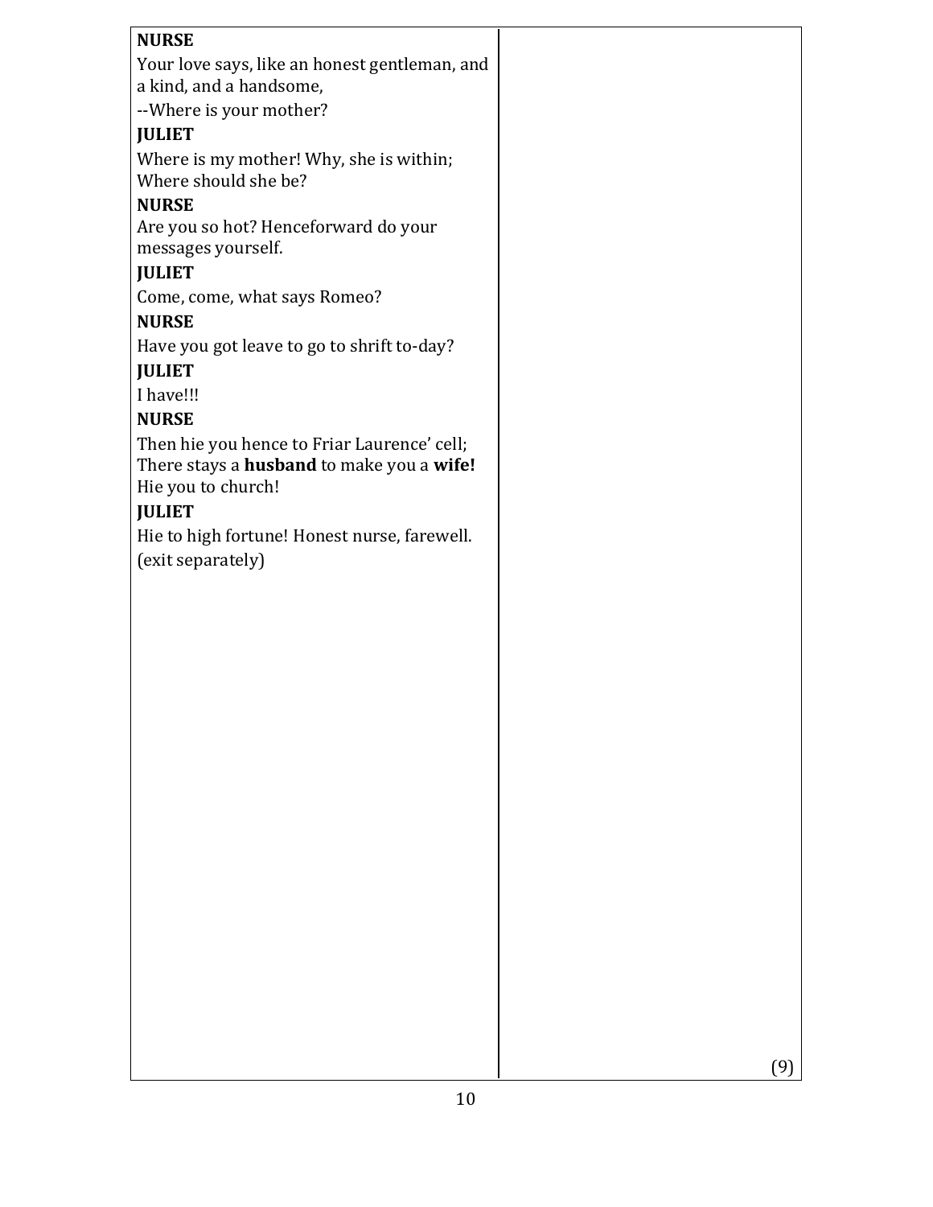**NURSE**

Your love says, like an honest gentleman, and a kind, and a handsome,

--Where is your mother?

**JULIET**

Where is my mother! Why, she is within;
Where should she be?

**NURSE**

Are you so hot? Henceforward do your messages yourself.

**JULIET**

Come, come, what says Romeo?

**NURSE**

Have you got leave to go to shrift to-day?

**JULIET**

I have!!!

**NURSE**

Then hie you hence to Friar Laurence' cell;
There stays a **husband** to make you a **wife!**
Hie you to church!

**JULIET**

Hie to high fortune! Honest nurse, farewell.

(exit separately)

(9)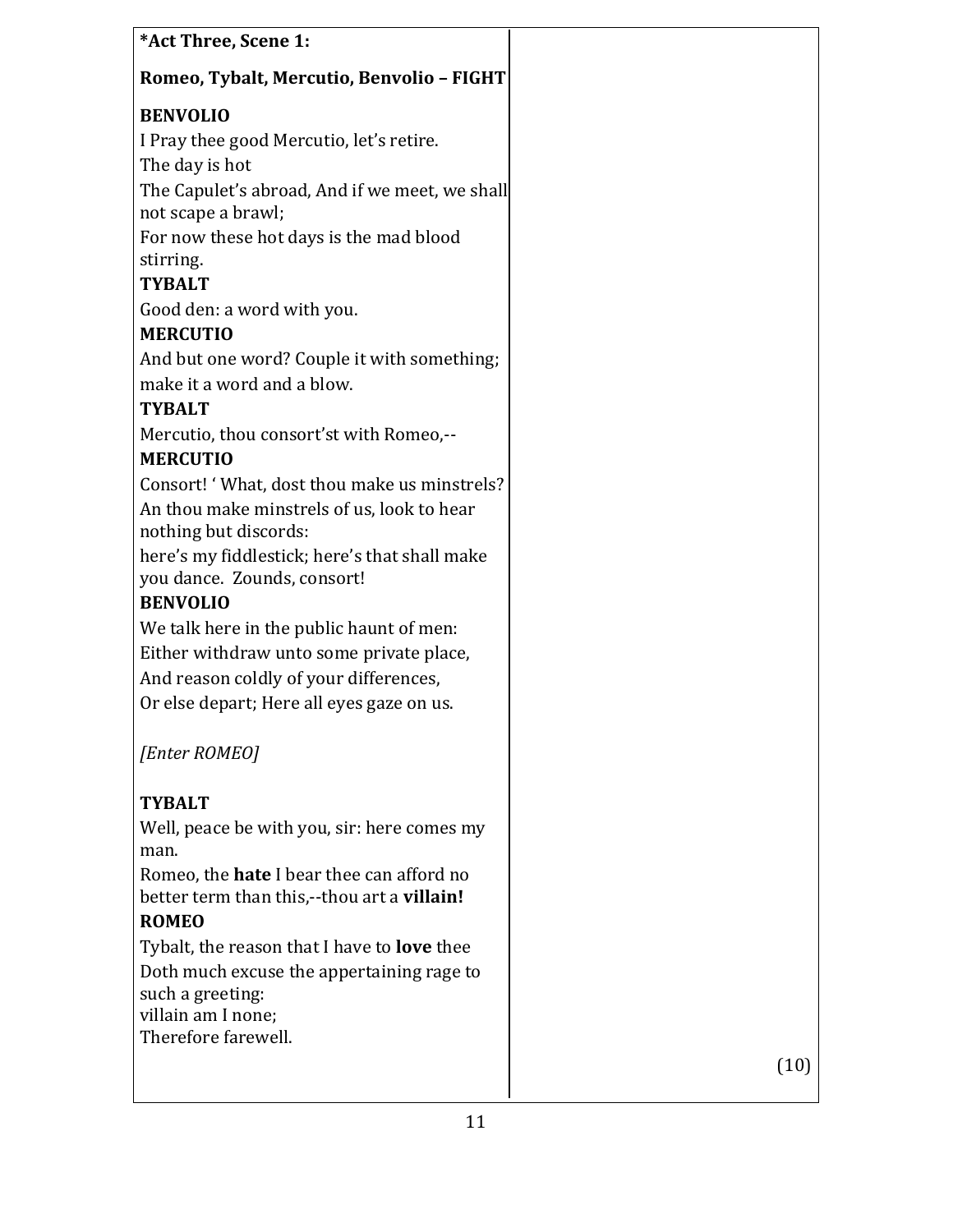**\*Act Three, Scene 1:**

**Romeo, Tybalt, Mercutio, Benvolio – FIGHT**

**BENVOLIO**

I Pray thee good Mercutio, let's retire.

The day is hot

The Capulet's abroad, And if we meet, we shall not scape a brawl;

For now these hot days is the mad blood stirring.

**TYBALT**

Good den: a word with you.

**MERCUTIO**

And but one word? Couple it with something; make it a word and a blow.

**TYBALT**

Mercutio, thou consort'st with Romeo,--

**MERCUTIO**

Consort! ' What, dost thou make us minstrels? An thou make minstrels of us, look to hear nothing but discords:

here's my fiddlestick; here's that shall make you dance. Zounds, consort!

**BENVOLIO**

We talk here in the public haunt of men:

Either withdraw unto some private place,

And reason coldly of your differences,

Or else depart; Here all eyes gaze on us.

*[Enter ROMEO]*

**TYBALT**

Well, peace be with you, sir: here comes my man.

Romeo, the **hate** I bear thee can afford no better term than this,--thou art a **villain!**

**ROMEO**

Tybalt, the reason that I have to **love** thee

Doth much excuse the appertaining rage to such a greeting:

villain am I none;

Therefore farewell.

(10)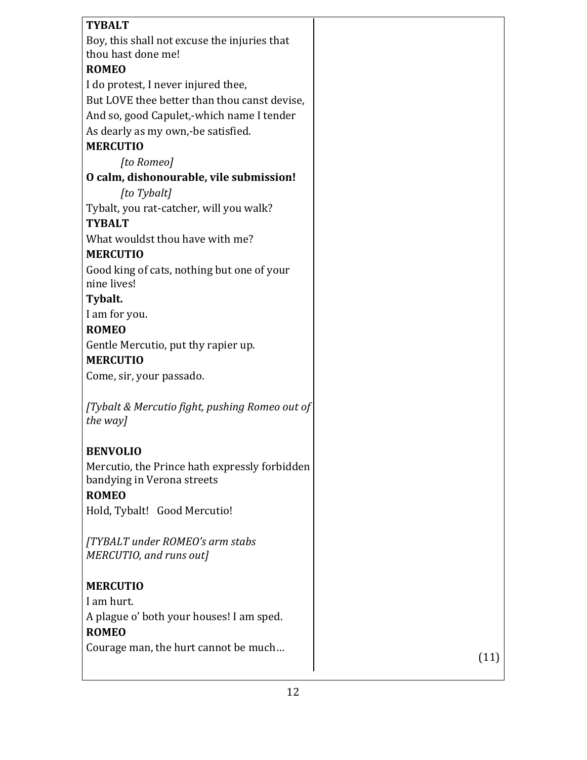**TYBALT**
Boy, this shall not excuse the injuries that thou hast done me!
**ROMEO**
I do protest, I never injured thee,
But LOVE thee better than thou canst devise,
And so, good Capulet,-which name I tender
As dearly as my own,-be satisfied.
**MERCUTIO**
*[to Romeo]*
**O calm, dishonourable, vile submission!**
*[to Tybalt]*
Tybalt, you rat-catcher, will you walk?
**TYBALT**
What wouldst thou have with me?
**MERCUTIO**
Good king of cats, nothing but one of your nine lives!
**Tybalt.**
I am for you.
**ROMEO**
Gentle Mercutio, put thy rapier up.
**MERCUTIO**
Come, sir, your passado.

*[Tybalt & Mercutio fight, pushing Romeo out of the way]*

**BENVOLIO**
Mercutio, the Prince hath expressly forbidden bandying in Verona streets
**ROMEO**
Hold, Tybalt! Good Mercutio!

*[TYBALT under ROMEO's arm stabs MERCUTIO, and runs out]*

**MERCUTIO**
I am hurt.
A plague o' both your houses! I am sped.
**ROMEO**
Courage man, the hurt cannot be much…

(11)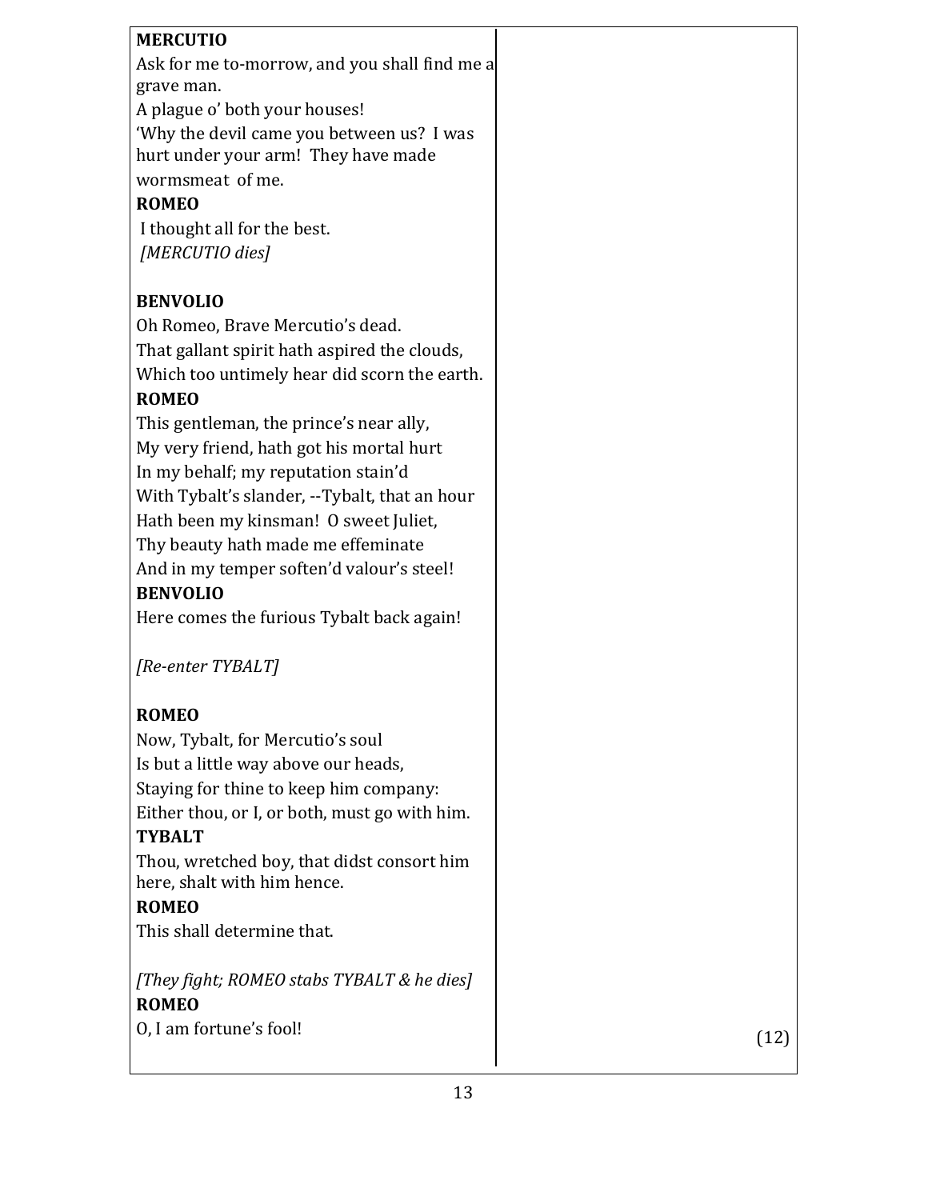**MERCUTIO**
Ask for me to-morrow, and you shall find me a grave man.
A plague o' both your houses!
'Why the devil came you between us? I was hurt under your arm! They have made wormsmeat of me.

**ROMEO**
I thought all for the best.
*[MERCUTIO dies]*

**BENVOLIO**
Oh Romeo, Brave Mercutio's dead.
That gallant spirit hath aspired the clouds,
Which too untimely hear did scorn the earth.

**ROMEO**
This gentleman, the prince's near ally,
My very friend, hath got his mortal hurt
In my behalf; my reputation stain'd
With Tybalt's slander, --Tybalt, that an hour
Hath been my kinsman! O sweet Juliet,
Thy beauty hath made me effeminate
And in my temper soften'd valour's steel!

**BENVOLIO**
Here comes the furious Tybalt back again!

*[Re-enter TYBALT]*

**ROMEO**
Now, Tybalt, for Mercutio's soul
Is but a little way above our heads,
Staying for thine to keep him company:
Either thou, or I, or both, must go with him.

**TYBALT**
Thou, wretched boy, that didst consort him here, shalt with him hence.

**ROMEO**
This shall determine that.

*[They fight; ROMEO stabs TYBALT & he dies]*

**ROMEO**
O, I am fortune's fool!

(12)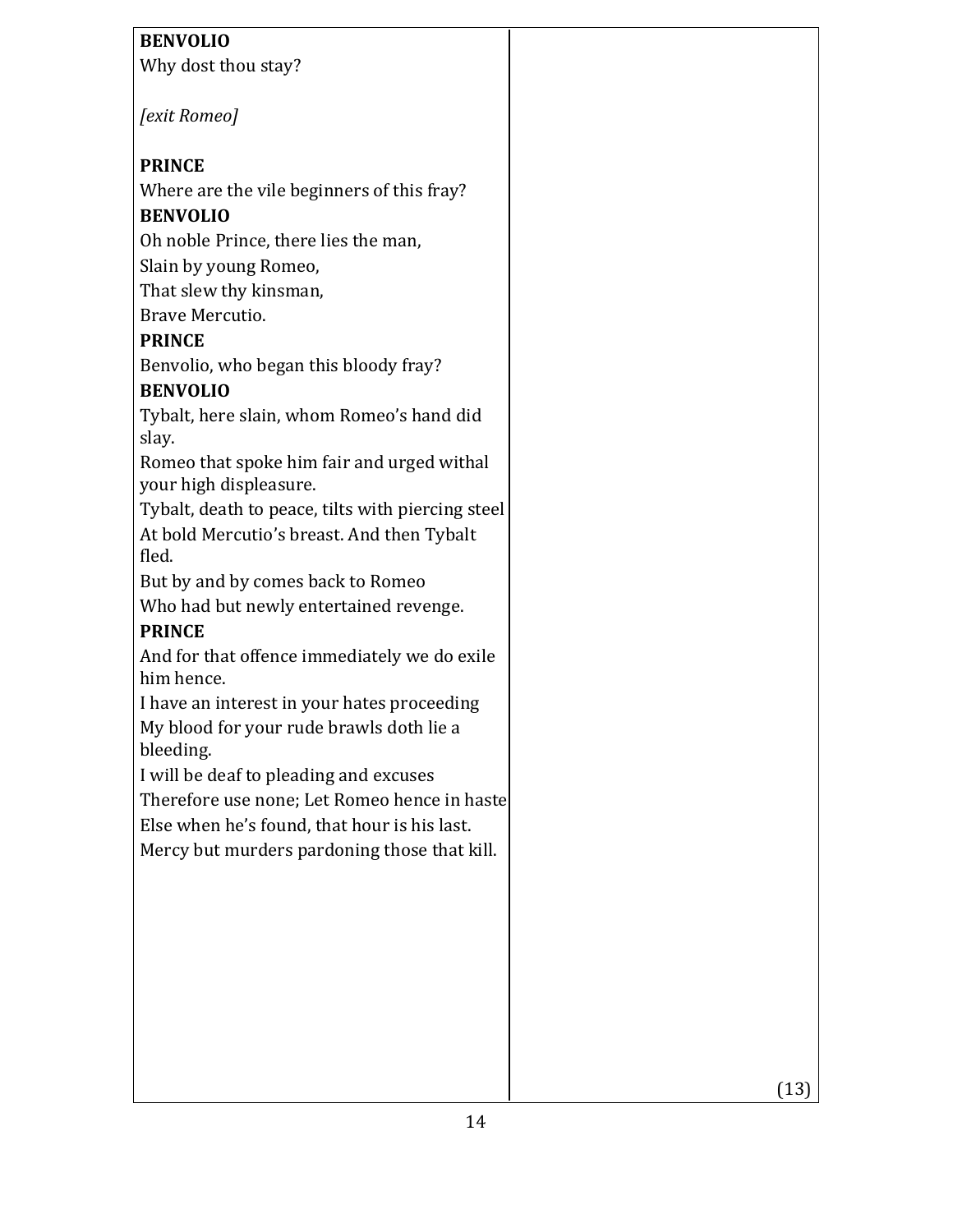**BENVOLIO**

Why dost thou stay?

*[exit Romeo]*

**PRINCE**

Where are the vile beginners of this fray?

**BENVOLIO**

Oh noble Prince, there lies the man,
Slain by young Romeo,
That slew thy kinsman,
Brave Mercutio.

**PRINCE**

Benvolio, who began this bloody fray?

**BENVOLIO**

Tybalt, here slain, whom Romeo's hand did slay.
Romeo that spoke him fair and urged withal your high displeasure.
Tybalt, death to peace, tilts with piercing steel
At bold Mercutio's breast. And then Tybalt fled.
But by and by comes back to Romeo
Who had but newly entertained revenge.

**PRINCE**

And for that offence immediately we do exile him hence.
I have an interest in your hates proceeding
My blood for your rude brawls doth lie a bleeding.
I will be deaf to pleading and excuses
Therefore use none; Let Romeo hence in haste
Else when he's found, that hour is his last.
Mercy but murders pardoning those that kill.

(13)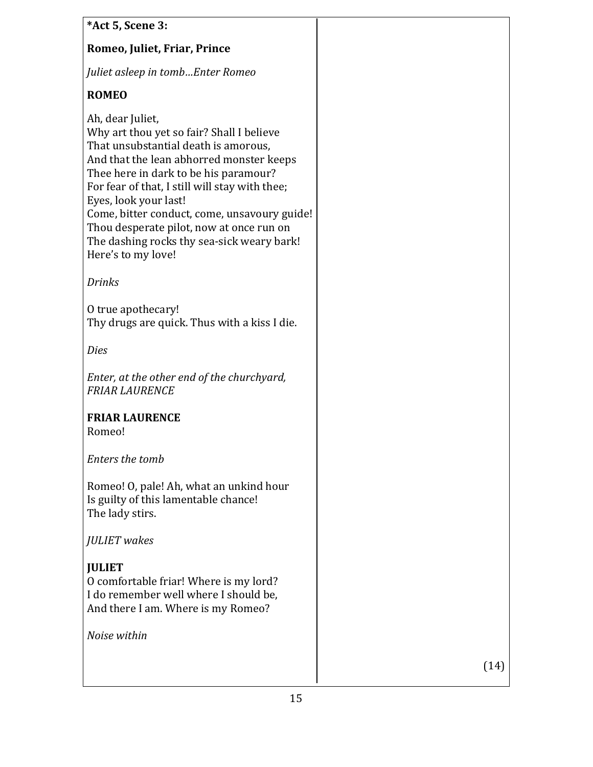**\*Act 5, Scene 3:**

**Romeo, Juliet, Friar, Prince**

*Juliet asleep in tomb…Enter Romeo*

**ROMEO**

Ah, dear Juliet,  
Why art thou yet so fair? Shall I believe  
That unsubstantial death is amorous,  
And that the lean abhorred monster keeps  
Thee here in dark to be his paramour?  
For fear of that, I still will stay with thee;  
Eyes, look your last!  
Come, bitter conduct, come, unsavoury guide!  
Thou desperate pilot, now at once run on  
The dashing rocks thy sea-sick weary bark!  
Here's to my love!

*Drinks*

O true apothecary!  
Thy drugs are quick. Thus with a kiss I die.

*Dies*

*Enter, at the other end of the churchyard, FRIAR LAURENCE*

**FRIAR LAURENCE**  
Romeo!

*Enters the tomb*

Romeo! O, pale! Ah, what an unkind hour  
Is guilty of this lamentable chance!  
The lady stirs.

*JULIET wakes*

**JULIET**  
O comfortable friar! Where is my lord?  
I do remember well where I should be,  
And there I am. Where is my Romeo?

*Noise within*

(14)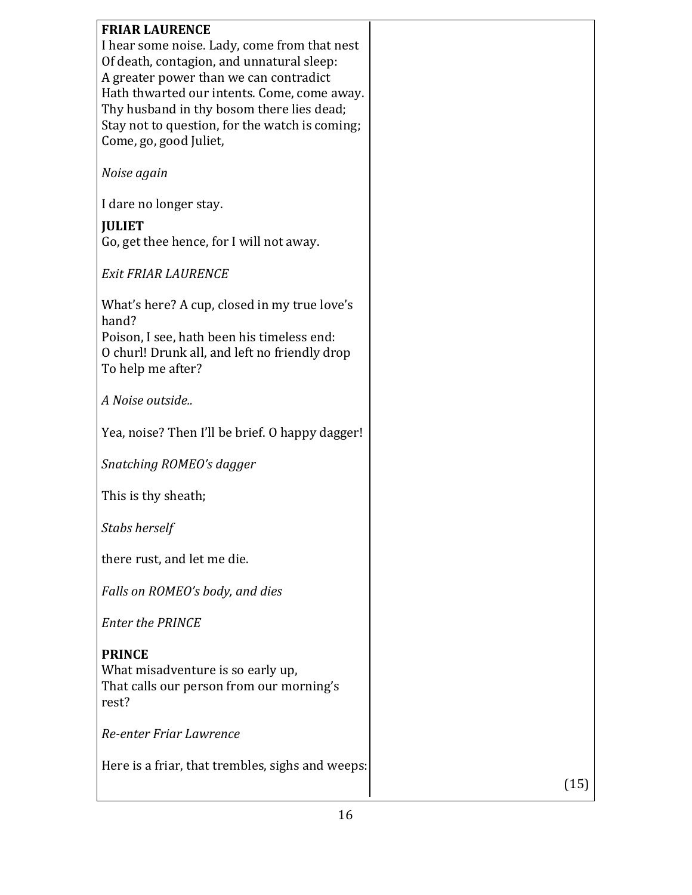**FRIAR LAURENCE**
I hear some noise. Lady, come from that nest
Of death, contagion, and unnatural sleep:
A greater power than we can contradict
Hath thwarted our intents. Come, come away.
Thy husband in thy bosom there lies dead;
Stay not to question, for the watch is coming;
Come, go, good Juliet,

*Noise again*

I dare no longer stay.

**JULIET**
Go, get thee hence, for I will not away.

*Exit FRIAR LAURENCE*

What's here? A cup, closed in my true love's hand?
Poison, I see, hath been his timeless end:
O churl! Drunk all, and left no friendly drop
To help me after?

*A Noise outside..*

Yea, noise? Then I'll be brief. O happy dagger!

*Snatching ROMEO's dagger*

This is thy sheath;

*Stabs herself*

there rust, and let me die.

*Falls on ROMEO's body, and dies*

*Enter the PRINCE*

**PRINCE**
What misadventure is so early up,
That calls our person from our morning's rest?

*Re-enter Friar Lawrence*

Here is a friar, that trembles, sighs and weeps:

(15)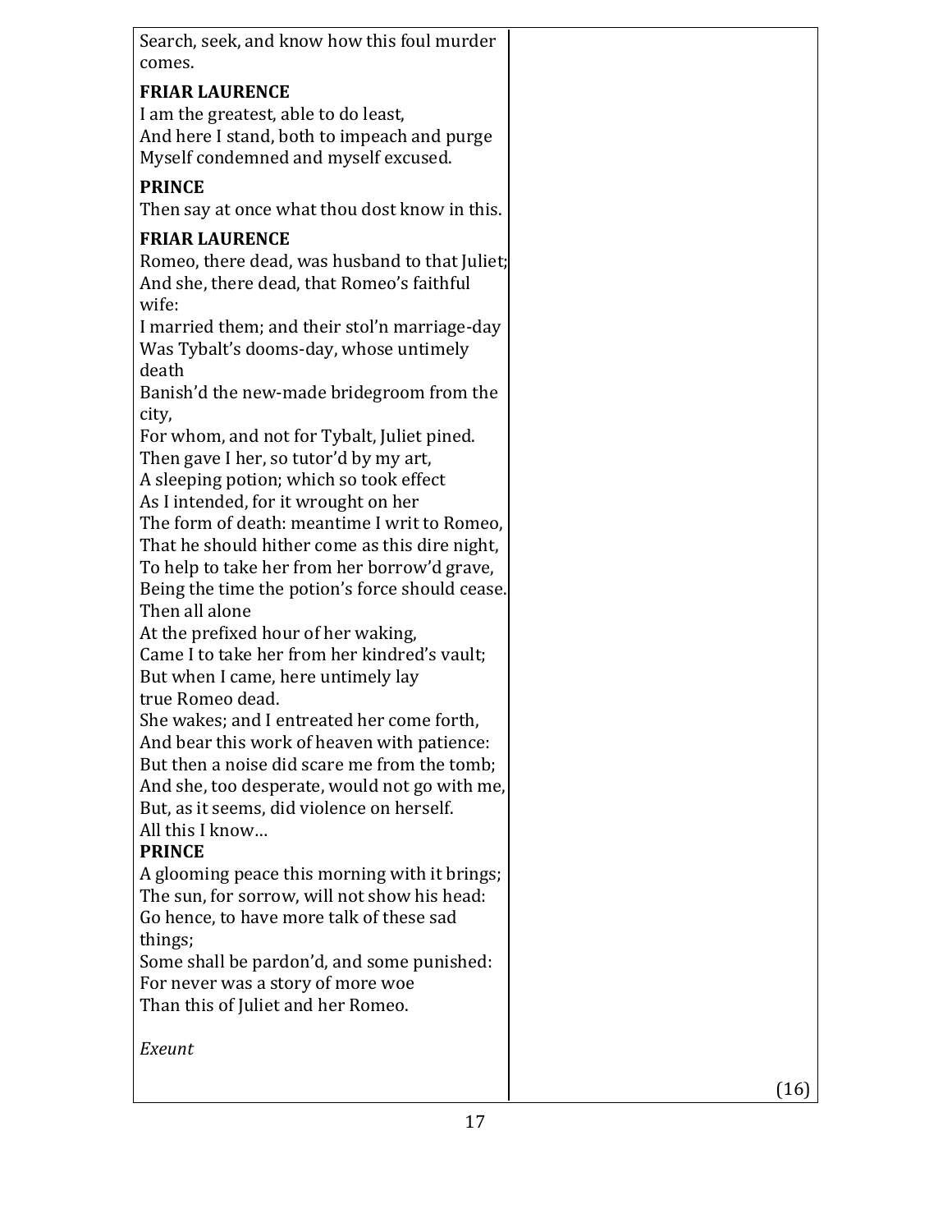| | |
|---|---|
| Search, seek, and know how this foul murder comes.<br><br>**FRIAR LAURENCE**<br>I am the greatest, able to do least,<br>And here I stand, both to impeach and purge<br>Myself condemned and myself excused.<br><br>**PRINCE**<br>Then say at once what thou dost know in this.<br><br>**FRIAR LAURENCE**<br>Romeo, there dead, was husband to that Juliet;<br>And she, there dead, that Romeo's faithful wife:<br>I married them; and their stol'n marriage-day<br>Was Tybalt's dooms-day, whose untimely death<br>Banish'd the new-made bridegroom from the city,<br>For whom, and not for Tybalt, Juliet pined.<br>Then gave I her, so tutor'd by my art,<br>A sleeping potion; which so took effect<br>As I intended, for it wrought on her<br>The form of death: meantime I writ to Romeo,<br>That he should hither come as this dire night,<br>To help to take her from her borrow'd grave,<br>Being the time the potion's force should cease.<br>Then all alone<br>At the prefixed hour of her waking,<br>Came I to take her from her kindred's vault;<br>But when I came, here untimely lay<br>true Romeo dead.<br>She wakes; and I entreated her come forth,<br>And bear this work of heaven with patience:<br>But then a noise did scare me from the tomb;<br>And she, too desperate, would not go with me,<br>But, as it seems, did violence on herself.<br>All this I know…<br>**PRINCE**<br>A glooming peace this morning with it brings;<br>The sun, for sorrow, will not show his head:<br>Go hence, to have more talk of these sad things;<br>Some shall be pardon'd, and some punished:<br>For never was a story of more woe<br>Than this of Juliet and her Romeo.<br><br>*Exeunt* | (16) |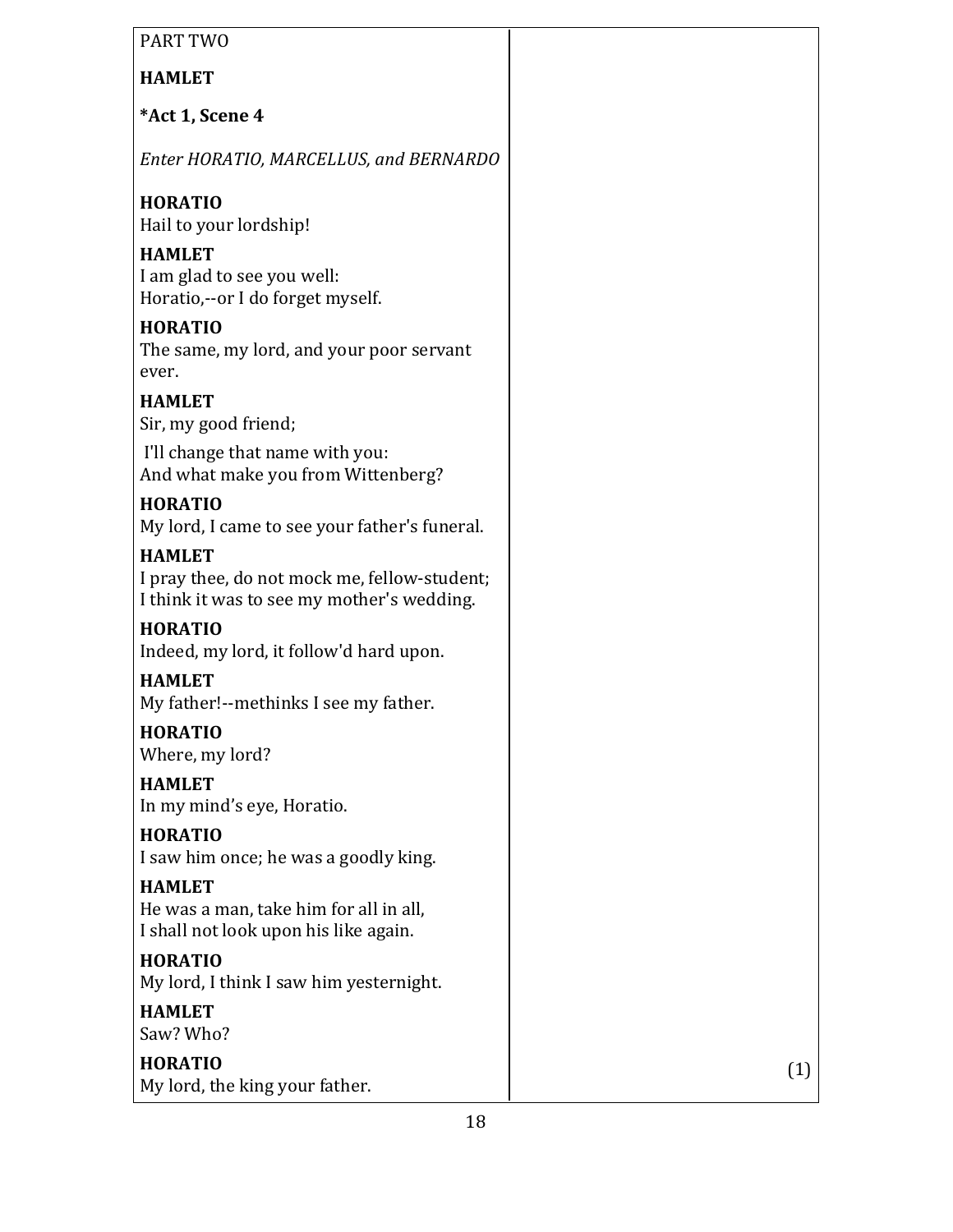PART TWO

**HAMLET**

**\*Act 1, Scene 4**

*Enter HORATIO, MARCELLUS, and BERNARDO*

**HORATIO**
Hail to your lordship!

**HAMLET**
I am glad to see you well:
Horatio,--or I do forget myself.

**HORATIO**
The same, my lord, and your poor servant ever.

**HAMLET**
Sir, my good friend;

I'll change that name with you:
And what make you from Wittenberg?

**HORATIO**
My lord, I came to see your father's funeral.

**HAMLET**
I pray thee, do not mock me, fellow-student;
I think it was to see my mother's wedding.

**HORATIO**
Indeed, my lord, it follow'd hard upon.

**HAMLET**
My father!--methinks I see my father.

**HORATIO**
Where, my lord?

**HAMLET**
In my mind's eye, Horatio.

**HORATIO**
I saw him once; he was a goodly king.

**HAMLET**
He was a man, take him for all in all,
I shall not look upon his like again.

**HORATIO**
My lord, I think I saw him yesternight.

**HAMLET**
Saw? Who?

**HORATIO**
My lord, the king your father.

(1)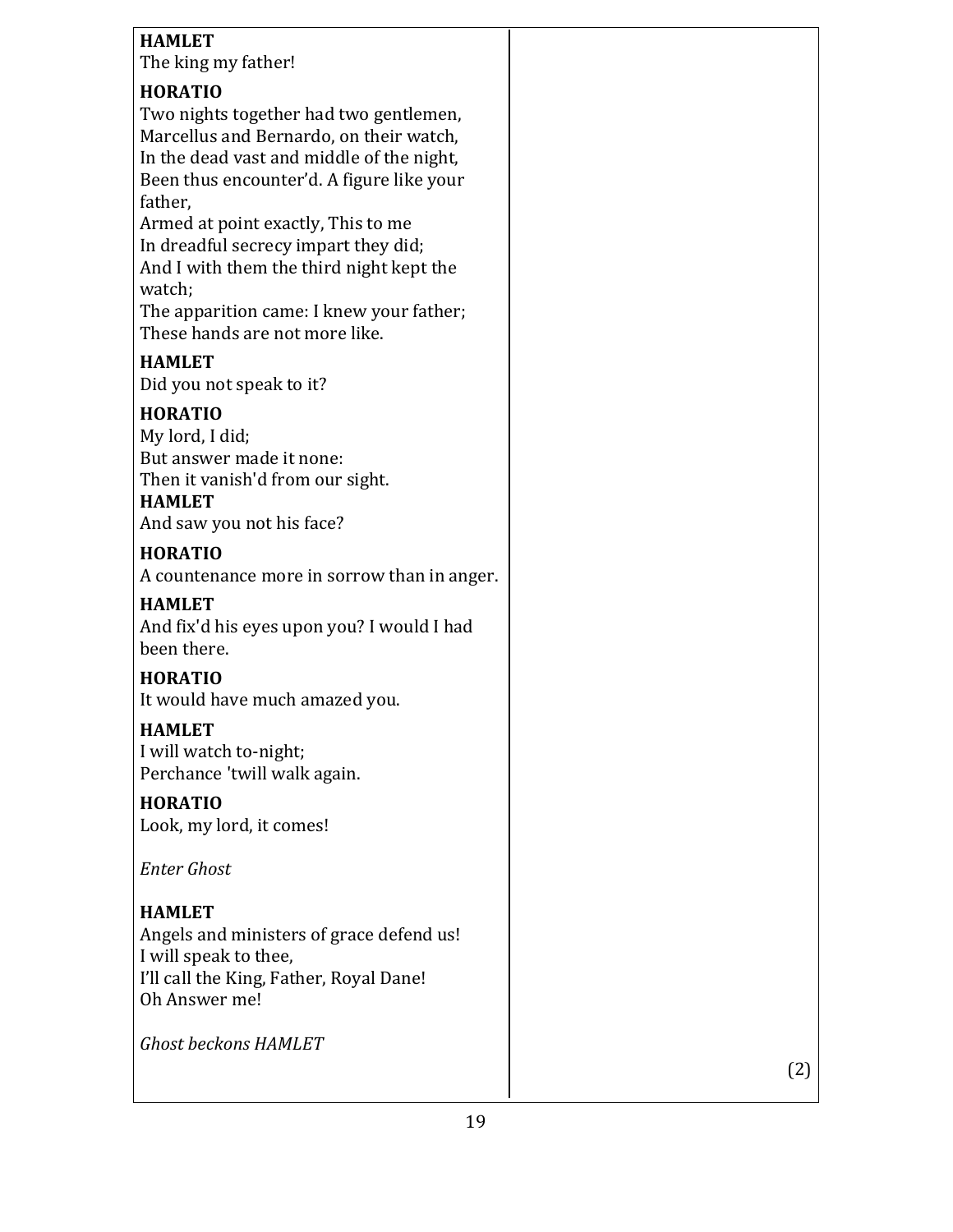**HAMLET**
The king my father!

**HORATIO**
Two nights together had two gentlemen,
Marcellus and Bernardo, on their watch,
In the dead vast and middle of the night,
Been thus encounter'd. A figure like your father,
Armed at point exactly, This to me
In dreadful secrecy impart they did;
And I with them the third night kept the watch;
The apparition came: I knew your father;
These hands are not more like.

**HAMLET**
Did you not speak to it?

**HORATIO**
My lord, I did;
But answer made it none:
Then it vanish'd from our sight.

**HAMLET**
And saw you not his face?

**HORATIO**
A countenance more in sorrow than in anger.

**HAMLET**
And fix'd his eyes upon you? I would I had been there.

**HORATIO**
It would have much amazed you.

**HAMLET**
I will watch to-night;
Perchance 'twill walk again.

**HORATIO**
Look, my lord, it comes!

*Enter Ghost*

**HAMLET**
Angels and ministers of grace defend us!
I will speak to thee,
I'll call the King, Father, Royal Dane!
Oh Answer me!

*Ghost beckons HAMLET*

(2)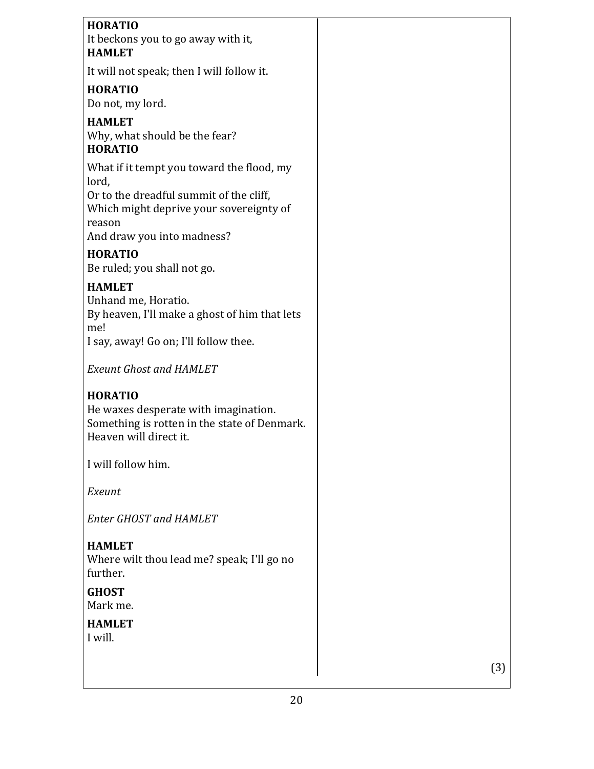**HORATIO**
It beckons you to go away with it,

**HAMLET**
It will not speak; then I will follow it.

**HORATIO**
Do not, my lord.

**HAMLET**
Why, what should be the fear?

**HORATIO**
What if it tempt you toward the flood, my lord,
Or to the dreadful summit of the cliff,
Which might deprive your sovereignty of reason
And draw you into madness?

**HORATIO**
Be ruled; you shall not go.

**HAMLET**
Unhand me, Horatio.
By heaven, I'll make a ghost of him that lets me!
I say, away! Go on; I'll follow thee.

*Exeunt Ghost and HAMLET*

**HORATIO**
He waxes desperate with imagination.
Something is rotten in the state of Denmark.
Heaven will direct it.

I will follow him.

*Exeunt*

*Enter GHOST and HAMLET*

**HAMLET**
Where wilt thou lead me? speak; I'll go no further.

**GHOST**
Mark me.

**HAMLET**
I will.

(3)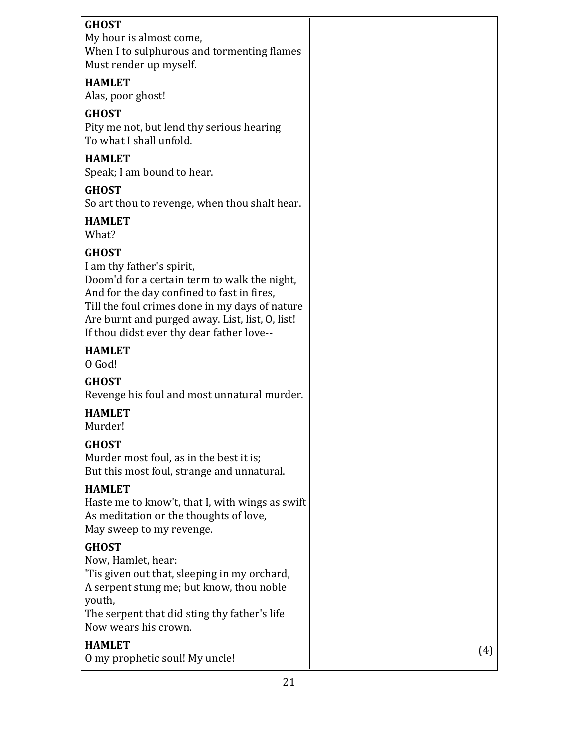**GHOST**
My hour is almost come,
When I to sulphurous and tormenting flames
Must render up myself.

**HAMLET**
Alas, poor ghost!

**GHOST**
Pity me not, but lend thy serious hearing
To what I shall unfold.

**HAMLET**
Speak; I am bound to hear.

**GHOST**
So art thou to revenge, when thou shalt hear.

**HAMLET**
What?

**GHOST**
I am thy father's spirit,
Doom'd for a certain term to walk the night,
And for the day confined to fast in fires,
Till the foul crimes done in my days of nature
Are burnt and purged away. List, list, O, list!
If thou didst ever thy dear father love--

**HAMLET**
O God!

**GHOST**
Revenge his foul and most unnatural murder.

**HAMLET**
Murder!

**GHOST**
Murder most foul, as in the best it is;
But this most foul, strange and unnatural.

**HAMLET**
Haste me to know't, that I, with wings as swift
As meditation or the thoughts of love,
May sweep to my revenge.

**GHOST**
Now, Hamlet, hear:
'Tis given out that, sleeping in my orchard,
A serpent stung me; but know, thou noble youth,
The serpent that did sting thy father's life
Now wears his crown.

**HAMLET**
O my prophetic soul! My uncle!

(4)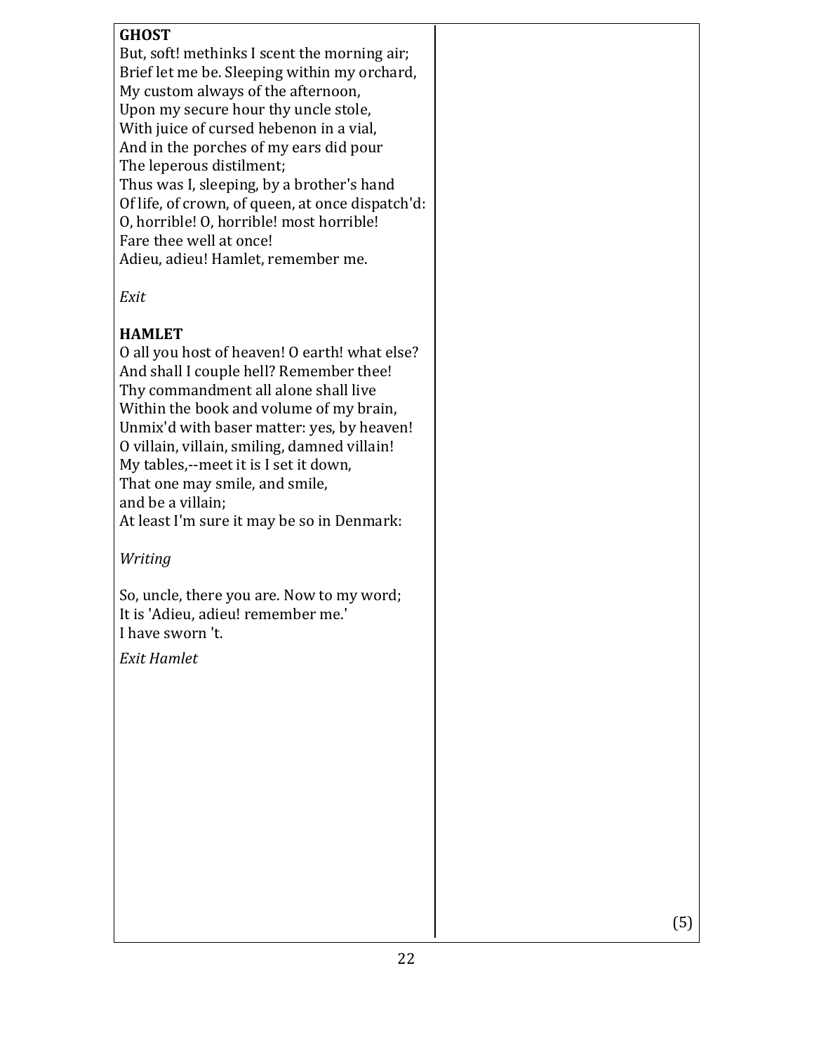**GHOST**
But, soft! methinks I scent the morning air;
Brief let me be. Sleeping within my orchard,
My custom always of the afternoon,
Upon my secure hour thy uncle stole,
With juice of cursed hebenon in a vial,
And in the porches of my ears did pour
The leperous distilment;
Thus was I, sleeping, by a brother's hand
Of life, of crown, of queen, at once dispatch'd:
O, horrible! O, horrible! most horrible!
Fare thee well at once!
Adieu, adieu! Hamlet, remember me.

*Exit*

**HAMLET**
O all you host of heaven! O earth! what else?
And shall I couple hell? Remember thee!
Thy commandment all alone shall live
Within the book and volume of my brain,
Unmix'd with baser matter: yes, by heaven!
O villain, villain, smiling, damned villain!
My tables,--meet it is I set it down,
That one may smile, and smile,
and be a villain;
At least I'm sure it may be so in Denmark:

*Writing*

So, uncle, there you are. Now to my word;
It is 'Adieu, adieu! remember me.'
I have sworn 't.

*Exit Hamlet*

(5)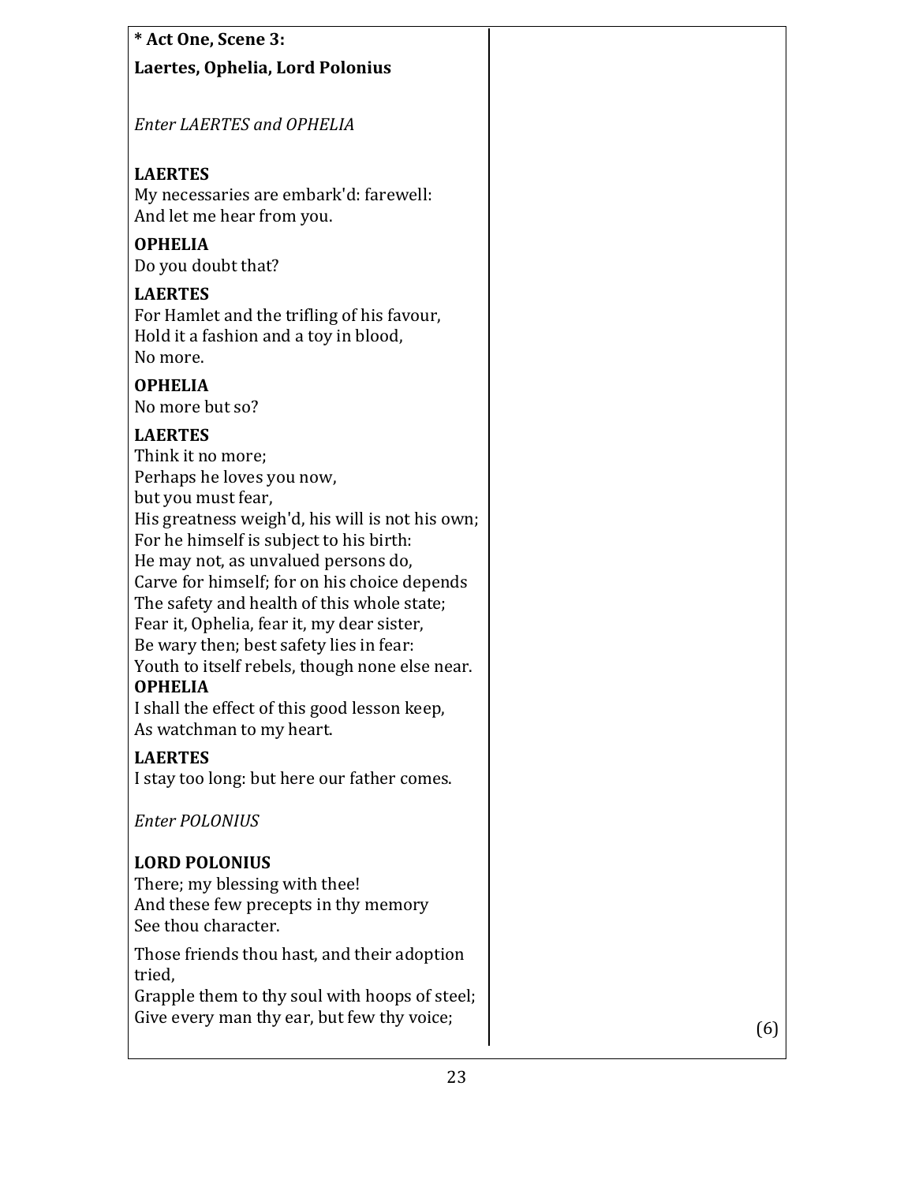**\* Act One, Scene 3:**

**Laertes, Ophelia, Lord Polonius**

*Enter LAERTES and OPHELIA*

**LAERTES**
My necessaries are embark'd: farewell:
And let me hear from you.

**OPHELIA**
Do you doubt that?

**LAERTES**
For Hamlet and the trifling of his favour,
Hold it a fashion and a toy in blood,
No more.

**OPHELIA**
No more but so?

**LAERTES**
Think it no more;
Perhaps he loves you now,
but you must fear,
His greatness weigh'd, his will is not his own;
For he himself is subject to his birth:
He may not, as unvalued persons do,
Carve for himself; for on his choice depends
The safety and health of this whole state;
Fear it, Ophelia, fear it, my dear sister,
Be wary then; best safety lies in fear:
Youth to itself rebels, though none else near.

**OPHELIA**
I shall the effect of this good lesson keep,
As watchman to my heart.

**LAERTES**
I stay too long: but here our father comes.

*Enter POLONIUS*

**LORD POLONIUS**
There; my blessing with thee!
And these few precepts in thy memory
See thou character.

Those friends thou hast, and their adoption tried,
Grapple them to thy soul with hoops of steel;
Give every man thy ear, but few thy voice;

(6)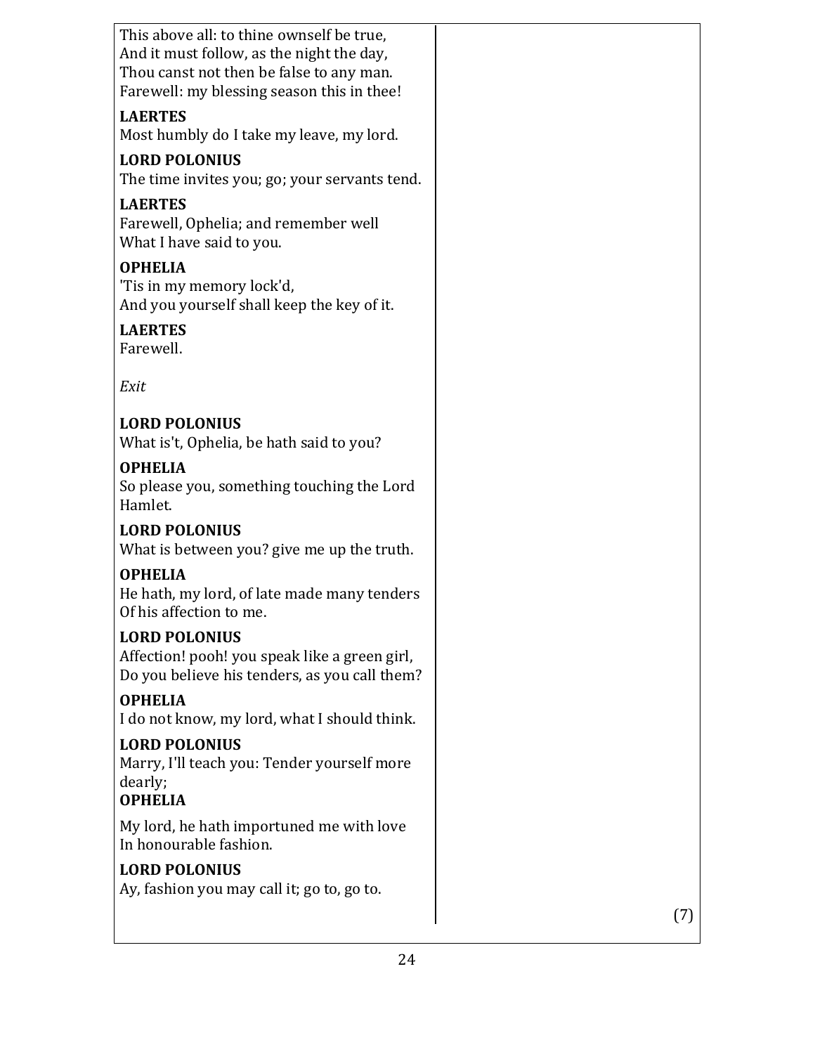This above all: to thine ownself be true,
And it must follow, as the night the day,
Thou canst not then be false to any man.
Farewell: my blessing season this in thee!

**LAERTES**
Most humbly do I take my leave, my lord.

**LORD POLONIUS**
The time invites you; go; your servants tend.

**LAERTES**
Farewell, Ophelia; and remember well
What I have said to you.

**OPHELIA**
'Tis in my memory lock'd,
And you yourself shall keep the key of it.

**LAERTES**
Farewell.

*Exit*

**LORD POLONIUS**
What is't, Ophelia, be hath said to you?

**OPHELIA**
So please you, something touching the Lord Hamlet.

**LORD POLONIUS**
What is between you? give me up the truth.

**OPHELIA**
He hath, my lord, of late made many tenders
Of his affection to me.

**LORD POLONIUS**
Affection! pooh! you speak like a green girl,
Do you believe his tenders, as you call them?

**OPHELIA**
I do not know, my lord, what I should think.

**LORD POLONIUS**
Marry, I'll teach you: Tender yourself more dearly;

**OPHELIA**
My lord, he hath importuned me with love
In honourable fashion.

**LORD POLONIUS**
Ay, fashion you may call it; go to, go to.

(7)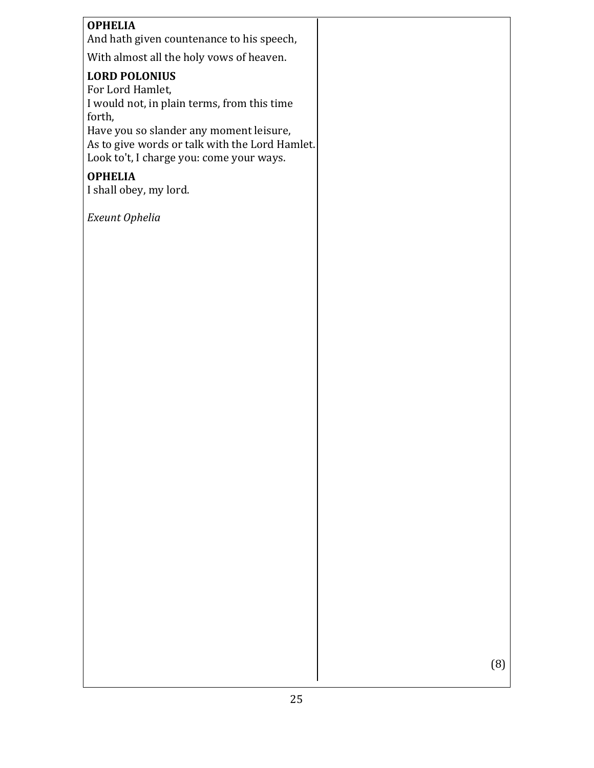**OPHELIA**
And hath given countenance to his speech,

With almost all the holy vows of heaven.

**LORD POLONIUS**
For Lord Hamlet,
I would not, in plain terms, from this time forth,
Have you so slander any moment leisure,
As to give words or talk with the Lord Hamlet.
Look to't, I charge you: come your ways.

**OPHELIA**
I shall obey, my lord.

*Exeunt Ophelia*

(8)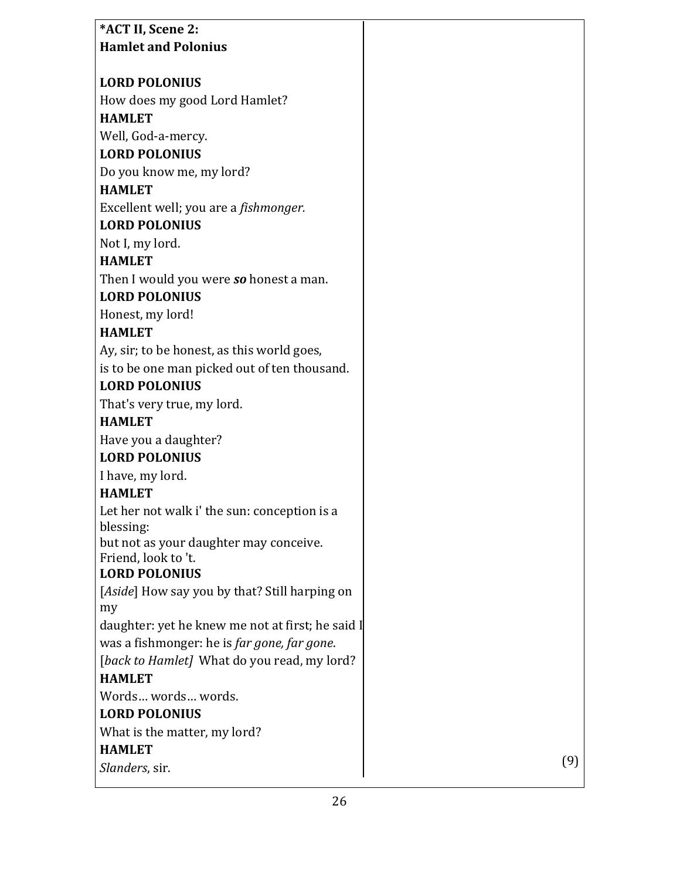**\*ACT II, Scene 2:**
**Hamlet and Polonius**

**LORD POLONIUS**
How does my good Lord Hamlet?
**HAMLET**
Well, God-a-mercy.
**LORD POLONIUS**
Do you know me, my lord?
**HAMLET**
Excellent well; you are a *fishmonger.*
**LORD POLONIUS**
Not I, my lord.
**HAMLET**
Then I would you were ***so*** honest a man.
**LORD POLONIUS**
Honest, my lord!
**HAMLET**
Ay, sir; to be honest, as this world goes,
is to be one man picked out of ten thousand.
**LORD POLONIUS**
That's very true, my lord.
**HAMLET**
Have you a daughter?
**LORD POLONIUS**
I have, my lord.
**HAMLET**
Let her not walk i' the sun: conception is a blessing:
but not as your daughter may conceive.
Friend, look to 't.
**LORD POLONIUS**
[*Aside*] How say you by that? Still harping on my
daughter: yet he knew me not at first; he said I
was a fishmonger: he is *far gone, far gone*.
[*back to Hamlet]* What do you read, my lord?
**HAMLET**
Words… words… words.
**LORD POLONIUS**
What is the matter, my lord?
**HAMLET**
*Slanders*, sir.

(9)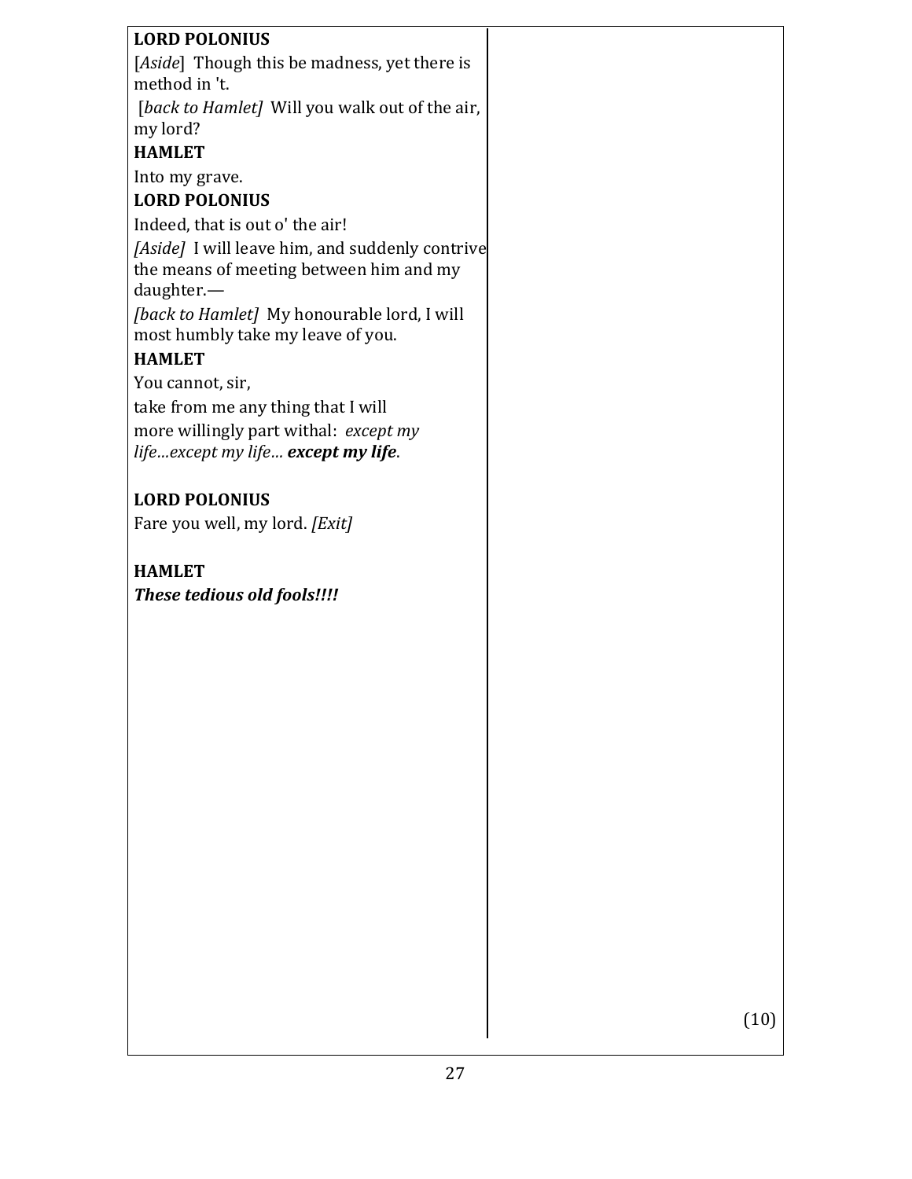**LORD POLONIUS**

[*Aside*] Though this be madness, yet there is method in 't.

[*back to Hamlet]* Will you walk out of the air, my lord?

**HAMLET**

Into my grave.

**LORD POLONIUS**

Indeed, that is out o' the air!

*[Aside]* I will leave him, and suddenly contrive the means of meeting between him and my daughter.—

*[back to Hamlet]* My honourable lord, I will most humbly take my leave of you.

**HAMLET**

You cannot, sir,

take from me any thing that I will

more willingly part withal: *except my life…except my life…* ***except my life***.

**LORD POLONIUS**

Fare you well, my lord. *[Exit]*

**HAMLET**

***These tedious old fools!!!!***

(10)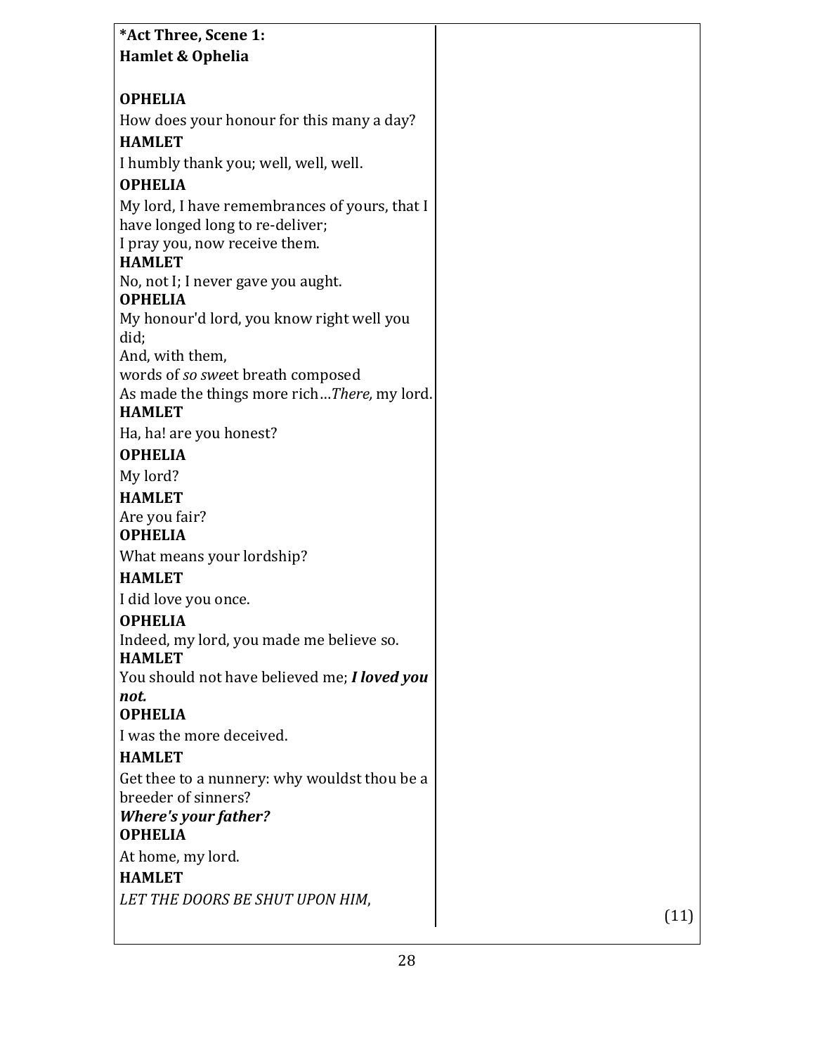**\*Act Three, Scene 1:**
**Hamlet & Ophelia**

**OPHELIA**

How does your honour for this many a day?

**HAMLET**

I humbly thank you; well, well, well.

**OPHELIA**

My lord, I have remembrances of yours, that I have longed long to re-deliver;
I pray you, now receive them.

**HAMLET**

No, not I; I never gave you aught.

**OPHELIA**

My honour'd lord, you know right well you did;
And, with them,
words of *so swe*et breath composed
As made the things more rich…*There,* my lord.

**HAMLET**

Ha, ha! are you honest?

**OPHELIA**

My lord?

**HAMLET**

Are you fair?

**OPHELIA**

What means your lordship?

**HAMLET**

I did love you once.

**OPHELIA**

Indeed, my lord, you made me believe so.

**HAMLET**

You should not have believed me; ***I loved you not.***

**OPHELIA**

I was the more deceived.

**HAMLET**

Get thee to a nunnery: why wouldst thou be a breeder of sinners?
***Where's your father?***

**OPHELIA**

At home, my lord.

**HAMLET**

*LET THE DOORS BE SHUT UPON HIM*,

(11)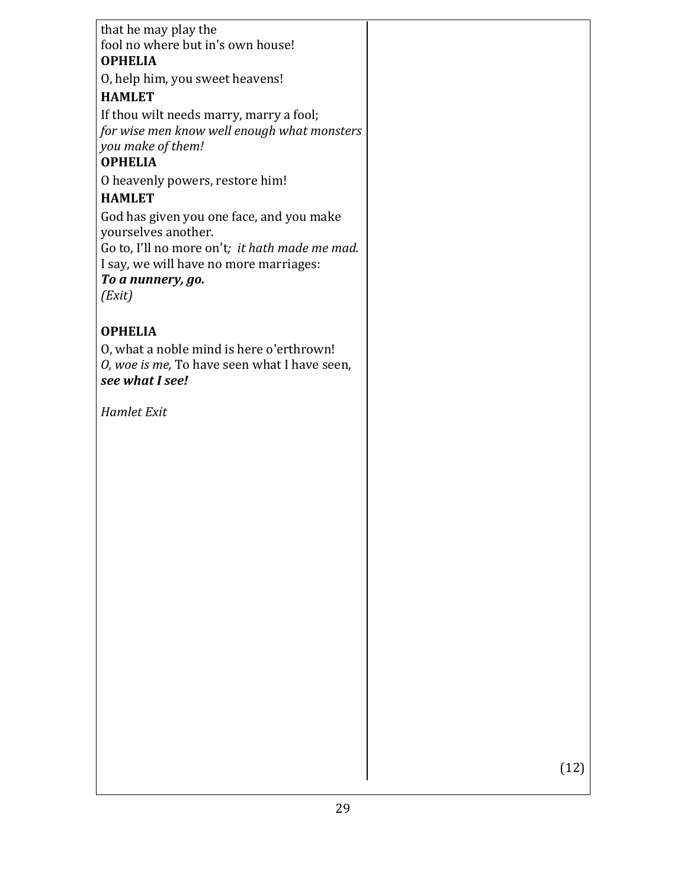that he may play the
fool no where but in's own house!

**OPHELIA**

O, help him, you sweet heavens!

**HAMLET**

If thou wilt needs marry, marry a fool;
*for wise men know well enough what monsters you make of them!*

**OPHELIA**

O heavenly powers, restore him!

**HAMLET**

God has given you one face, and you make yourselves another.
Go to, I'll no more on't*; it hath made me mad.*
I say, we will have no more marriages:
***To a nunnery, go.***
*(Exit)*

**OPHELIA**

O, what a noble mind is here o'erthrown!
*O, woe is me,* To have seen what I have seen, ***see what I see!***

*Hamlet Exit*

(12)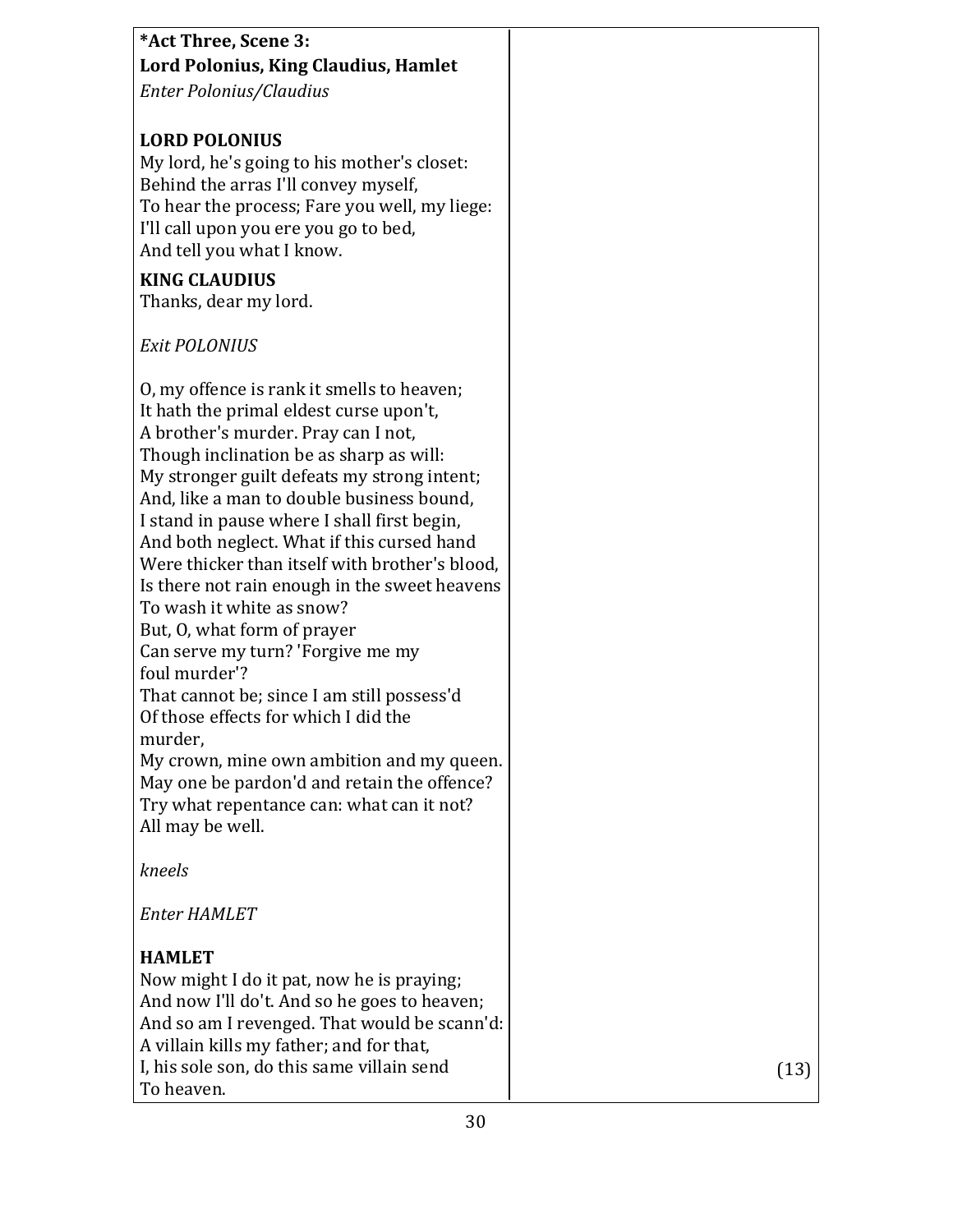**\*Act Three, Scene 3:**
**Lord Polonius, King Claudius, Hamlet**
*Enter Polonius/Claudius*

**LORD POLONIUS**
My lord, he's going to his mother's closet:
Behind the arras I'll convey myself,
To hear the process; Fare you well, my liege:
I'll call upon you ere you go to bed,
And tell you what I know.

**KING CLAUDIUS**
Thanks, dear my lord.

*Exit POLONIUS*

O, my offence is rank it smells to heaven;
It hath the primal eldest curse upon't,
A brother's murder. Pray can I not,
Though inclination be as sharp as will:
My stronger guilt defeats my strong intent;
And, like a man to double business bound,
I stand in pause where I shall first begin,
And both neglect. What if this cursed hand
Were thicker than itself with brother's blood,
Is there not rain enough in the sweet heavens
To wash it white as snow?
But, O, what form of prayer
Can serve my turn? 'Forgive me my
foul murder'?
That cannot be; since I am still possess'd
Of those effects for which I did the
murder,
My crown, mine own ambition and my queen.
May one be pardon'd and retain the offence?
Try what repentance can: what can it not?
All may be well.

*kneels*

*Enter HAMLET*

**HAMLET**
Now might I do it pat, now he is praying;
And now I'll do't. And so he goes to heaven;
And so am I revenged. That would be scann'd:
A villain kills my father; and for that,
I, his sole son, do this same villain send
To heaven.

(13)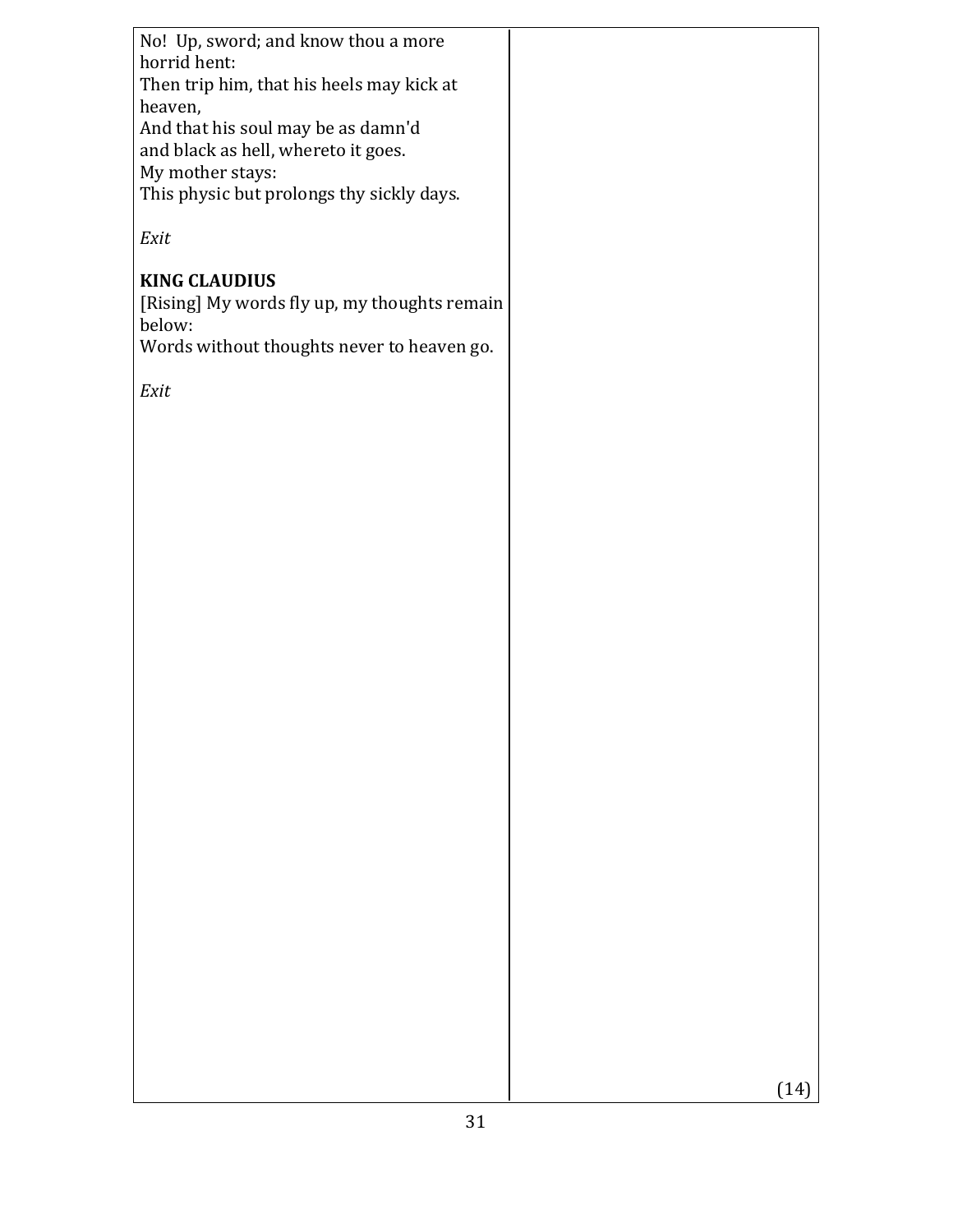No! Up, sword; and know thou a more horrid hent:
Then trip him, that his heels may kick at heaven,
And that his soul may be as damn'd
and black as hell, whereto it goes.
My mother stays:
This physic but prolongs thy sickly days.

*Exit*

**KING CLAUDIUS**
[Rising] My words fly up, my thoughts remain below:
Words without thoughts never to heaven go.

*Exit*

(14)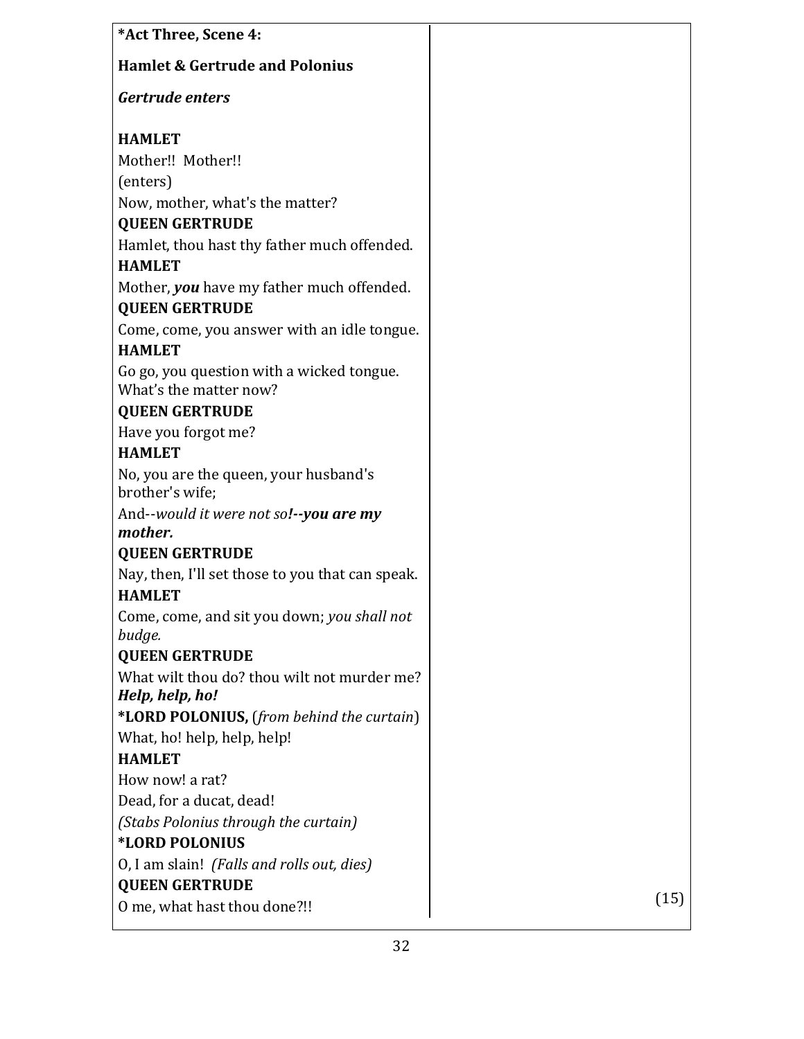**\*Act Three, Scene 4:**

**Hamlet & Gertrude and Polonius**

***Gertrude enters***

**HAMLET**
Mother!! Mother!!
(enters)
Now, mother, what's the matter?
**QUEEN GERTRUDE**
Hamlet, thou hast thy father much offended.
**HAMLET**
Mother, ***you*** have my father much offended.
**QUEEN GERTRUDE**
Come, come, you answer with an idle tongue.
**HAMLET**
Go go, you question with a wicked tongue. What's the matter now?
**QUEEN GERTRUDE**
Have you forgot me?
**HAMLET**
No, you are the queen, your husband's brother's wife;
And--*would it were not so****!--you are my mother.***
**QUEEN GERTRUDE**
Nay, then, I'll set those to you that can speak.
**HAMLET**
Come, come, and sit you down; *you shall not budge.*
**QUEEN GERTRUDE**
What wilt thou do? thou wilt not murder me?
***Help, help, ho!***
**\*LORD POLONIUS,** (*from behind the curtain*)
What, ho! help, help, help!
**HAMLET**
How now! a rat?
Dead, for a ducat, dead!
*(Stabs Polonius through the curtain)*
**\*LORD POLONIUS**
O, I am slain! *(Falls and rolls out, dies)*
**QUEEN GERTRUDE**
O me, what hast thou done?!!

(15)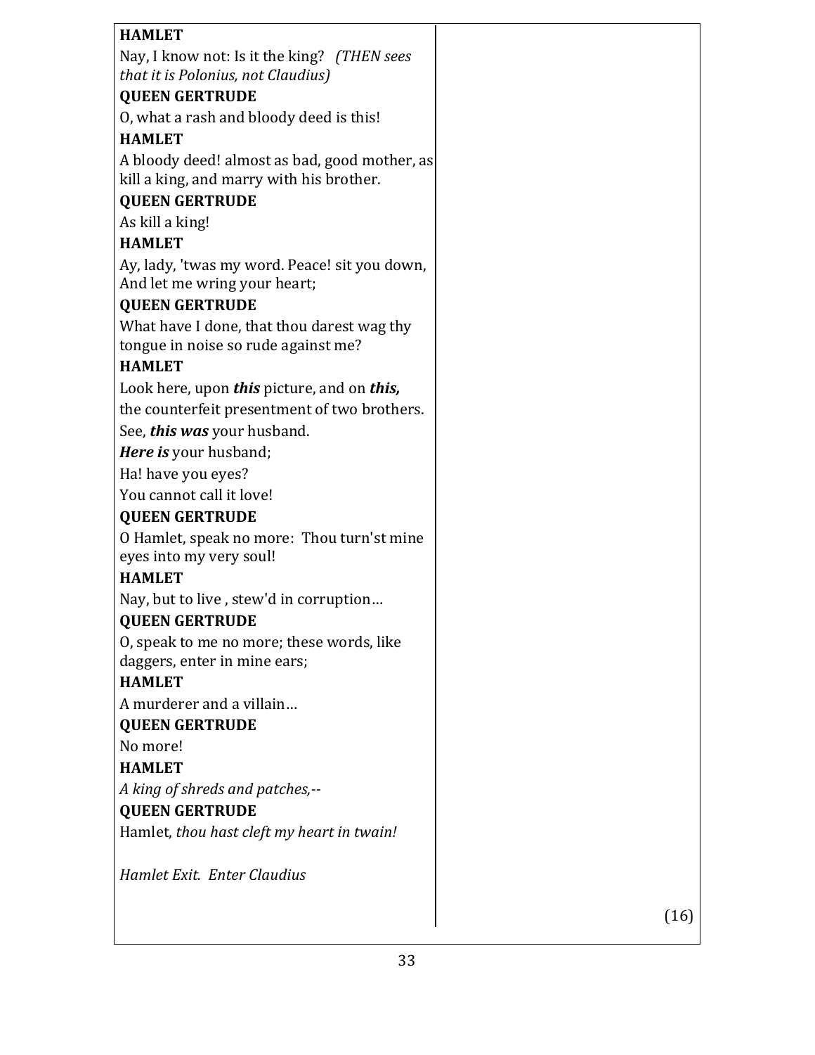**HAMLET**

Nay, I know not: Is it the king? *(THEN sees that it is Polonius, not Claudius)*

**QUEEN GERTRUDE**

O, what a rash and bloody deed is this!

**HAMLET**

A bloody deed! almost as bad, good mother, as kill a king, and marry with his brother.

**QUEEN GERTRUDE**

As kill a king!

**HAMLET**

Ay, lady, 'twas my word. Peace! sit you down, And let me wring your heart;

**QUEEN GERTRUDE**

What have I done, that thou darest wag thy tongue in noise so rude against me?

**HAMLET**

Look here, upon ***this*** picture, and on ***this,***
the counterfeit presentment of two brothers.
See, ***this was*** your husband.
***Here is*** your husband;
Ha! have you eyes?
You cannot call it love!

**QUEEN GERTRUDE**

O Hamlet, speak no more: Thou turn'st mine eyes into my very soul!

**HAMLET**

Nay, but to live , stew'd in corruption…

**QUEEN GERTRUDE**

O, speak to me no more; these words, like daggers, enter in mine ears;

**HAMLET**

A murderer and a villain…

**QUEEN GERTRUDE**

No more!

**HAMLET**

*A king of shreds and patches,*--

**QUEEN GERTRUDE**

Hamlet, *thou hast cleft my heart in twain!*

*Hamlet Exit. Enter Claudius*

(16)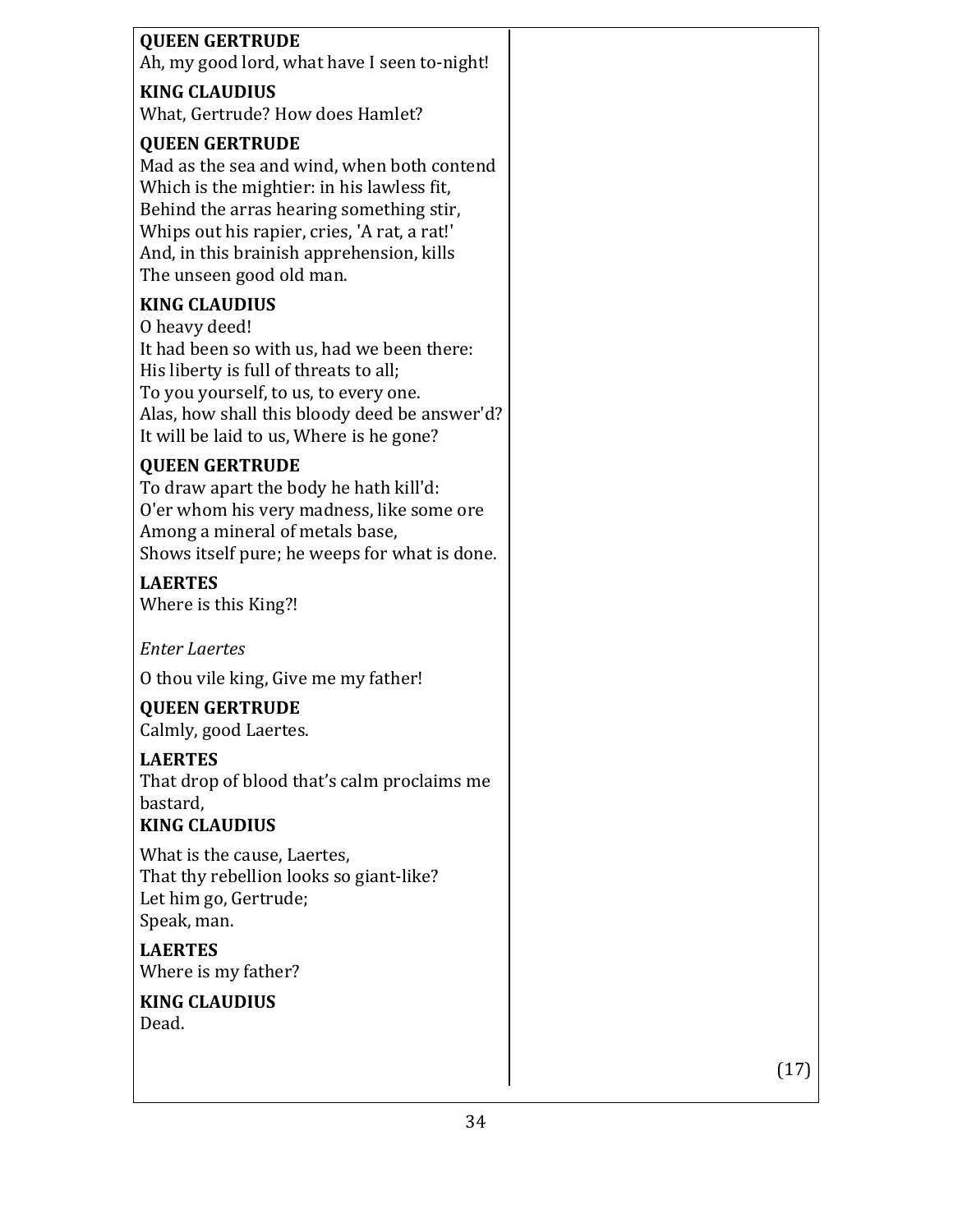**QUEEN GERTRUDE**
Ah, my good lord, what have I seen to-night!

**KING CLAUDIUS**
What, Gertrude? How does Hamlet?

**QUEEN GERTRUDE**
Mad as the sea and wind, when both contend
Which is the mightier: in his lawless fit,
Behind the arras hearing something stir,
Whips out his rapier, cries, 'A rat, a rat!'
And, in this brainish apprehension, kills
The unseen good old man.

**KING CLAUDIUS**
O heavy deed!
It had been so with us, had we been there:
His liberty is full of threats to all;
To you yourself, to us, to every one.
Alas, how shall this bloody deed be answer'd?
It will be laid to us, Where is he gone?

**QUEEN GERTRUDE**
To draw apart the body he hath kill'd:
O'er whom his very madness, like some ore
Among a mineral of metals base,
Shows itself pure; he weeps for what is done.

**LAERTES**
Where is this King?!

*Enter Laertes*

O thou vile king, Give me my father!

**QUEEN GERTRUDE**
Calmly, good Laertes.

**LAERTES**
That drop of blood that's calm proclaims me bastard,

**KING CLAUDIUS**
What is the cause, Laertes,
That thy rebellion looks so giant-like?
Let him go, Gertrude;
Speak, man.

**LAERTES**
Where is my father?

**KING CLAUDIUS**
Dead.

(17)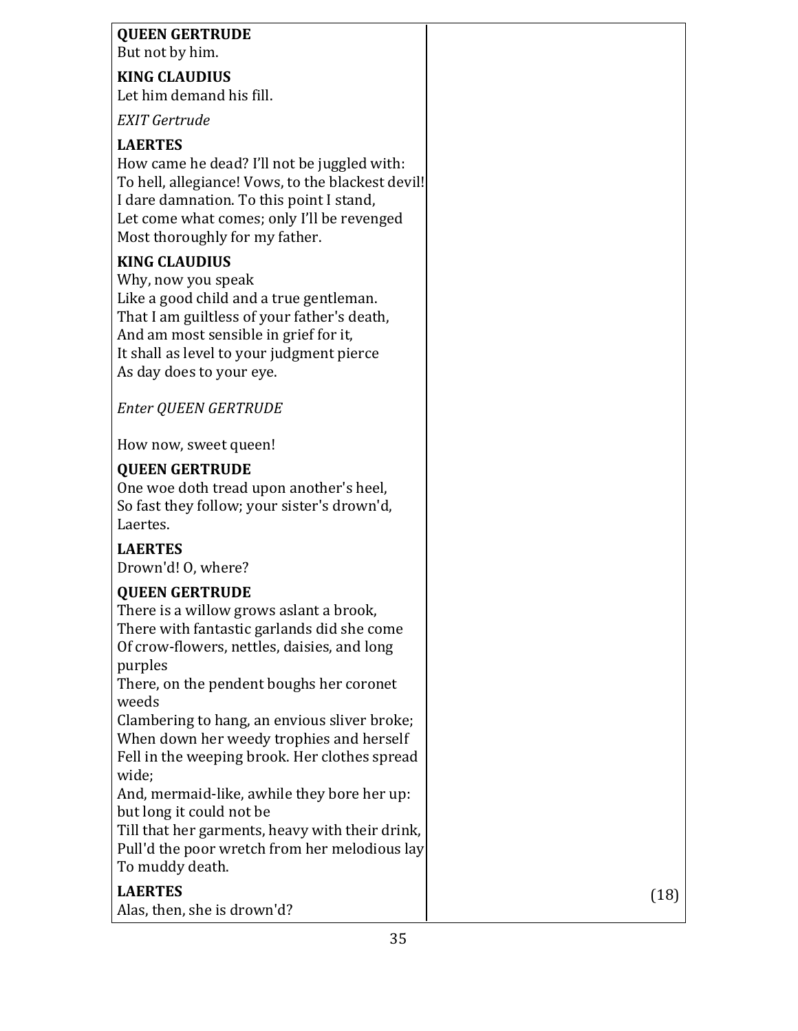**QUEEN GERTRUDE**
But not by him.

**KING CLAUDIUS**
Let him demand his fill.

*EXIT Gertrude*

**LAERTES**
How came he dead? I'll not be juggled with:
To hell, allegiance! Vows, to the blackest devil!
I dare damnation. To this point I stand,
Let come what comes; only I'll be revenged
Most thoroughly for my father.

**KING CLAUDIUS**
Why, now you speak
Like a good child and a true gentleman.
That I am guiltless of your father's death,
And am most sensible in grief for it,
It shall as level to your judgment pierce
As day does to your eye.

*Enter QUEEN GERTRUDE*

How now, sweet queen!

**QUEEN GERTRUDE**
One woe doth tread upon another's heel,
So fast they follow; your sister's drown'd,
Laertes.

**LAERTES**
Drown'd! O, where?

**QUEEN GERTRUDE**
There is a willow grows aslant a brook,
There with fantastic garlands did she come
Of crow-flowers, nettles, daisies, and long purples
There, on the pendent boughs her coronet weeds
Clambering to hang, an envious sliver broke;
When down her weedy trophies and herself
Fell in the weeping brook. Her clothes spread wide;
And, mermaid-like, awhile they bore her up: but long it could not be
Till that her garments, heavy with their drink,
Pull'd the poor wretch from her melodious lay
To muddy death.

**LAERTES**
Alas, then, she is drown'd?

(18)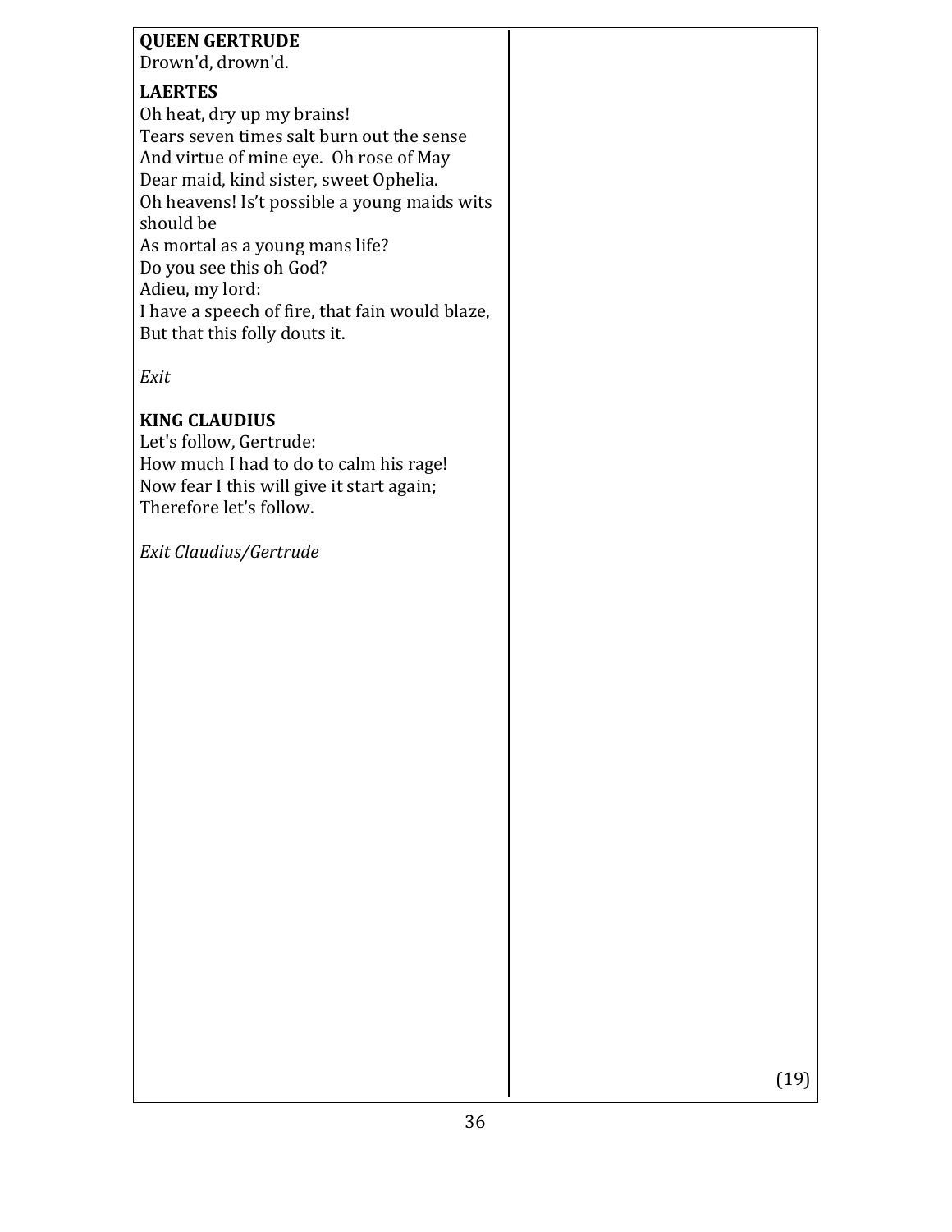**QUEEN GERTRUDE**
Drown'd, drown'd.

**LAERTES**
Oh heat, dry up my brains!
Tears seven times salt burn out the sense
And virtue of mine eye.  Oh rose of May
Dear maid, kind sister, sweet Ophelia.
Oh heavens! Is't possible a young maids wits should be
As mortal as a young mans life?
Do you see this oh God?
Adieu, my lord:
I have a speech of fire, that fain would blaze,
But that this folly douts it.

*Exit*

**KING CLAUDIUS**
Let's follow, Gertrude:
How much I had to do to calm his rage!
Now fear I this will give it start again;
Therefore let's follow.

*Exit Claudius/Gertrude*

(19)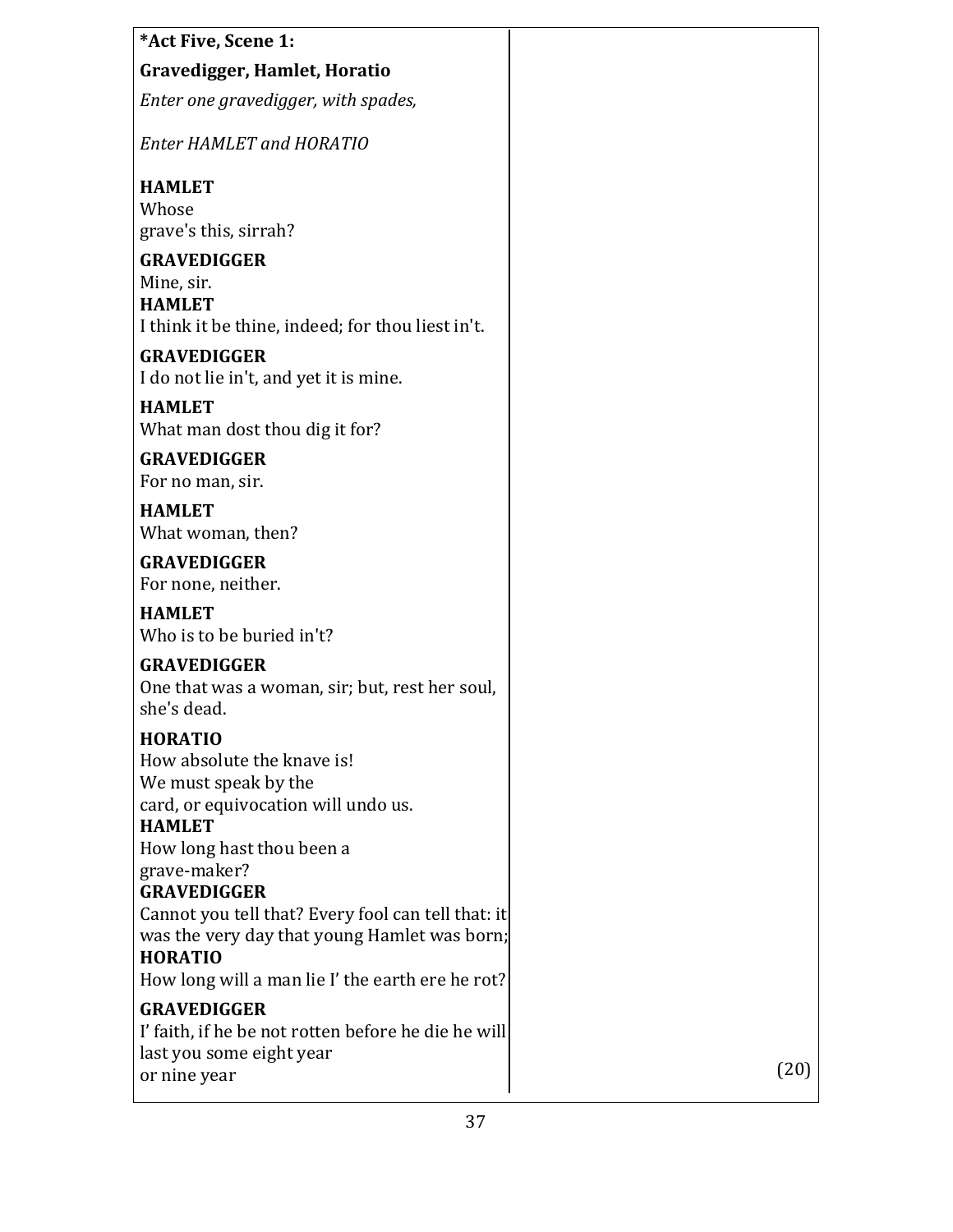**\*Act Five, Scene 1:**

**Gravedigger, Hamlet, Horatio**

*Enter one gravedigger, with spades,*

*Enter HAMLET and HORATIO*

**HAMLET**
Whose
grave's this, sirrah?

**GRAVEDIGGER**
Mine, sir.

**HAMLET**
I think it be thine, indeed; for thou liest in't.

**GRAVEDIGGER**
I do not lie in't, and yet it is mine.

**HAMLET**
What man dost thou dig it for?

**GRAVEDIGGER**
For no man, sir.

**HAMLET**
What woman, then?

**GRAVEDIGGER**
For none, neither.

**HAMLET**
Who is to be buried in't?

**GRAVEDIGGER**
One that was a woman, sir; but, rest her soul,
she's dead.

**HORATIO**
How absolute the knave is!
We must speak by the
card, or equivocation will undo us.

**HAMLET**
How long hast thou been a
grave-maker?

**GRAVEDIGGER**
Cannot you tell that? Every fool can tell that: it
was the very day that young Hamlet was born;

**HORATIO**
How long will a man lie I' the earth ere he rot?

**GRAVEDIGGER**
I' faith, if he be not rotten before he die he will
last you some eight year
or nine year

(20)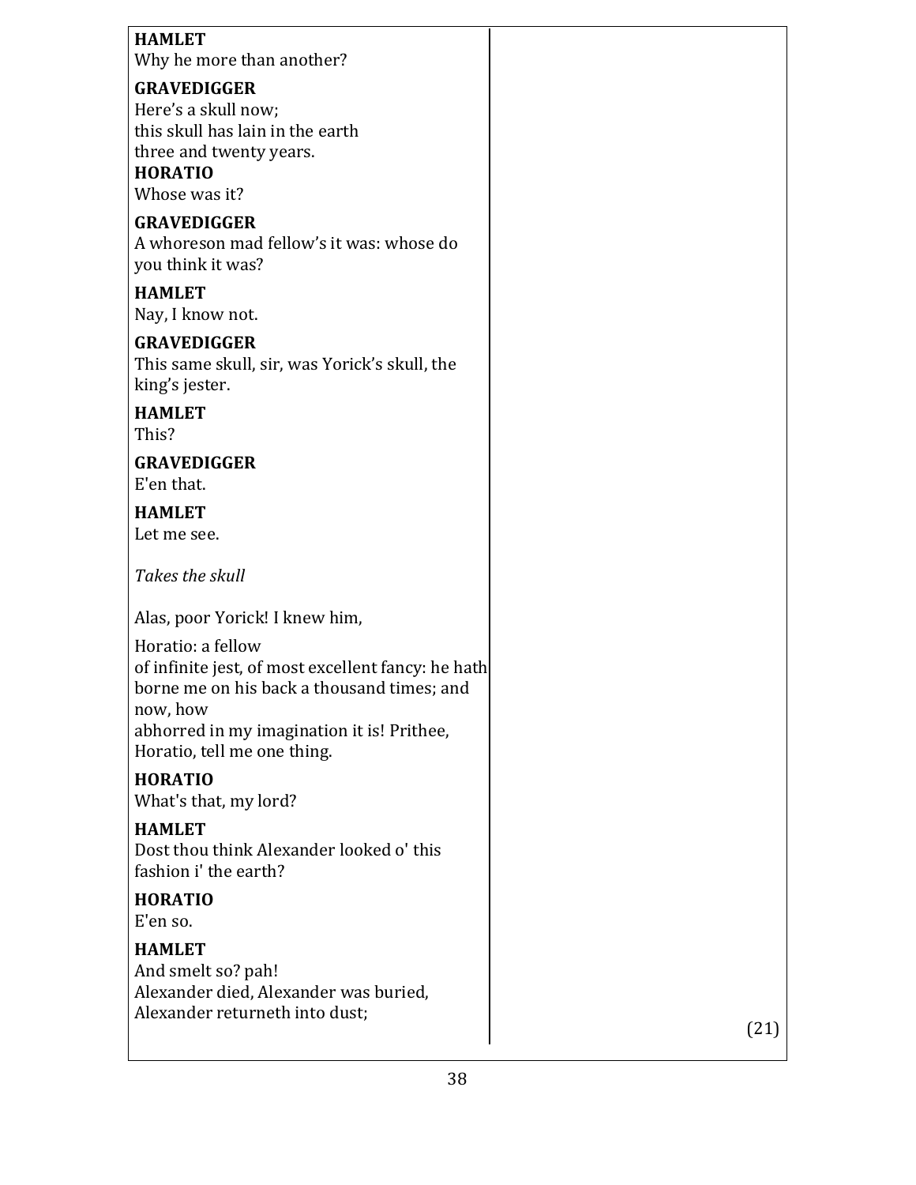**HAMLET**
Why he more than another?

**GRAVEDIGGER**
Here's a skull now;
this skull has lain in the earth
three and twenty years.

**HORATIO**
Whose was it?

**GRAVEDIGGER**
A whoreson mad fellow's it was: whose do you think it was?

**HAMLET**
Nay, I know not.

**GRAVEDIGGER**
This same skull, sir, was Yorick's skull, the king's jester.

**HAMLET**
This?

**GRAVEDIGGER**
E'en that.

**HAMLET**
Let me see.

*Takes the skull*

Alas, poor Yorick! I knew him,

Horatio: a fellow
of infinite jest, of most excellent fancy: he hath borne me on his back a thousand times; and now, how
abhorred in my imagination it is! Prithee, Horatio, tell me one thing.

**HORATIO**
What's that, my lord?

**HAMLET**
Dost thou think Alexander looked o' this fashion i' the earth?

**HORATIO**
E'en so.

**HAMLET**
And smelt so? pah!
Alexander died, Alexander was buried,
Alexander returneth into dust;

(21)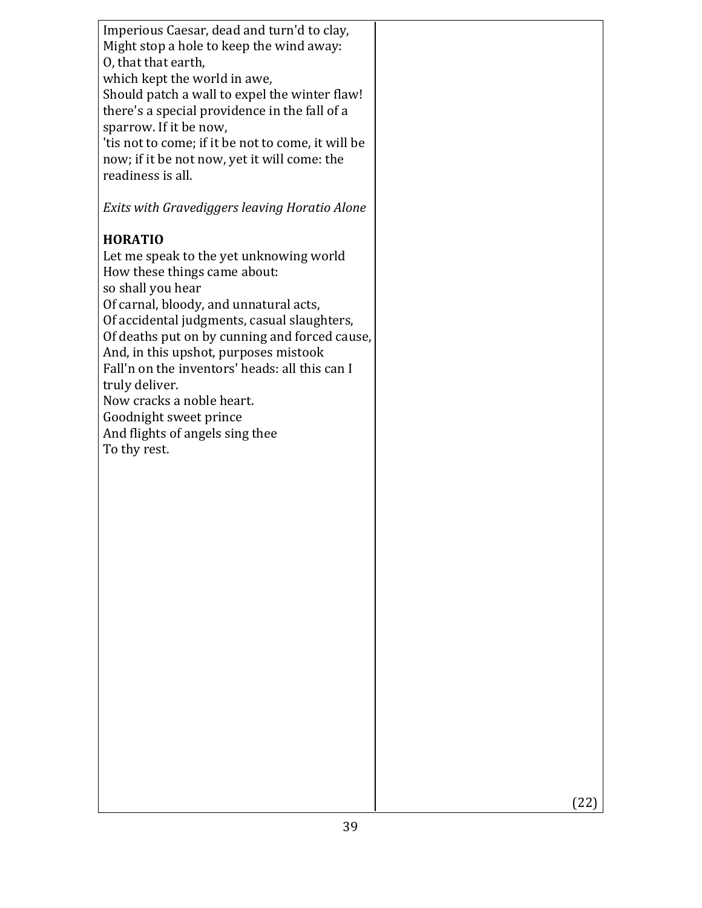Imperious Caesar, dead and turn'd to clay,
Might stop a hole to keep the wind away:
O, that that earth,
which kept the world in awe,
Should patch a wall to expel the winter flaw!
there's a special providence in the fall of a sparrow. If it be now,
'tis not to come; if it be not to come, it will be now; if it be not now, yet it will come: the readiness is all.

*Exits with Gravediggers leaving Horatio Alone*

**HORATIO**
Let me speak to the yet unknowing world
How these things came about:
so shall you hear
Of carnal, bloody, and unnatural acts,
Of accidental judgments, casual slaughters,
Of deaths put on by cunning and forced cause,
And, in this upshot, purposes mistook
Fall'n on the inventors' heads: all this can I truly deliver.
Now cracks a noble heart.
Goodnight sweet prince
And flights of angels sing thee
To thy rest.

(22)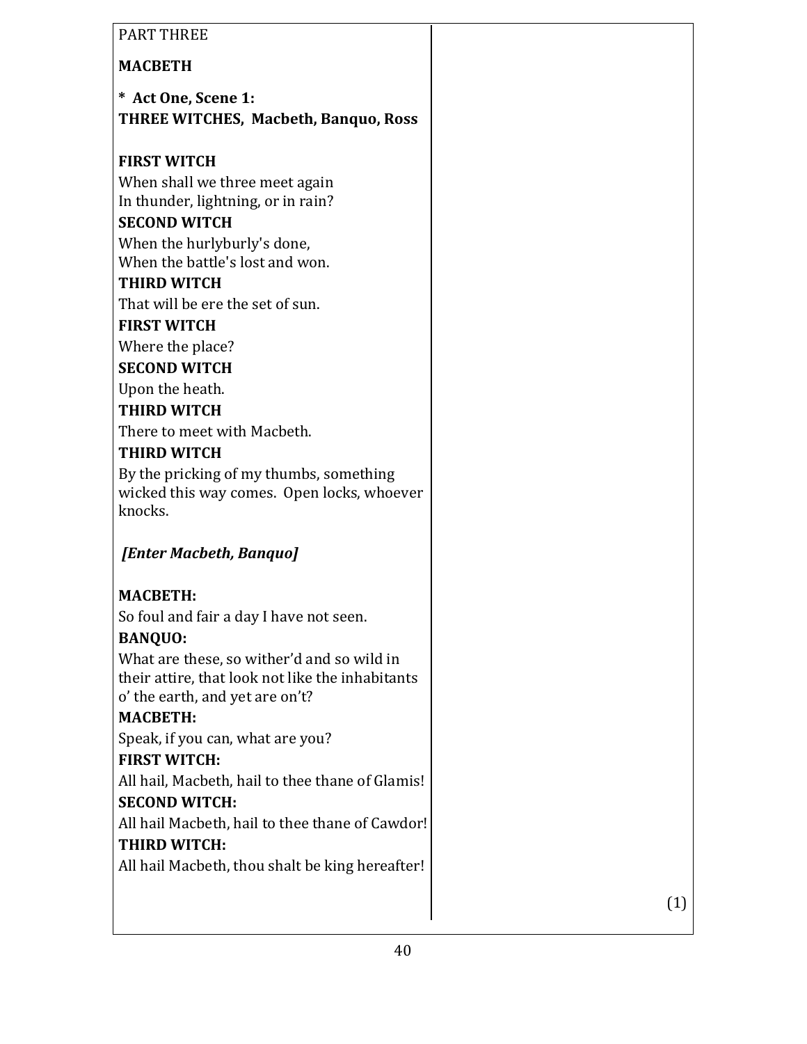PART THREE

**MACBETH**

**\* Act One, Scene 1:**
**THREE WITCHES, Macbeth, Banquo, Ross**

**FIRST WITCH**
When shall we three meet again
In thunder, lightning, or in rain?

**SECOND WITCH**
When the hurlyburly's done,
When the battle's lost and won.

**THIRD WITCH**
That will be ere the set of sun.

**FIRST WITCH**
Where the place?

**SECOND WITCH**
Upon the heath.

**THIRD WITCH**
There to meet with Macbeth.

**THIRD WITCH**
By the pricking of my thumbs, something wicked this way comes. Open locks, whoever knocks.

***[Enter Macbeth, Banquo]***

**MACBETH:**
So foul and fair a day I have not seen.

**BANQUO:**
What are these, so wither'd and so wild in their attire, that look not like the inhabitants o' the earth, and yet are on't?

**MACBETH:**
Speak, if you can, what are you?

**FIRST WITCH:**
All hail, Macbeth, hail to thee thane of Glamis!

**SECOND WITCH:**
All hail Macbeth, hail to thee thane of Cawdor!

**THIRD WITCH:**
All hail Macbeth, thou shalt be king hereafter!

(1)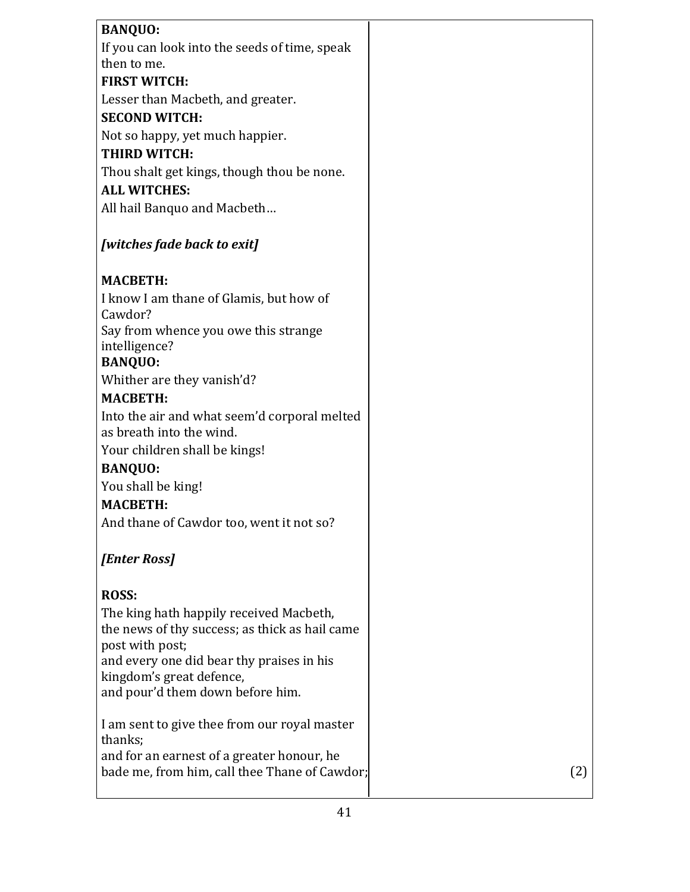| | |
|---|---|
| **BANQUO:**<br>If you can look into the seeds of time, speak then to me.<br>**FIRST WITCH:**<br>Lesser than Macbeth, and greater.<br>**SECOND WITCH:**<br>Not so happy, yet much happier.<br>**THIRD WITCH:**<br>Thou shalt get kings, though thou be none.<br>**ALL WITCHES:**<br>All hail Banquo and Macbeth…<br><br>***[witches fade back to exit]***<br><br>**MACBETH:**<br>I know I am thane of Glamis, but how of Cawdor?<br>Say from whence you owe this strange intelligence?<br>**BANQUO:**<br>Whither are they vanish'd?<br>**MACBETH:**<br>Into the air and what seem'd corporal melted as breath into the wind.<br>Your children shall be kings!<br>**BANQUO:**<br>You shall be king!<br>**MACBETH:**<br>And thane of Cawdor too, went it not so?<br><br>***[Enter Ross]***<br><br>**ROSS:**<br>The king hath happily received Macbeth,<br>the news of thy success; as thick as hail came post with post;<br>and every one did bear thy praises in his kingdom's great defence,<br>and pour'd them down before him.<br><br>I am sent to give thee from our royal master thanks;<br>and for an earnest of a greater honour, he bade me, from him, call thee Thane of Cawdor; | (2) |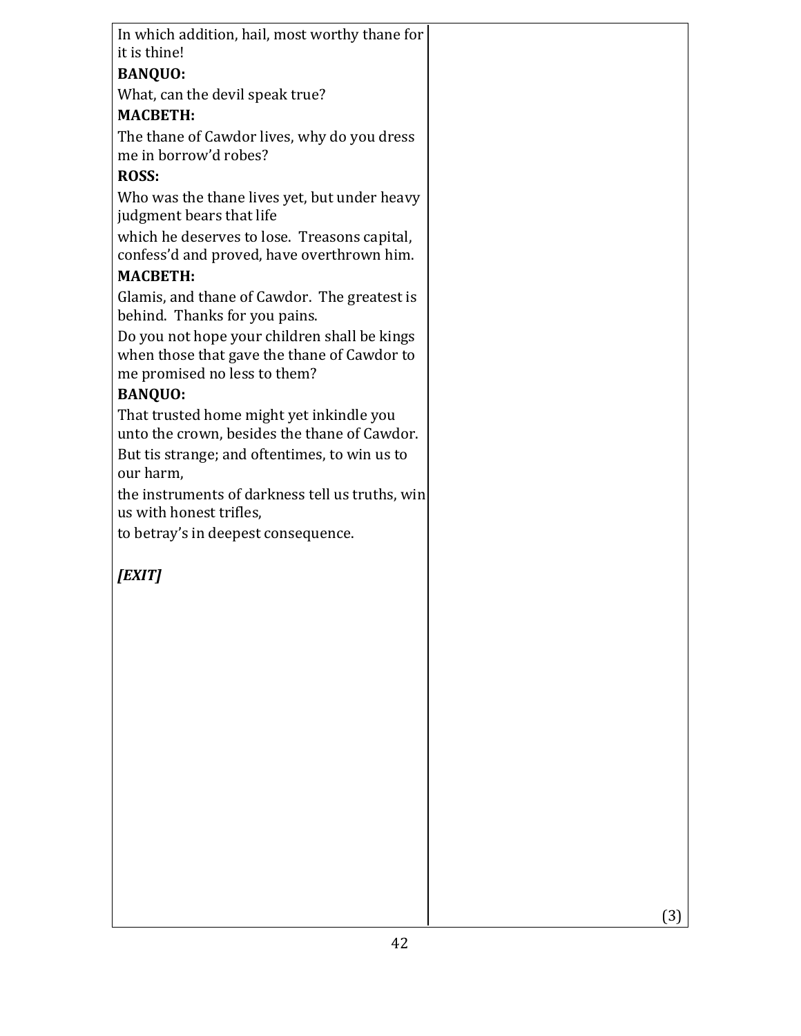| | |
|---|---|
| In which addition, hail, most worthy thane for it is thine!<br>**BANQUO:**<br>What, can the devil speak true?<br>**MACBETH:**<br>The thane of Cawdor lives, why do you dress me in borrow'd robes?<br>**ROSS:**<br>Who was the thane lives yet, but under heavy judgment bears that life<br>which he deserves to lose. Treasons capital, confess'd and proved, have overthrown him.<br>**MACBETH:**<br>Glamis, and thane of Cawdor. The greatest is behind. Thanks for you pains.<br>Do you not hope your children shall be kings when those that gave the thane of Cawdor to me promised no less to them?<br>**BANQUO:**<br>That trusted home might yet inkindle you unto the crown, besides the thane of Cawdor.<br>But tis strange; and oftentimes, to win us to our harm,<br>the instruments of darkness tell us truths, win us with honest trifles,<br>to betray's in deepest consequence.<br><br>***[EXIT]*** | (3) |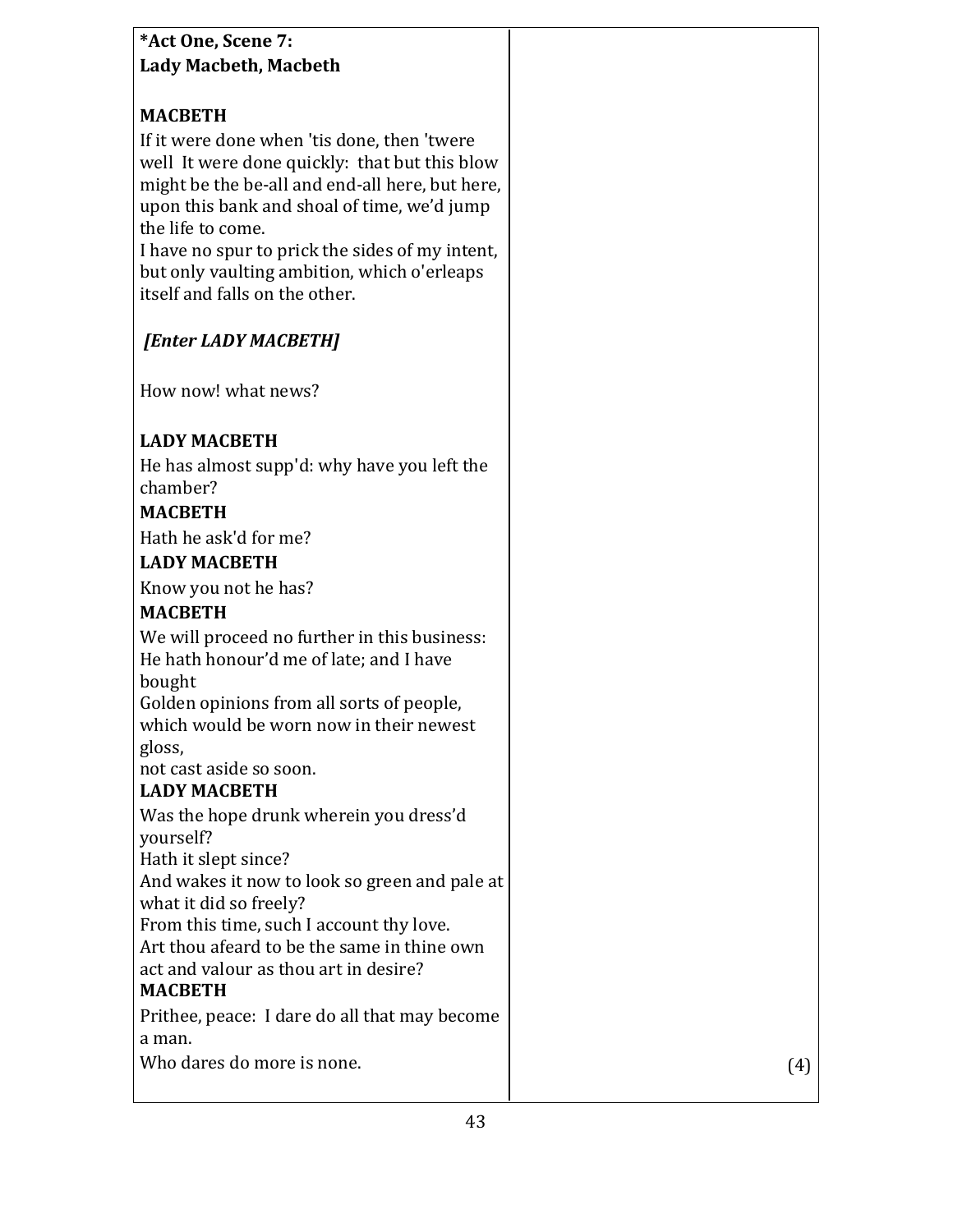**\*Act One, Scene 7:**
**Lady Macbeth, Macbeth**

**MACBETH**

If it were done when 'tis done, then 'twere well  It were done quickly:  that but this blow might be the be-all and end-all here, but here, upon this bank and shoal of time, we'd jump the life to come.
I have no spur to prick the sides of my intent, but only vaulting ambition, which o'erleaps itself and falls on the other.

***[Enter LADY MACBETH]***

How now! what news?

**LADY MACBETH**

He has almost supp'd: why have you left the chamber?

**MACBETH**

Hath he ask'd for me?

**LADY MACBETH**

Know you not he has?

**MACBETH**

We will proceed no further in this business:
He hath honour'd me of late; and I have bought
Golden opinions from all sorts of people, which would be worn now in their newest gloss,
not cast aside so soon.

**LADY MACBETH**

Was the hope drunk wherein you dress'd yourself?
Hath it slept since?
And wakes it now to look so green and pale at what it did so freely?
From this time, such I account thy love.
Art thou afeard to be the same in thine own act and valour as thou art in desire?

**MACBETH**

Prithee, peace:  I dare do all that may become a man.
Who dares do more is none.

(4)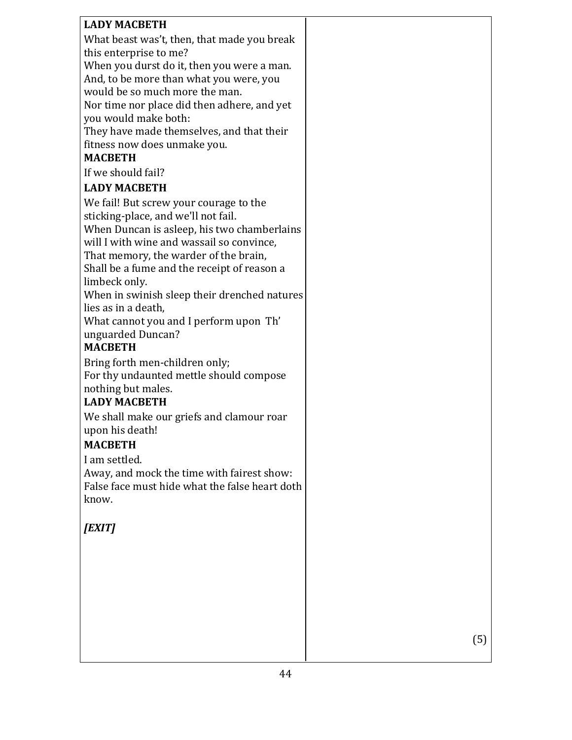| | |
|---|---|
| **LADY MACBETH**<br>What beast was't, then, that made you break this enterprise to me?<br>When you durst do it, then you were a man.<br>And, to be more than what you were, you would be so much more the man.<br>Nor time nor place did then adhere, and yet you would make both:<br>They have made themselves, and that their fitness now does unmake you.<br>**MACBETH**<br>If we should fail?<br>**LADY MACBETH**<br>We fail! But screw your courage to the sticking-place, and we'll not fail.<br>When Duncan is asleep, his two chamberlains will I with wine and wassail so convince,<br>That memory, the warder of the brain,<br>Shall be a fume and the receipt of reason a limbeck only.<br>When in swinish sleep their drenched natures lies as in a death,<br>What cannot you and I perform upon Th' unguarded Duncan?<br>**MACBETH**<br>Bring forth men-children only;<br>For thy undaunted mettle should compose nothing but males.<br>**LADY MACBETH**<br>We shall make our griefs and clamour roar upon his death!<br>**MACBETH**<br>I am settled.<br>Away, and mock the time with fairest show:<br>False face must hide what the false heart doth know.<br><br>***[EXIT]*** | (5) |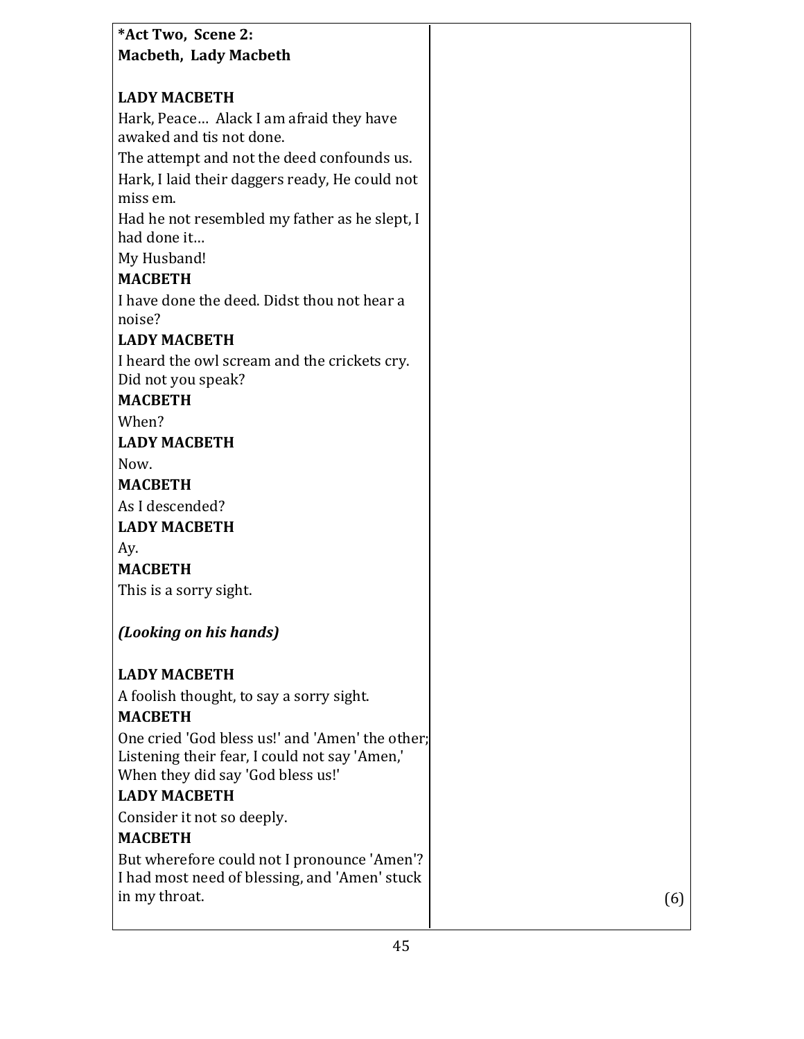**\*Act Two, Scene 2:**
**Macbeth, Lady Macbeth**

**LADY MACBETH**

Hark, Peace… Alack I am afraid they have awaked and tis not done.

The attempt and not the deed confounds us.

Hark, I laid their daggers ready, He could not miss em.

Had he not resembled my father as he slept, I had done it…

My Husband!

**MACBETH**

I have done the deed. Didst thou not hear a noise?

**LADY MACBETH**

I heard the owl scream and the crickets cry. Did not you speak?

**MACBETH**

When?

**LADY MACBETH**

Now.

**MACBETH**

As I descended?

**LADY MACBETH**

Ay.

**MACBETH**

This is a sorry sight.

***(Looking on his hands)***

**LADY MACBETH**

A foolish thought, to say a sorry sight.

**MACBETH**

One cried 'God bless us!' and 'Amen' the other;
Listening their fear, I could not say 'Amen,'
When they did say 'God bless us!'

**LADY MACBETH**

Consider it not so deeply.

**MACBETH**

But wherefore could not I pronounce 'Amen'?
I had most need of blessing, and 'Amen' stuck in my throat.

(6)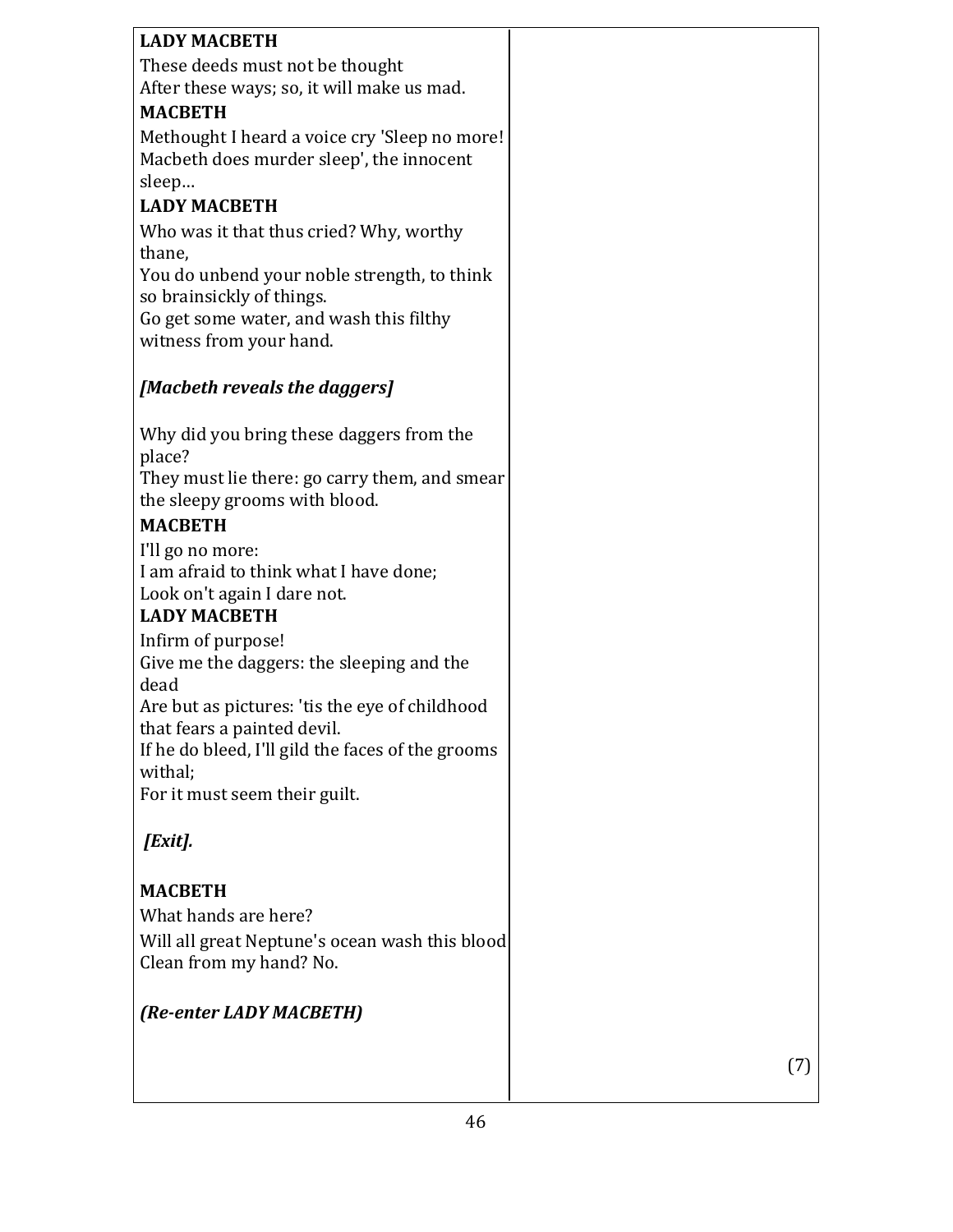| | |
|---|---|
| **LADY MACBETH**<br>These deeds must not be thought<br>After these ways; so, it will make us mad.<br>**MACBETH**<br>Methought I heard a voice cry 'Sleep no more!<br>Macbeth does murder sleep', the innocent sleep…<br>**LADY MACBETH**<br>Who was it that thus cried? Why, worthy thane,<br>You do unbend your noble strength, to think so brainsickly of things.<br>Go get some water, and wash this filthy witness from your hand.<br><br>***[Macbeth reveals the daggers]***<br><br>Why did you bring these daggers from the place?<br>They must lie there: go carry them, and smear the sleepy grooms with blood.<br>**MACBETH**<br>I'll go no more:<br>I am afraid to think what I have done;<br>Look on't again I dare not.<br>**LADY MACBETH**<br>Infirm of purpose!<br>Give me the daggers: the sleeping and the dead<br>Are but as pictures: 'tis the eye of childhood that fears a painted devil.<br>If he do bleed, I'll gild the faces of the grooms withal;<br>For it must seem their guilt.<br><br>***[Exit].***<br><br>**MACBETH**<br>What hands are here?<br>Will all great Neptune's ocean wash this blood<br>Clean from my hand? No.<br><br>***(Re-enter LADY MACBETH)*** | (7) |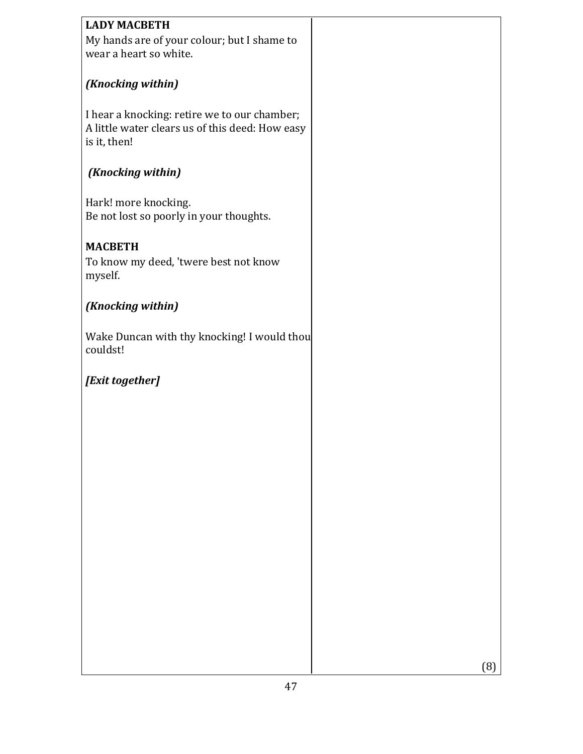| | |
|---|---|
| **LADY MACBETH**<br>My hands are of your colour; but I shame to wear a heart so white.<br><br>***(Knocking within)***<br><br>I hear a knocking: retire we to our chamber; A little water clears us of this deed: How easy is it, then!<br><br>***(Knocking within)***<br><br>Hark! more knocking.<br>Be not lost so poorly in your thoughts.<br><br>**MACBETH**<br>To know my deed, 'twere best not know myself.<br><br>***(Knocking within)***<br><br>Wake Duncan with thy knocking! I would thou couldst!<br><br>***[Exit together]*** | (8) |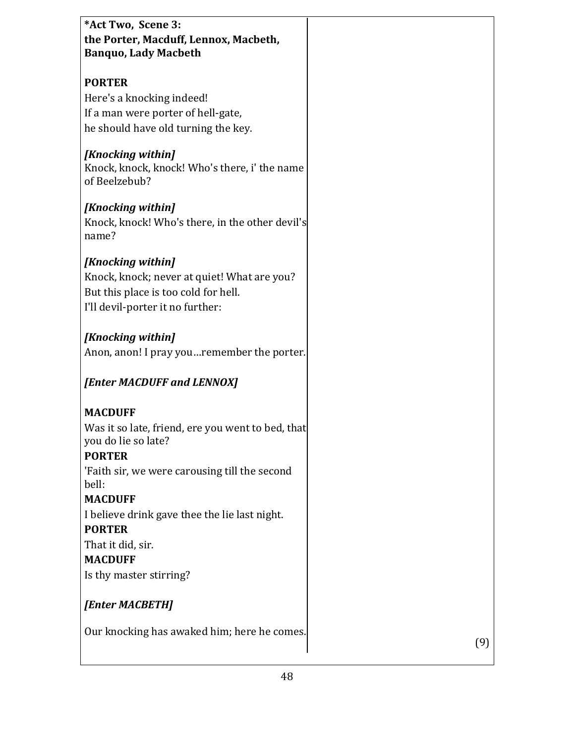**\*Act Two, Scene 3:**
**the Porter, Macduff, Lennox, Macbeth, Banquo, Lady Macbeth**

**PORTER**

Here's a knocking indeed!
If a man were porter of hell-gate,
he should have old turning the key.

***[Knocking within]***
Knock, knock, knock! Who's there, i' the name of Beelzebub?

***[Knocking within]***
Knock, knock! Who's there, in the other devil's name?

***[Knocking within]***
Knock, knock; never at quiet! What are you?
But this place is too cold for hell.
I'll devil-porter it no further:

***[Knocking within]***
Anon, anon! I pray you…remember the porter.

***[Enter MACDUFF and LENNOX]***

**MACDUFF**
Was it so late, friend, ere you went to bed, that you do lie so late?

**PORTER**
'Faith sir, we were carousing till the second bell:

**MACDUFF**
I believe drink gave thee the lie last night.

**PORTER**
That it did, sir.

**MACDUFF**
Is thy master stirring?

***[Enter MACBETH]***

Our knocking has awaked him; here he comes.

(9)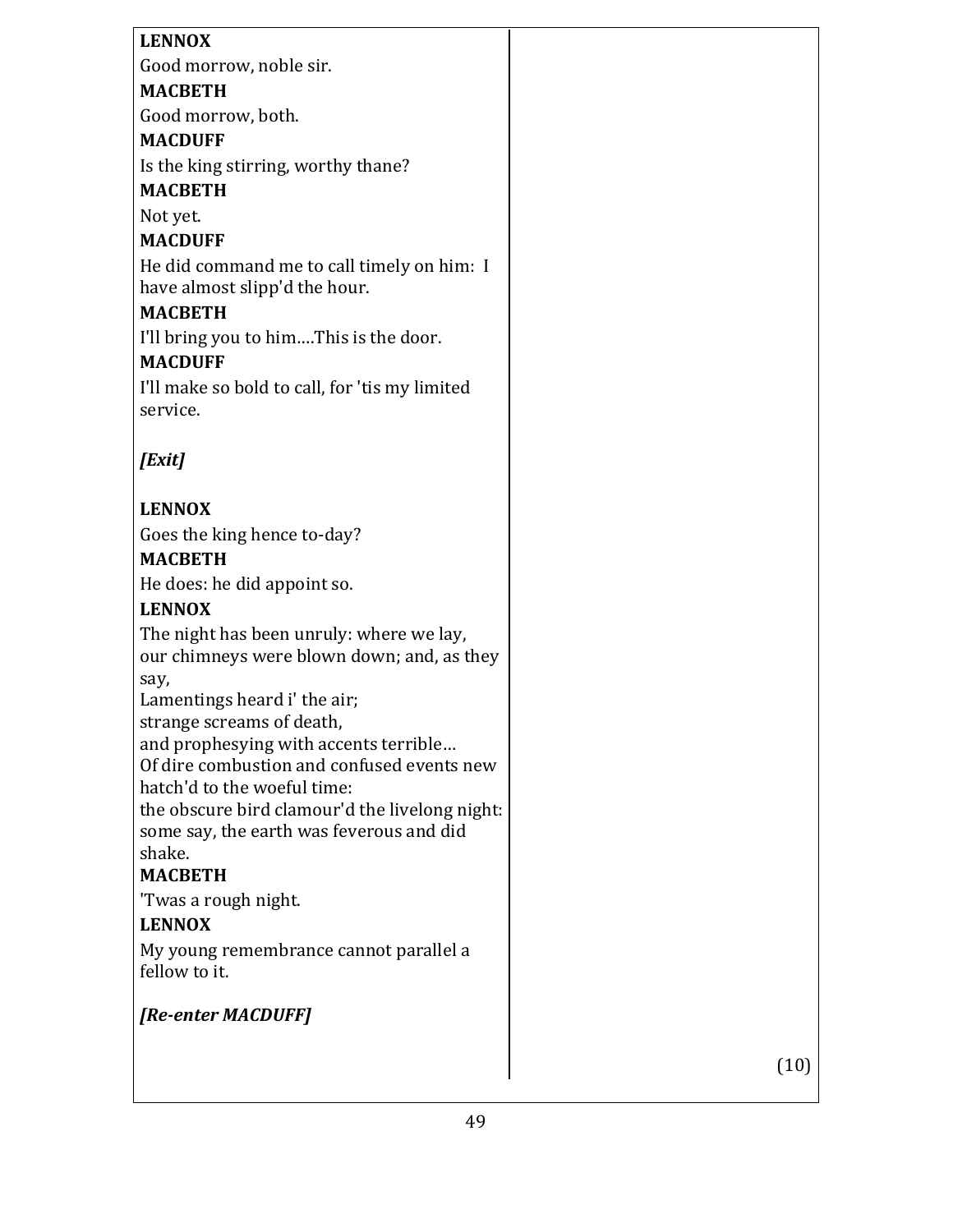**LENNOX**

Good morrow, noble sir.

**MACBETH**

Good morrow, both.

**MACDUFF**

Is the king stirring, worthy thane?

**MACBETH**

Not yet.

**MACDUFF**

He did command me to call timely on him: I have almost slipp'd the hour.

**MACBETH**

I'll bring you to him….This is the door.

**MACDUFF**

I'll make so bold to call, for 'tis my limited service.

***[Exit]***

**LENNOX**

Goes the king hence to-day?

**MACBETH**

He does: he did appoint so.

**LENNOX**

The night has been unruly: where we lay,
our chimneys were blown down; and, as they say,
Lamentings heard i' the air;
strange screams of death,
and prophesying with accents terrible…
Of dire combustion and confused events new hatch'd to the woeful time:
the obscure bird clamour'd the livelong night:
some say, the earth was feverous and did shake.

**MACBETH**

'Twas a rough night.

**LENNOX**

My young remembrance cannot parallel a fellow to it.

***[Re-enter MACDUFF]***

(10)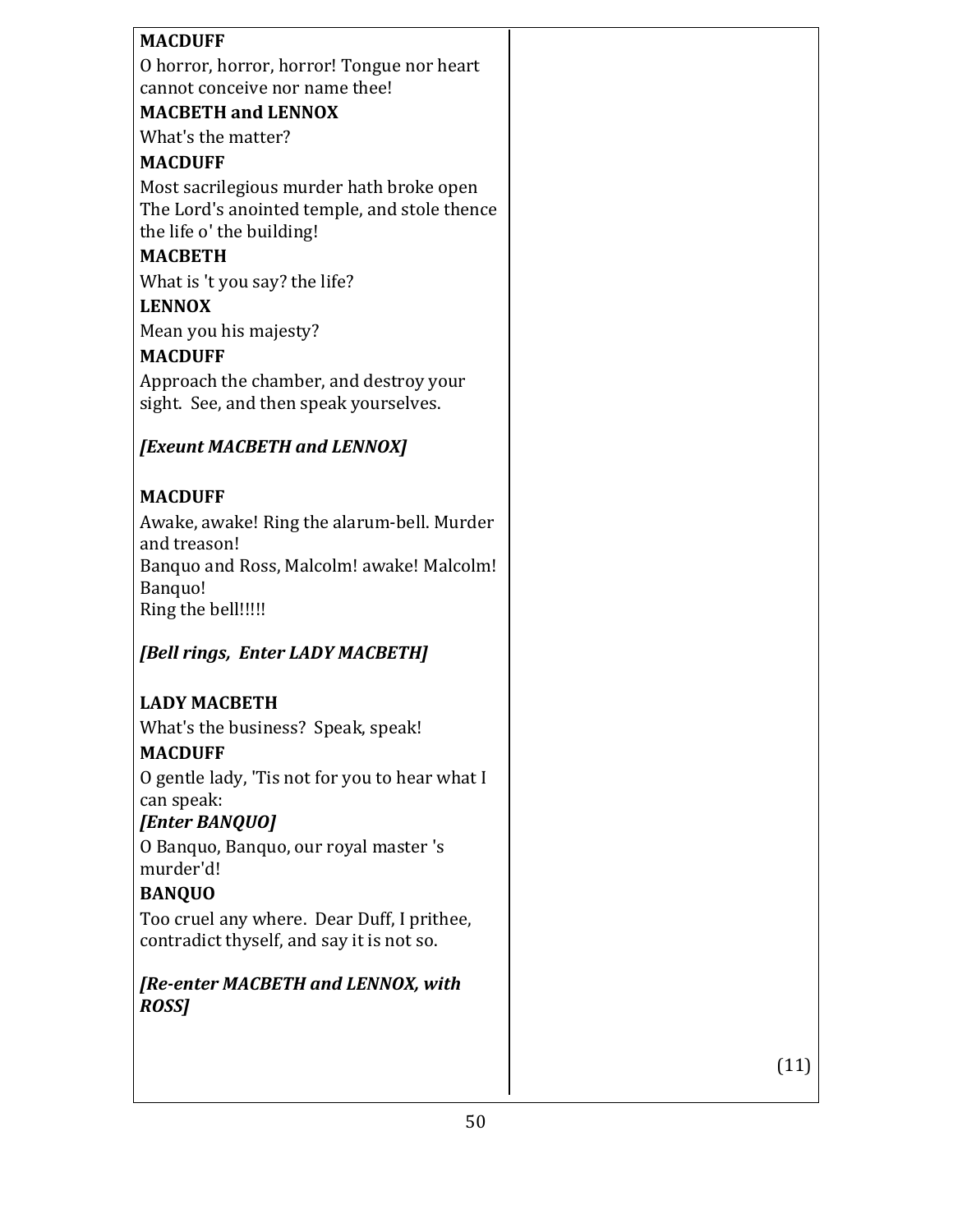**MACDUFF**

O horror, horror, horror! Tongue nor heart cannot conceive nor name thee!

**MACBETH and LENNOX**

What's the matter?

**MACDUFF**

Most sacrilegious murder hath broke open The Lord's anointed temple, and stole thence the life o' the building!

**MACBETH**

What is 't you say? the life?

**LENNOX**

Mean you his majesty?

**MACDUFF**

Approach the chamber, and destroy your sight. See, and then speak yourselves.

***[Exeunt MACBETH and LENNOX]***

**MACDUFF**

Awake, awake! Ring the alarum-bell. Murder and treason!
Banquo and Ross, Malcolm! awake! Malcolm! Banquo!
Ring the bell!!!!!

***[Bell rings, Enter LADY MACBETH]***

**LADY MACBETH**

What's the business? Speak, speak!

**MACDUFF**

O gentle lady, 'Tis not for you to hear what I can speak:
***[Enter BANQUO]***
O Banquo, Banquo, our royal master 's murder'd!

**BANQUO**

Too cruel any where. Dear Duff, I prithee, contradict thyself, and say it is not so.

***[Re-enter MACBETH and LENNOX, with ROSS]***

(11)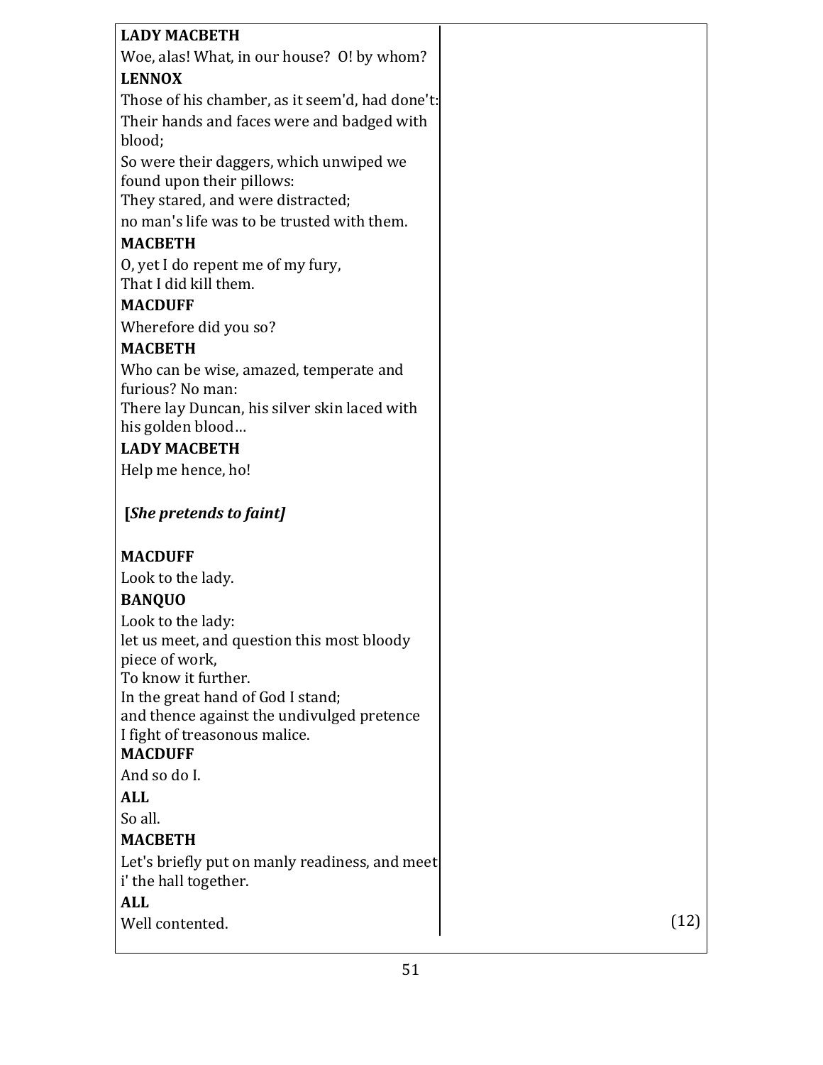**LADY MACBETH**

Woe, alas! What, in our house? O! by whom?

**LENNOX**

Those of his chamber, as it seem'd, had done't:
Their hands and faces were and badged with blood;
So were their daggers, which unwiped we found upon their pillows:
They stared, and were distracted;
no man's life was to be trusted with them.

**MACBETH**

O, yet I do repent me of my fury,
That I did kill them.

**MACDUFF**

Wherefore did you so?

**MACBETH**

Who can be wise, amazed, temperate and furious? No man:
There lay Duncan, his silver skin laced with his golden blood…

**LADY MACBETH**

Help me hence, ho!

**[*She pretends to faint]***

**MACDUFF**

Look to the lady.

**BANQUO**

Look to the lady:
let us meet, and question this most bloody piece of work,
To know it further.
In the great hand of God I stand;
and thence against the undivulged pretence
I fight of treasonous malice.

**MACDUFF**

And so do I.

**ALL**

So all.

**MACBETH**

Let's briefly put on manly readiness, and meet i' the hall together.

**ALL**

Well contented.

(12)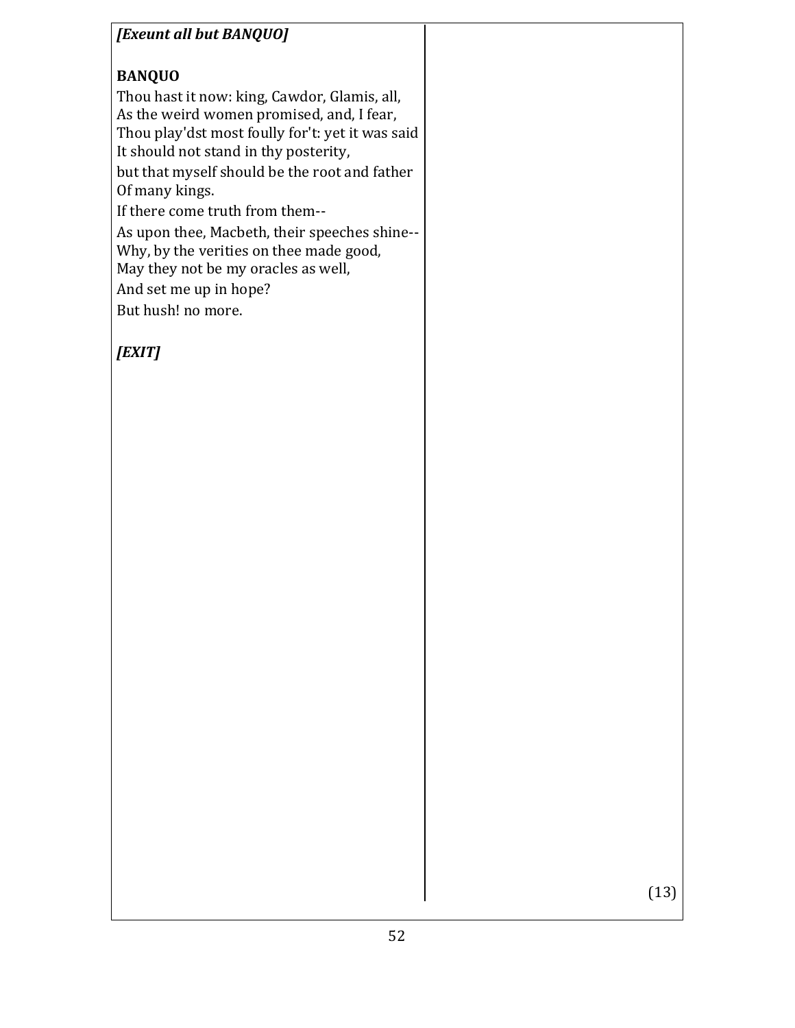***[Exeunt all but BANQUO]***

**BANQUO**

Thou hast it now: king, Cawdor, Glamis, all,
As the weird women promised, and, I fear,
Thou play'dst most foully for't: yet it was said
It should not stand in thy posterity,
but that myself should be the root and father
Of many kings.
If there come truth from them--
As upon thee, Macbeth, their speeches shine--
Why, by the verities on thee made good,
May they not be my oracles as well,
And set me up in hope?
But hush! no more.

***[EXIT]***

(13)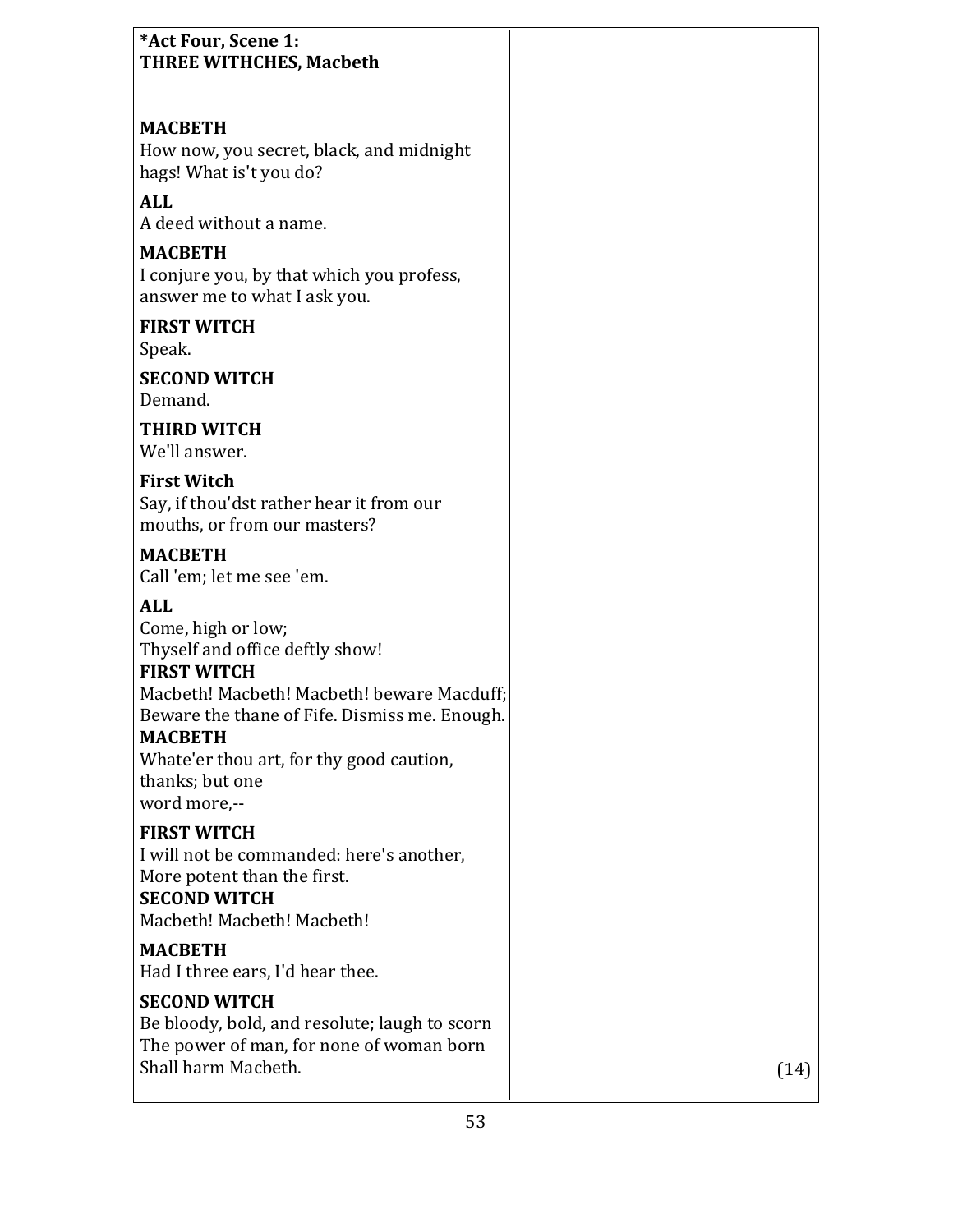**\*Act Four, Scene 1:**
**THREE WITHCHES, Macbeth**

**MACBETH**
How now, you secret, black, and midnight hags! What is't you do?

**ALL**
A deed without a name.

**MACBETH**
I conjure you, by that which you profess, answer me to what I ask you.

**FIRST WITCH**
Speak.

**SECOND WITCH**
Demand.

**THIRD WITCH**
We'll answer.

**First Witch**
Say, if thou'dst rather hear it from our mouths, or from our masters?

**MACBETH**
Call 'em; let me see 'em.

**ALL**
Come, high or low;
Thyself and office deftly show!

**FIRST WITCH**
Macbeth! Macbeth! Macbeth! beware Macduff;
Beware the thane of Fife. Dismiss me. Enough.

**MACBETH**
Whate'er thou art, for thy good caution, thanks; but one
word more,--

**FIRST WITCH**
I will not be commanded: here's another,
More potent than the first.

**SECOND WITCH**
Macbeth! Macbeth! Macbeth!

**MACBETH**
Had I three ears, I'd hear thee.

**SECOND WITCH**
Be bloody, bold, and resolute; laugh to scorn
The power of man, for none of woman born
Shall harm Macbeth.

(14)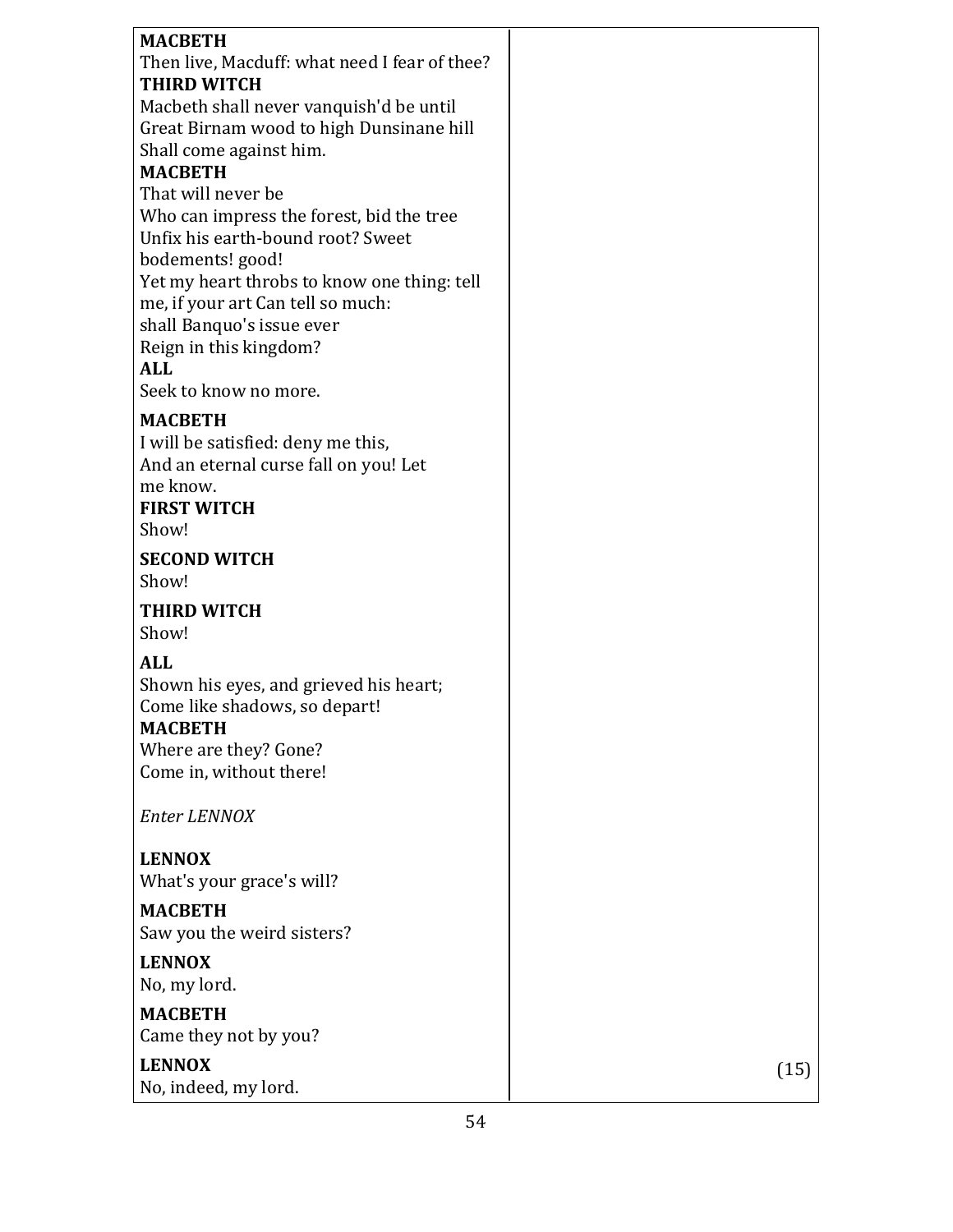**MACBETH**
Then live, Macduff: what need I fear of thee?
**THIRD WITCH**
Macbeth shall never vanquish'd be until
Great Birnam wood to high Dunsinane hill
Shall come against him.
**MACBETH**
That will never be
Who can impress the forest, bid the tree
Unfix his earth-bound root? Sweet
bodements! good!
Yet my heart throbs to know one thing: tell
me, if your art Can tell so much:
shall Banquo's issue ever
Reign in this kingdom?
**ALL**
Seek to know no more.

**MACBETH**
I will be satisfied: deny me this,
And an eternal curse fall on you! Let
me know.
**FIRST WITCH**
Show!

**SECOND WITCH**
Show!

**THIRD WITCH**
Show!

**ALL**
Shown his eyes, and grieved his heart;
Come like shadows, so depart!
**MACBETH**
Where are they? Gone?
Come in, without there!

*Enter LENNOX*

**LENNOX**
What's your grace's will?

**MACBETH**
Saw you the weird sisters?

**LENNOX**
No, my lord.

**MACBETH**
Came they not by you?

**LENNOX**
No, indeed, my lord.

(15)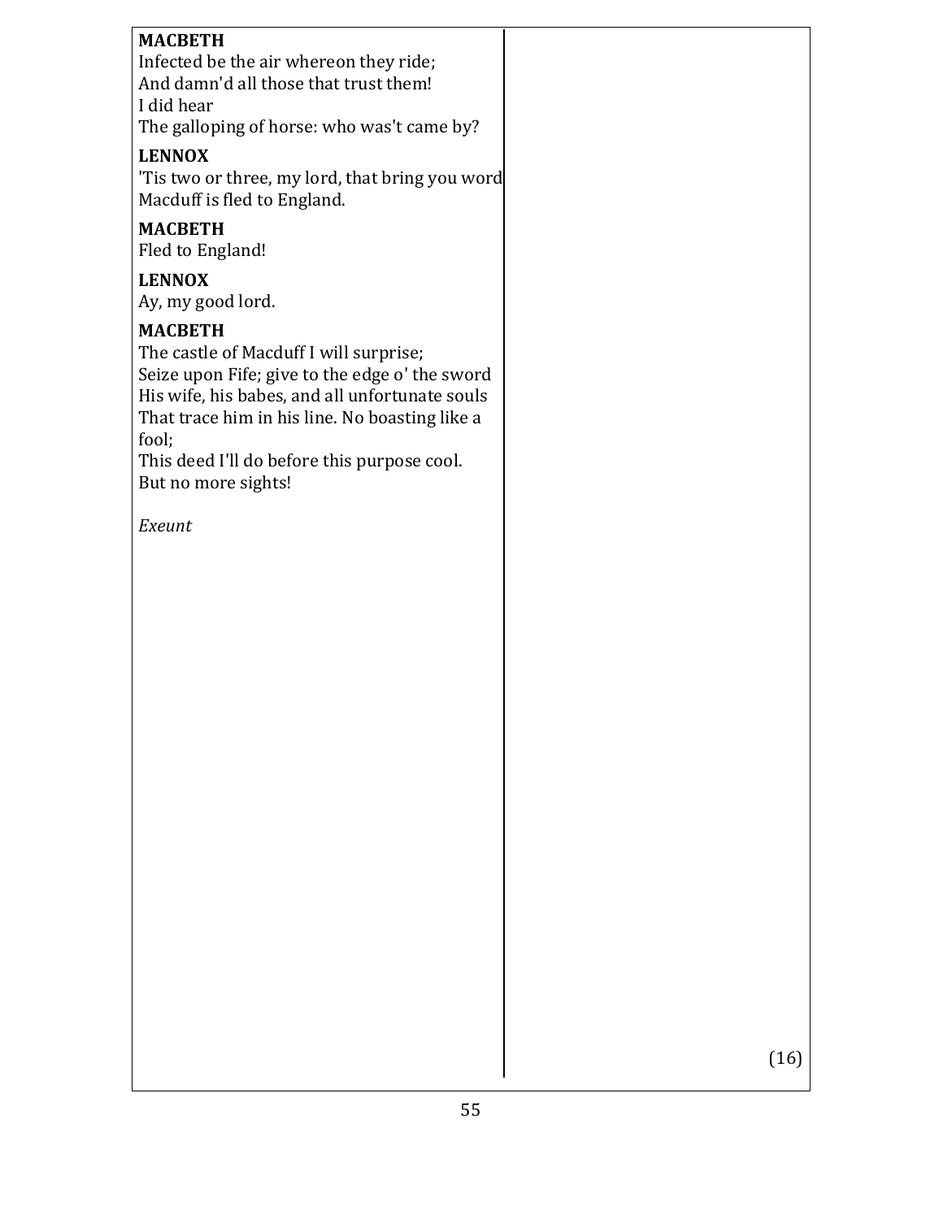**MACBETH**
Infected be the air whereon they ride;
And damn'd all those that trust them!
I did hear
The galloping of horse: who was't came by?

**LENNOX**
'Tis two or three, my lord, that bring you word
Macduff is fled to England.

**MACBETH**
Fled to England!

**LENNOX**
Ay, my good lord.

**MACBETH**
The castle of Macduff I will surprise;
Seize upon Fife; give to the edge o' the sword
His wife, his babes, and all unfortunate souls
That trace him in his line. No boasting like a fool;
This deed I'll do before this purpose cool.
But no more sights!

*Exeunt*

(16)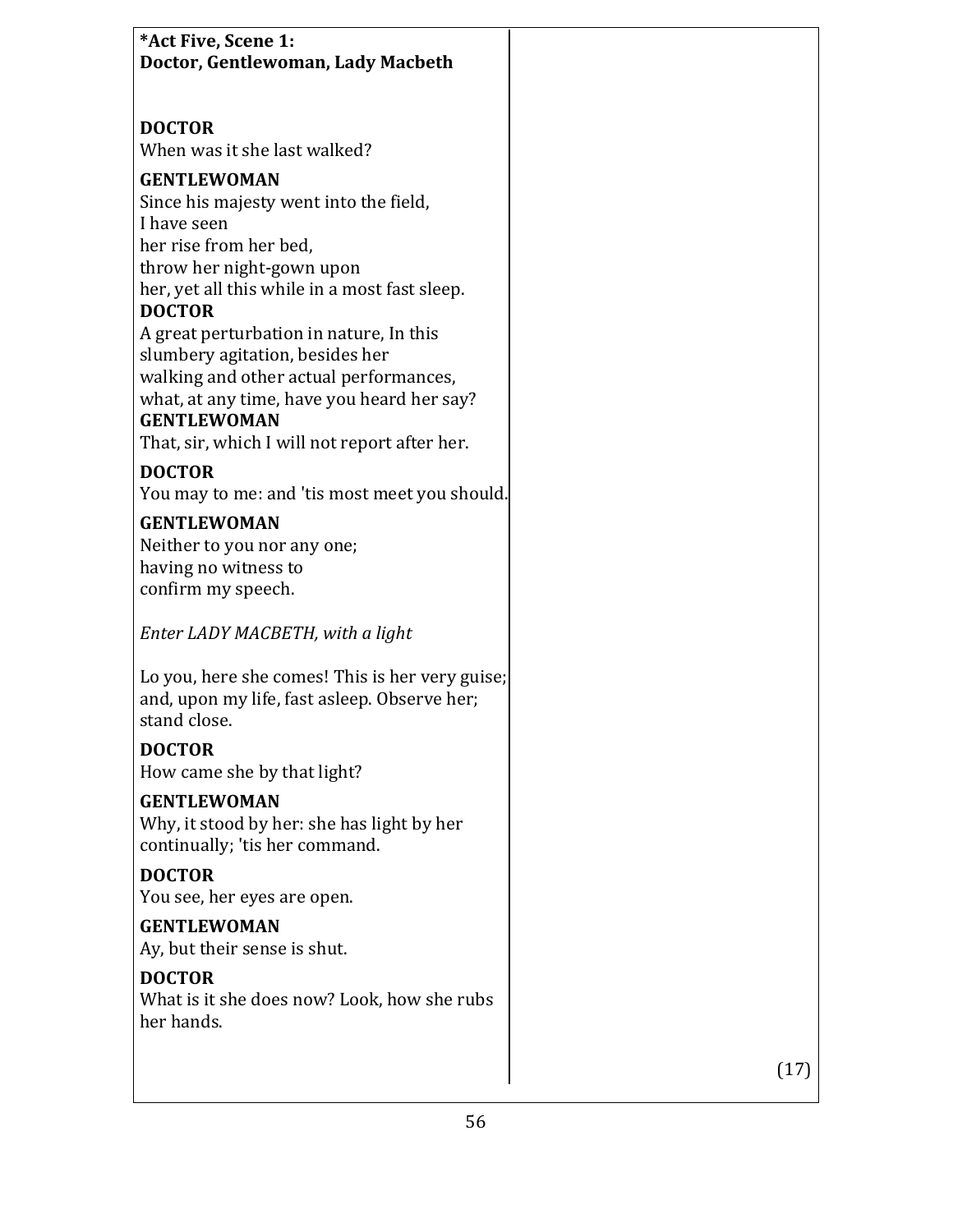**\*Act Five, Scene 1:**
**Doctor, Gentlewoman, Lady Macbeth**

**DOCTOR**
When was it she last walked?

**GENTLEWOMAN**
Since his majesty went into the field,
I have seen
her rise from her bed,
throw her night-gown upon
her, yet all this while in a most fast sleep.

**DOCTOR**
A great perturbation in nature, In this
slumbery agitation, besides her
walking and other actual performances,
what, at any time, have you heard her say?

**GENTLEWOMAN**
That, sir, which I will not report after her.

**DOCTOR**
You may to me: and 'tis most meet you should.

**GENTLEWOMAN**
Neither to you nor any one;
having no witness to
confirm my speech.

*Enter LADY MACBETH, with a light*

Lo you, here she comes! This is her very guise;
and, upon my life, fast asleep. Observe her;
stand close.

**DOCTOR**
How came she by that light?

**GENTLEWOMAN**
Why, it stood by her: she has light by her
continually; 'tis her command.

**DOCTOR**
You see, her eyes are open.

**GENTLEWOMAN**
Ay, but their sense is shut.

**DOCTOR**
What is it she does now? Look, how she rubs
her hands.

(17)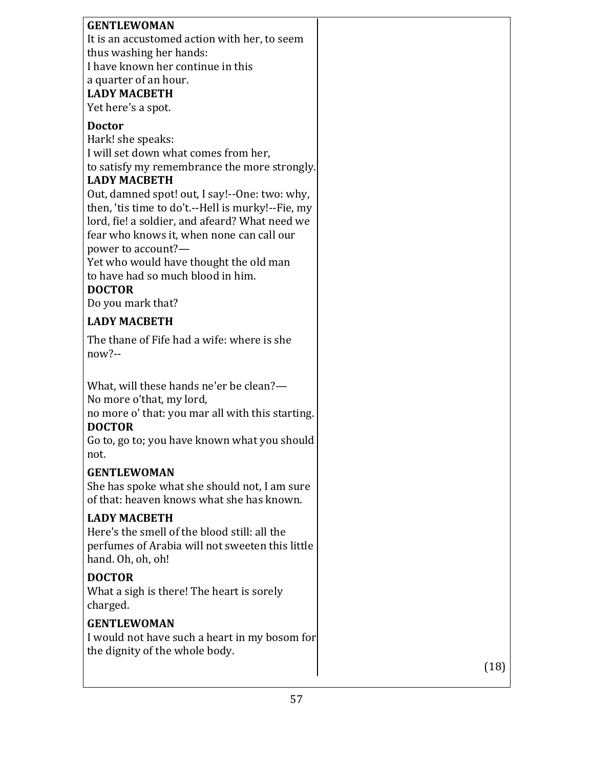**GENTLEWOMAN**
It is an accustomed action with her, to seem thus washing her hands:
I have known her continue in this
a quarter of an hour.

**LADY MACBETH**
Yet here's a spot.

**Doctor**
Hark! she speaks:
I will set down what comes from her,
to satisfy my remembrance the more strongly.

**LADY MACBETH**
Out, damned spot! out, I say!--One: two: why, then, 'tis time to do't.--Hell is murky!--Fie, my lord, fie! a soldier, and afeard? What need we fear who knows it, when none can call our power to account?—
Yet who would have thought the old man
to have had so much blood in him.

**DOCTOR**
Do you mark that?

**LADY MACBETH**

The thane of Fife had a wife: where is she now?--

What, will these hands ne'er be clean?—
No more o'that, my lord,
no more o' that: you mar all with this starting.

**DOCTOR**
Go to, go to; you have known what you should not.

**GENTLEWOMAN**
She has spoke what she should not, I am sure of that: heaven knows what she has known.

**LADY MACBETH**
Here's the smell of the blood still: all the perfumes of Arabia will not sweeten this little hand. Oh, oh, oh!

**DOCTOR**
What a sigh is there! The heart is sorely charged.

**GENTLEWOMAN**
I would not have such a heart in my bosom for the dignity of the whole body.

(18)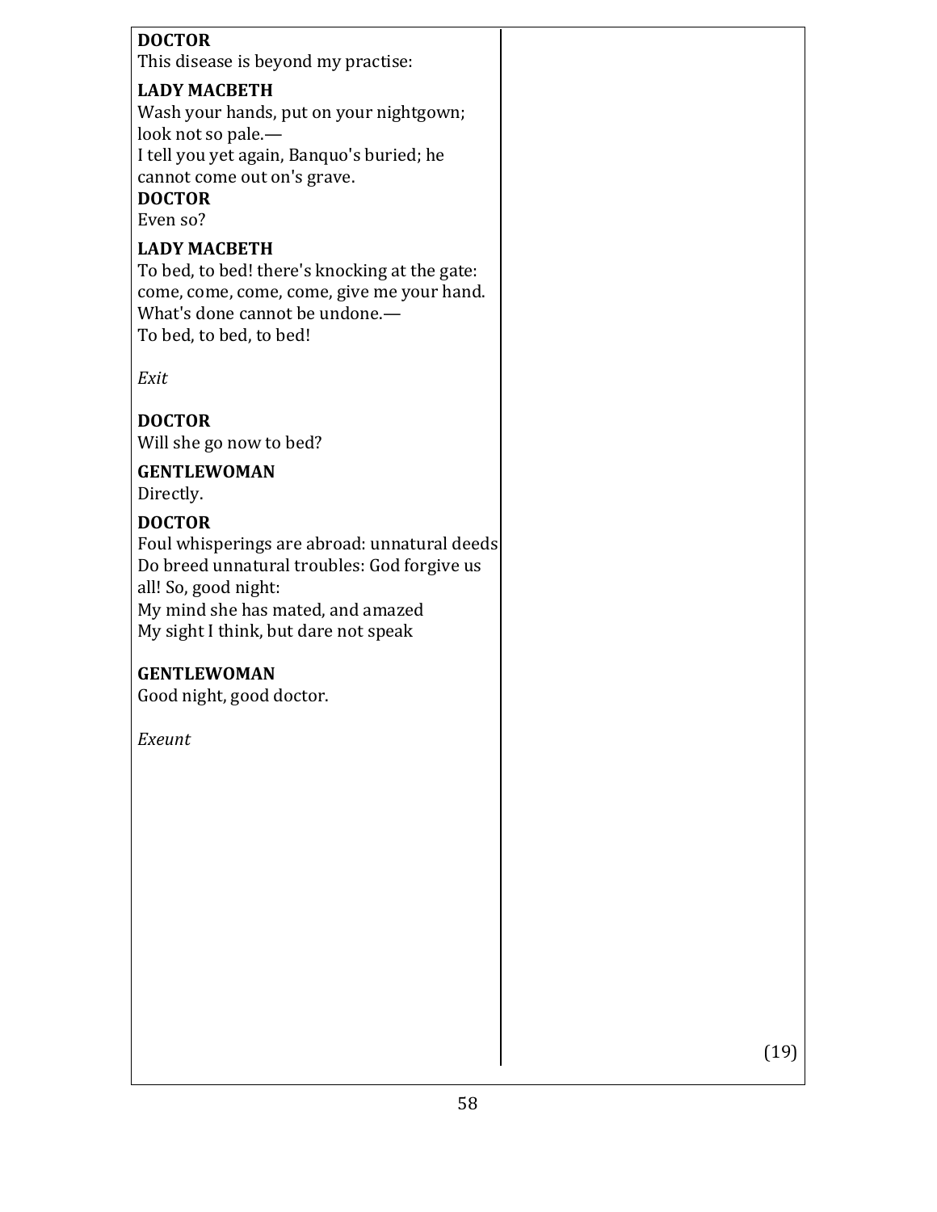**DOCTOR**
This disease is beyond my practise:

**LADY MACBETH**
Wash your hands, put on your nightgown; look not so pale.—
I tell you yet again, Banquo's buried; he cannot come out on's grave.

**DOCTOR**
Even so?

**LADY MACBETH**
To bed, to bed! there's knocking at the gate: come, come, come, come, give me your hand.
What's done cannot be undone.—
To bed, to bed, to bed!

*Exit*

**DOCTOR**
Will she go now to bed?

**GENTLEWOMAN**
Directly.

**DOCTOR**
Foul whisperings are abroad: unnatural deeds
Do breed unnatural troubles: God forgive us all! So, good night:
My mind she has mated, and amazed
My sight I think, but dare not speak

**GENTLEWOMAN**
Good night, good doctor.

*Exeunt*

(19)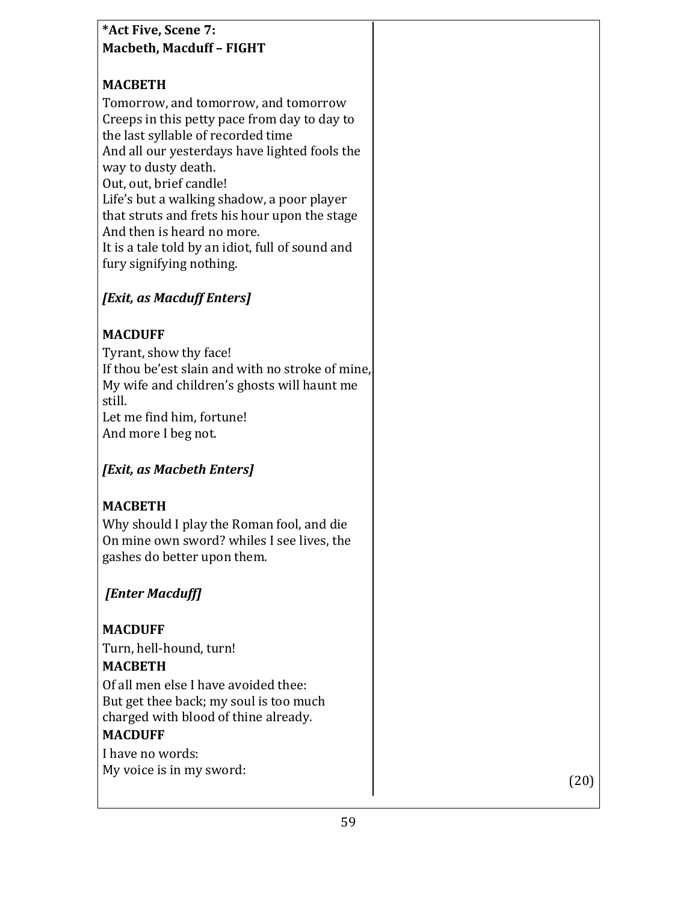**\*Act Five, Scene 7:**
**Macbeth, Macduff – FIGHT**

**MACBETH**

Tomorrow, and tomorrow, and tomorrow
Creeps in this petty pace from day to day to the last syllable of recorded time
And all our yesterdays have lighted fools the way to dusty death.
Out, out, brief candle!
Life's but a walking shadow, a poor player that struts and frets his hour upon the stage
And then is heard no more.
It is a tale told by an idiot, full of sound and fury signifying nothing.

***[Exit, as Macduff Enters]***

**MACDUFF**

Tyrant, show thy face!
If thou be'est slain and with no stroke of mine,
My wife and children's ghosts will haunt me still.
Let me find him, fortune!
And more I beg not.

***[Exit, as Macbeth Enters]***

**MACBETH**

Why should I play the Roman fool, and die
On mine own sword? whiles I see lives, the gashes do better upon them.

***[Enter Macduff]***

**MACDUFF**

Turn, hell-hound, turn!

**MACBETH**

Of all men else I have avoided thee:
But get thee back; my soul is too much charged with blood of thine already.

**MACDUFF**

I have no words:
My voice is in my sword:

(20)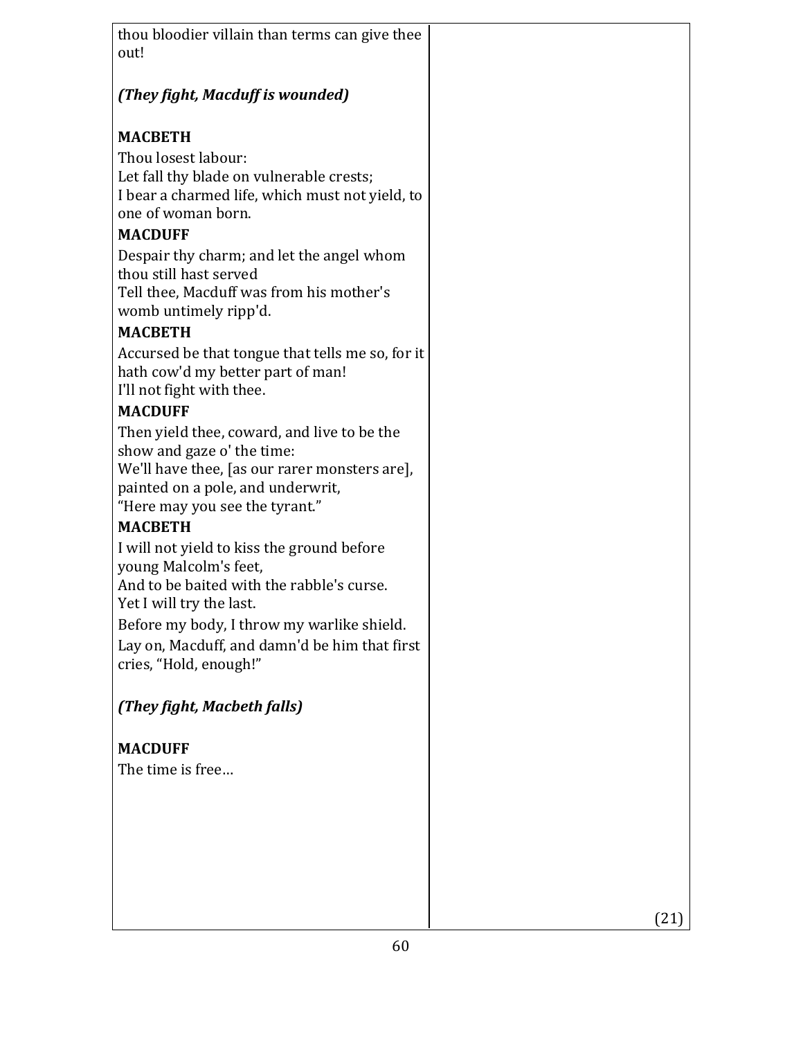thou bloodier villain than terms can give thee out!

***(They fight, Macduff is wounded)***

**MACBETH**

Thou losest labour:
Let fall thy blade on vulnerable crests;
I bear a charmed life, which must not yield, to one of woman born.

**MACDUFF**

Despair thy charm; and let the angel whom thou still hast served
Tell thee, Macduff was from his mother's womb untimely ripp'd.

**MACBETH**

Accursed be that tongue that tells me so, for it hath cow'd my better part of man!
I'll not fight with thee.

**MACDUFF**

Then yield thee, coward, and live to be the show and gaze o' the time:
We'll have thee, [as our rarer monsters are], painted on a pole, and underwrit,
"Here may you see the tyrant."

**MACBETH**

I will not yield to kiss the ground before young Malcolm's feet,
And to be baited with the rabble's curse.
Yet I will try the last.

Before my body, I throw my warlike shield.

Lay on, Macduff, and damn'd be him that first cries, "Hold, enough!"

***(They fight, Macbeth falls)***

**MACDUFF**

The time is free…

(21)